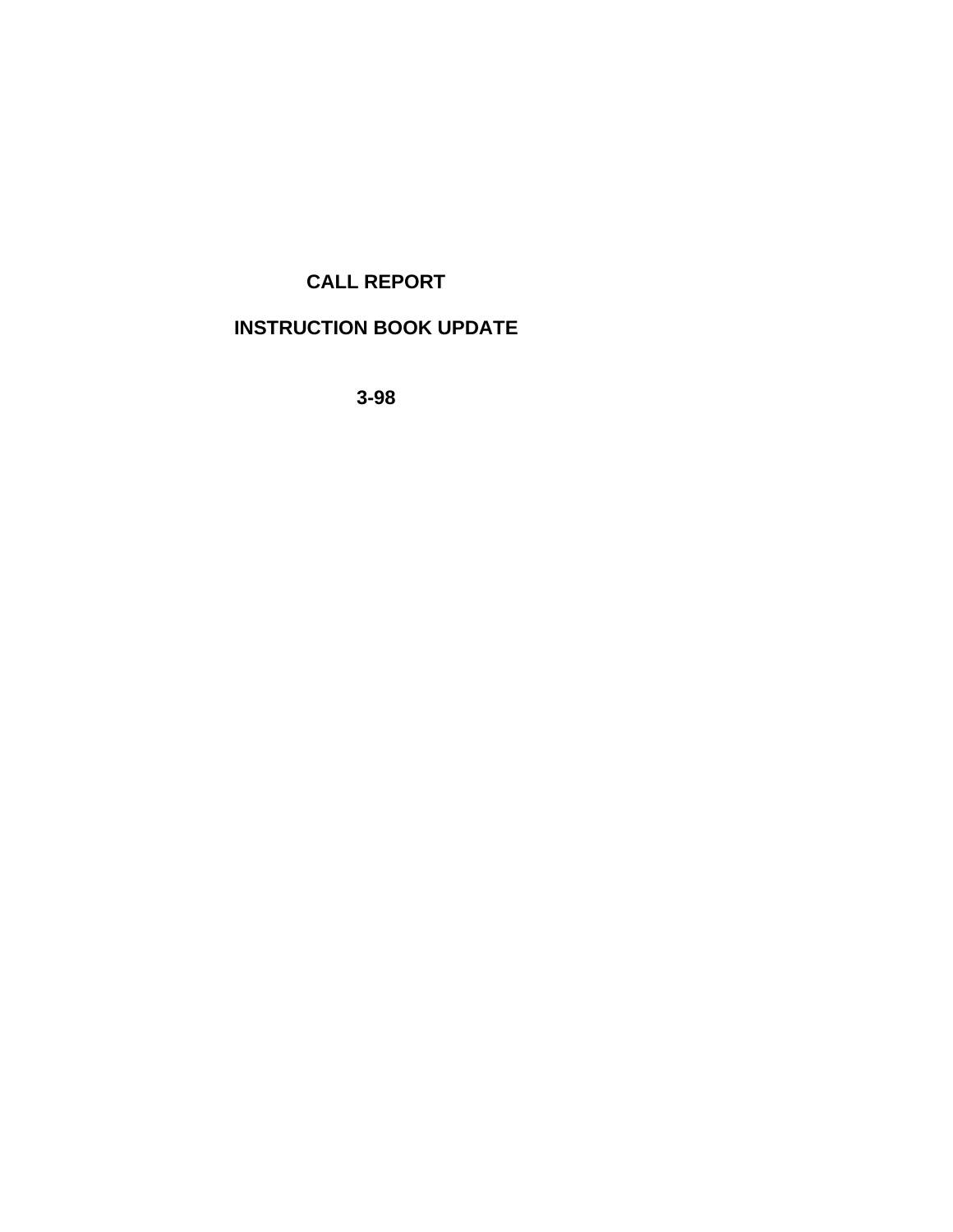# CALL REPORT

# INSTRUCTION BOOK UPDATE

**3-98**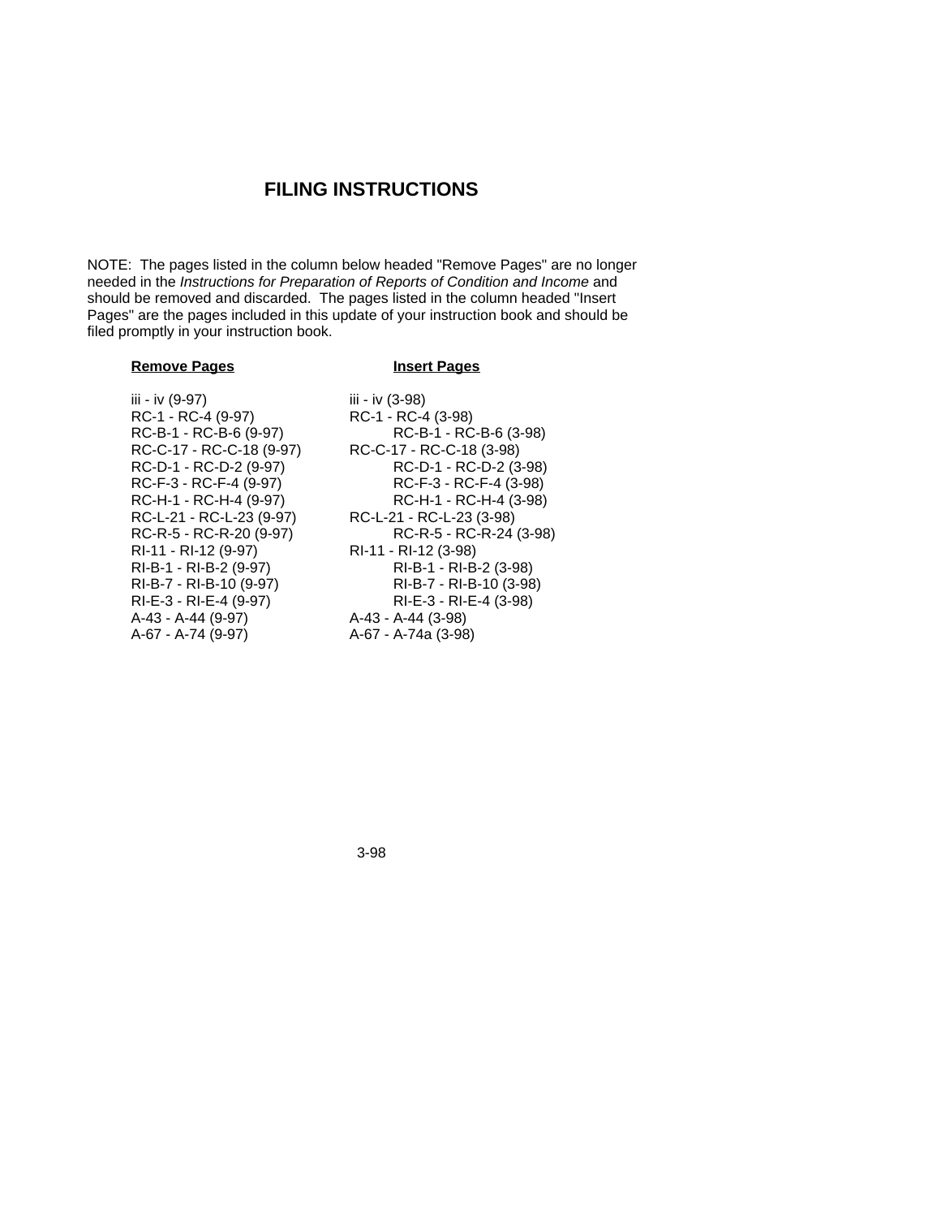# FILING INSTRUCTIONS

NOTE: The pages listed in the column below headed "Remove Pages" are no longer needed in the *Instructions for Preparation of Reports of Condition and Income* and should be removed and discarded. The pages listed in the column headed "Insert Pages" are the pages included in this update of your instruction book and should be filed promptly in your instruction book.

| Remove Pages | Insert Pages |
|---|---|
| iii - iv (9-97) | iii - iv (3-98) |
| RC-1 - RC-4 (9-97) | RC-1 - RC-4 (3-98) |
| RC-B-1 - RC-B-6 (9-97) | RC-B-1 - RC-B-6 (3-98) |
| RC-C-17 - RC-C-18 (9-97) | RC-C-17 - RC-C-18 (3-98) |
| RC-D-1 - RC-D-2 (9-97) | RC-D-1 - RC-D-2 (3-98) |
| RC-F-3 - RC-F-4 (9-97) | RC-F-3 - RC-F-4 (3-98) |
| RC-H-1 - RC-H-4 (9-97) | RC-H-1 - RC-H-4 (3-98) |
| RC-L-21 - RC-L-23 (9-97) | RC-L-21 - RC-L-23 (3-98) |
| RC-R-5 - RC-R-20 (9-97) | RC-R-5 - RC-R-24 (3-98) |
| RI-11 - RI-12 (9-97) | RI-11 - RI-12 (3-98) |
| RI-B-1 - RI-B-2 (9-97) | RI-B-1 - RI-B-2 (3-98) |
| RI-B-7 - RI-B-10 (9-97) | RI-B-7 - RI-B-10 (3-98) |
| RI-E-3 - RI-E-4 (9-97) | RI-E-3 - RI-E-4 (3-98) |
| A-43 - A-44 (9-97) | A-43 - A-44 (3-98) |
| A-67 - A-74 (9-97) | A-67 - A-74a (3-98) |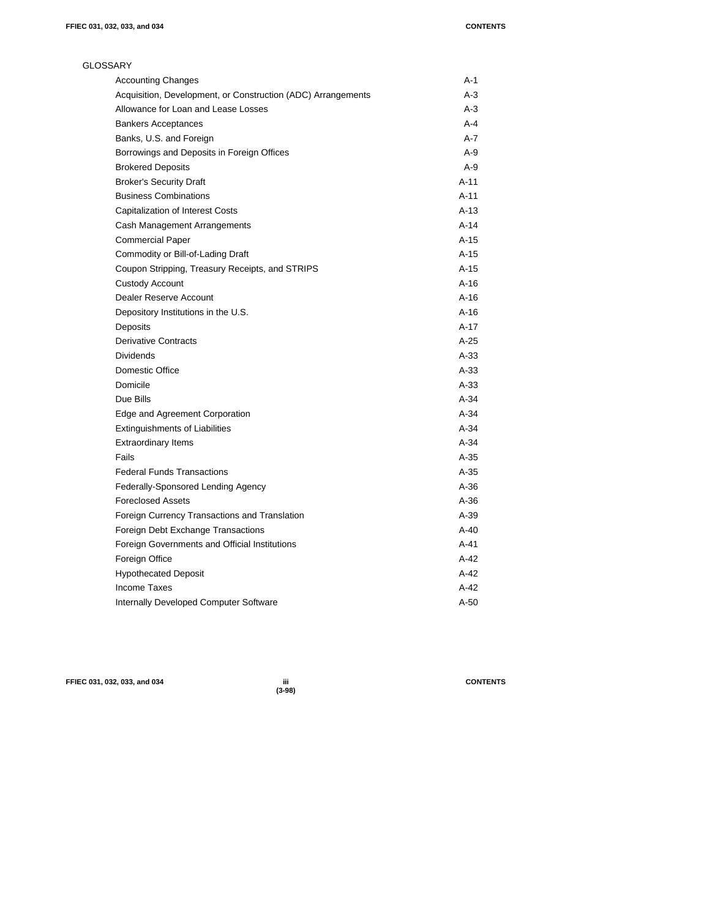GLOSSARY

| | |
|---|---|
| Accounting Changes | A-1 |
| Acquisition, Development, or Construction (ADC) Arrangements | A-3 |
| Allowance for Loan and Lease Losses | A-3 |
| Bankers Acceptances | A-4 |
| Banks, U.S. and Foreign | A-7 |
| Borrowings and Deposits in Foreign Offices | A-9 |
| Brokered Deposits | A-9 |
| Broker's Security Draft | A-11 |
| Business Combinations | A-11 |
| Capitalization of Interest Costs | A-13 |
| Cash Management Arrangements | A-14 |
| Commercial Paper | A-15 |
| Commodity or Bill-of-Lading Draft | A-15 |
| Coupon Stripping, Treasury Receipts, and STRIPS | A-15 |
| Custody Account | A-16 |
| Dealer Reserve Account | A-16 |
| Depository Institutions in the U.S. | A-16 |
| Deposits | A-17 |
| Derivative Contracts | A-25 |
| Dividends | A-33 |
| Domestic Office | A-33 |
| Domicile | A-33 |
| Due Bills | A-34 |
| Edge and Agreement Corporation | A-34 |
| Extinguishments of Liabilities | A-34 |
| Extraordinary Items | A-34 |
| Fails | A-35 |
| Federal Funds Transactions | A-35 |
| Federally-Sponsored Lending Agency | A-36 |
| Foreclosed Assets | A-36 |
| Foreign Currency Transactions and Translation | A-39 |
| Foreign Debt Exchange Transactions | A-40 |
| Foreign Governments and Official Institutions | A-41 |
| Foreign Office | A-42 |
| Hypothecated Deposit | A-42 |
| Income Taxes | A-42 |
| Internally Developed Computer Software | A-50 |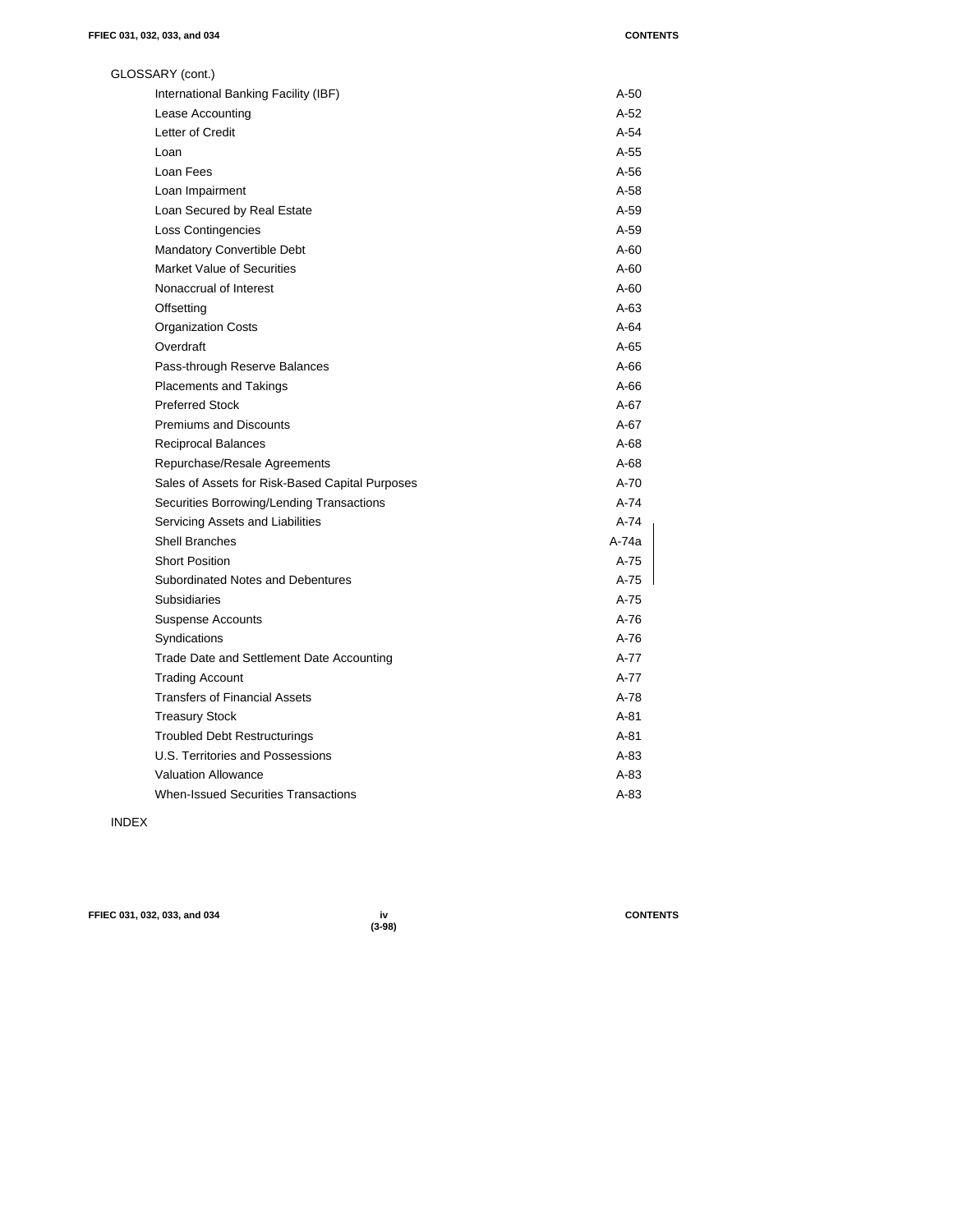GLOSSARY (cont.)

| | |
|---|---|
| International Banking Facility (IBF) | A-50 |
| Lease Accounting | A-52 |
| Letter of Credit | A-54 |
| Loan | A-55 |
| Loan Fees | A-56 |
| Loan Impairment | A-58 |
| Loan Secured by Real Estate | A-59 |
| Loss Contingencies | A-59 |
| Mandatory Convertible Debt | A-60 |
| Market Value of Securities | A-60 |
| Nonaccrual of Interest | A-60 |
| Offsetting | A-63 |
| Organization Costs | A-64 |
| Overdraft | A-65 |
| Pass-through Reserve Balances | A-66 |
| Placements and Takings | A-66 |
| Preferred Stock | A-67 |
| Premiums and Discounts | A-67 |
| Reciprocal Balances | A-68 |
| Repurchase/Resale Agreements | A-68 |
| Sales of Assets for Risk-Based Capital Purposes | A-70 |
| Securities Borrowing/Lending Transactions | A-74 |
| Servicing Assets and Liabilities | A-74 |
| Shell Branches | A-74a |
| Short Position | A-75 |
| Subordinated Notes and Debentures | A-75 |
| Subsidiaries | A-75 |
| Suspense Accounts | A-76 |
| Syndications | A-76 |
| Trade Date and Settlement Date Accounting | A-77 |
| Trading Account | A-77 |
| Transfers of Financial Assets | A-78 |
| Treasury Stock | A-81 |
| Troubled Debt Restructurings | A-81 |
| U.S. Territories and Possessions | A-83 |
| Valuation Allowance | A-83 |
| When-Issued Securities Transactions | A-83 |

INDEX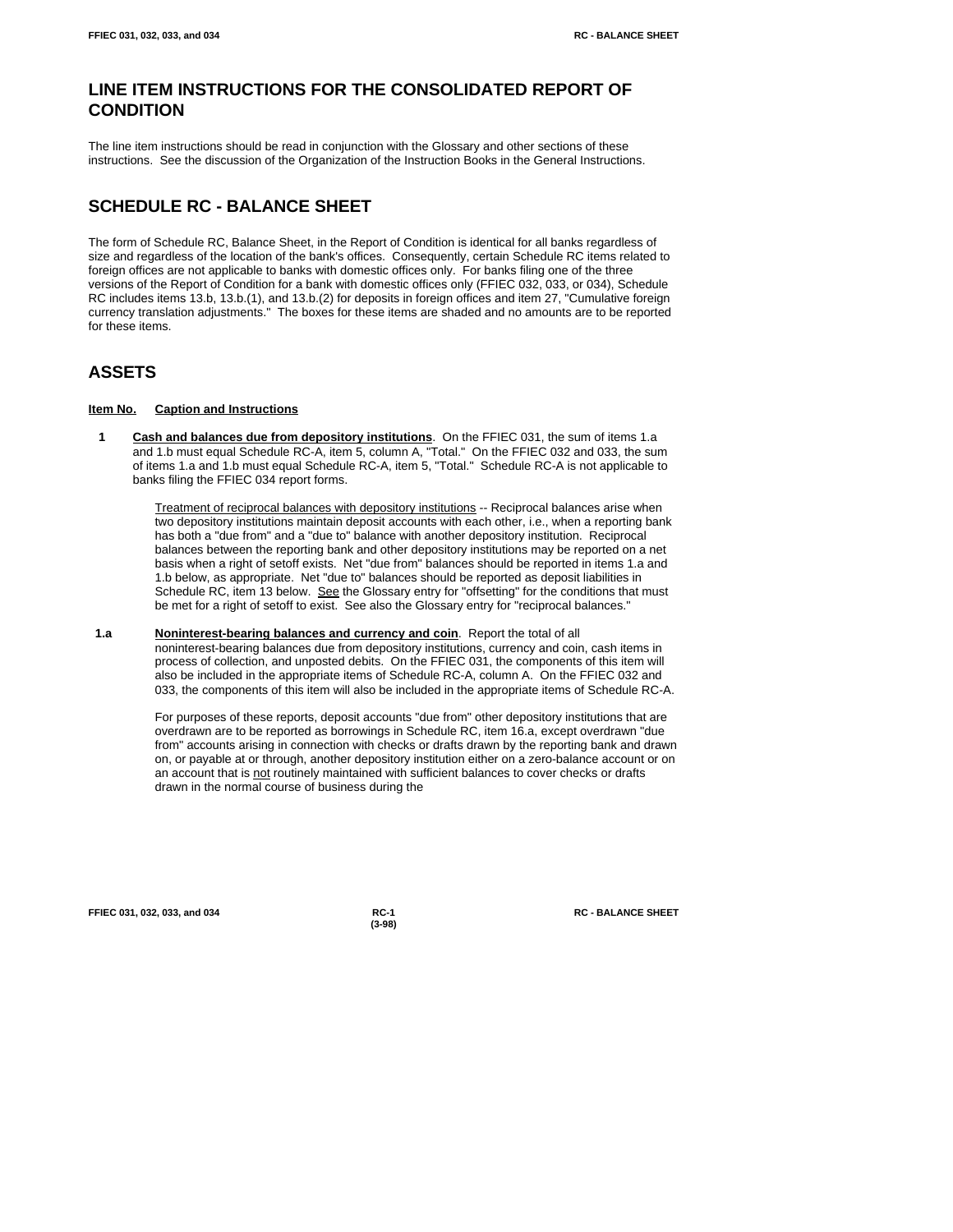# LINE ITEM INSTRUCTIONS FOR THE CONSOLIDATED REPORT OF CONDITION

The line item instructions should be read in conjunction with the Glossary and other sections of these instructions. See the discussion of the Organization of the Instruction Books in the General Instructions.

# SCHEDULE RC - BALANCE SHEET

The form of Schedule RC, Balance Sheet, in the Report of Condition is identical for all banks regardless of size and regardless of the location of the bank's offices. Consequently, certain Schedule RC items related to foreign offices are not applicable to banks with domestic offices only. For banks filing one of the three versions of the Report of Condition for a bank with domestic offices only (FFIEC 032, 033, or 034), Schedule RC includes items 13.b, 13.b.(1), and 13.b.(2) for deposits in foreign offices and item 27, "Cumulative foreign currency translation adjustments." The boxes for these items are shaded and no amounts are to be reported for these items.

# ASSETS

**Item No.** **Caption and Instructions**

**1** **Cash and balances due from depository institutions**. On the FFIEC 031, the sum of items 1.a and 1.b must equal Schedule RC-A, item 5, column A, "Total." On the FFIEC 032 and 033, the sum of items 1.a and 1.b must equal Schedule RC-A, item 5, "Total." Schedule RC-A is not applicable to banks filing the FFIEC 034 report forms.

Treatment of reciprocal balances with depository institutions -- Reciprocal balances arise when two depository institutions maintain deposit accounts with each other, i.e., when a reporting bank has both a "due from" and a "due to" balance with another depository institution. Reciprocal balances between the reporting bank and other depository institutions may be reported on a net basis when a right of setoff exists. Net "due from" balances should be reported in items 1.a and 1.b below, as appropriate. Net "due to" balances should be reported as deposit liabilities in Schedule RC, item 13 below. See the Glossary entry for "offsetting" for the conditions that must be met for a right of setoff to exist. See also the Glossary entry for "reciprocal balances."

**1.a** **Noninterest-bearing balances and currency and coin**. Report the total of all noninterest-bearing balances due from depository institutions, currency and coin, cash items in process of collection, and unposted debits. On the FFIEC 031, the components of this item will also be included in the appropriate items of Schedule RC-A, column A. On the FFIEC 032 and 033, the components of this item will also be included in the appropriate items of Schedule RC-A.

For purposes of these reports, deposit accounts "due from" other depository institutions that are overdrawn are to be reported as borrowings in Schedule RC, item 16.a, except overdrawn "due from" accounts arising in connection with checks or drafts drawn by the reporting bank and drawn on, or payable at or through, another depository institution either on a zero-balance account or on an account that is not routinely maintained with sufficient balances to cover checks or drafts drawn in the normal course of business during the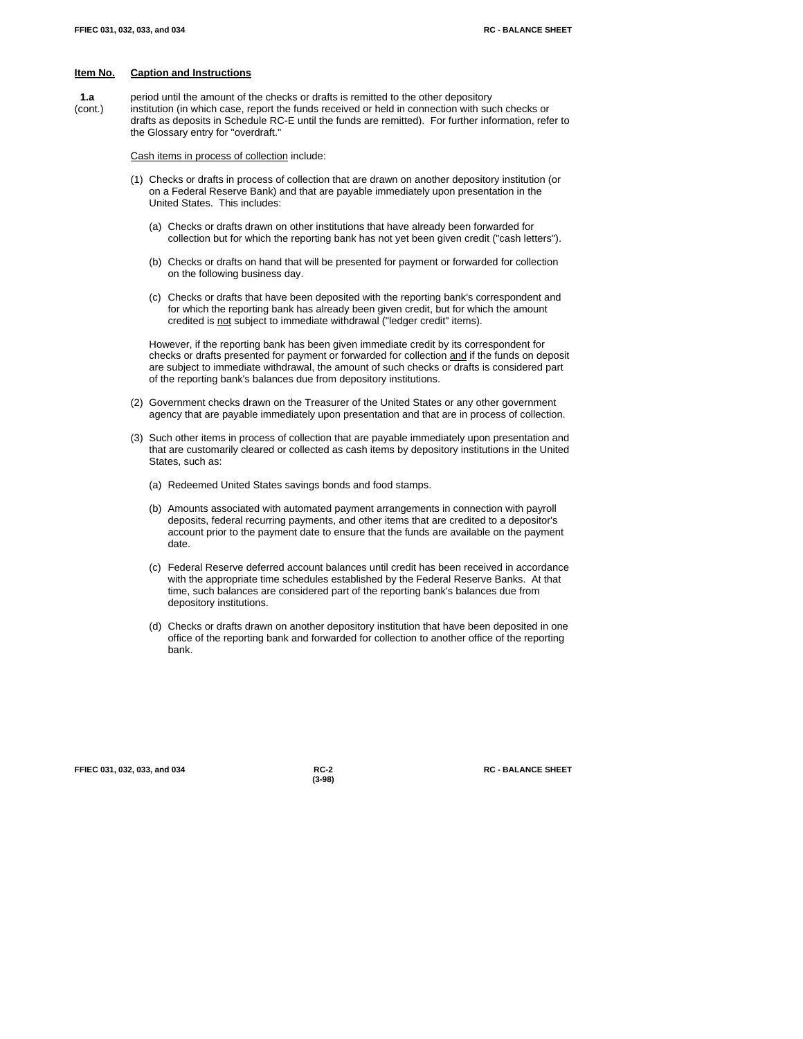**Item No.** **Caption and Instructions**

**1.a** (cont.) period until the amount of the checks or drafts is remitted to the other depository institution (in which case, report the funds received or held in connection with such checks or drafts as deposits in Schedule RC-E until the funds are remitted). For further information, refer to the Glossary entry for "overdraft."

Cash items in process of collection include:

(1) Checks or drafts in process of collection that are drawn on another depository institution (or on a Federal Reserve Bank) and that are payable immediately upon presentation in the United States. This includes:

   (a) Checks or drafts drawn on other institutions that have already been forwarded for collection but for which the reporting bank has not yet been given credit ("cash letters").

   (b) Checks or drafts on hand that will be presented for payment or forwarded for collection on the following business day.

   (c) Checks or drafts that have been deposited with the reporting bank's correspondent and for which the reporting bank has already been given credit, but for which the amount credited is not subject to immediate withdrawal ("ledger credit" items).

   However, if the reporting bank has been given immediate credit by its correspondent for checks or drafts presented for payment or forwarded for collection and if the funds on deposit are subject to immediate withdrawal, the amount of such checks or drafts is considered part of the reporting bank's balances due from depository institutions.

(2) Government checks drawn on the Treasurer of the United States or any other government agency that are payable immediately upon presentation and that are in process of collection.

(3) Such other items in process of collection that are payable immediately upon presentation and that are customarily cleared or collected as cash items by depository institutions in the United States, such as:

   (a) Redeemed United States savings bonds and food stamps.

   (b) Amounts associated with automated payment arrangements in connection with payroll deposits, federal recurring payments, and other items that are credited to a depositor's account prior to the payment date to ensure that the funds are available on the payment date.

   (c) Federal Reserve deferred account balances until credit has been received in accordance with the appropriate time schedules established by the Federal Reserve Banks. At that time, such balances are considered part of the reporting bank's balances due from depository institutions.

   (d) Checks or drafts drawn on another depository institution that have been deposited in one office of the reporting bank and forwarded for collection to another office of the reporting bank.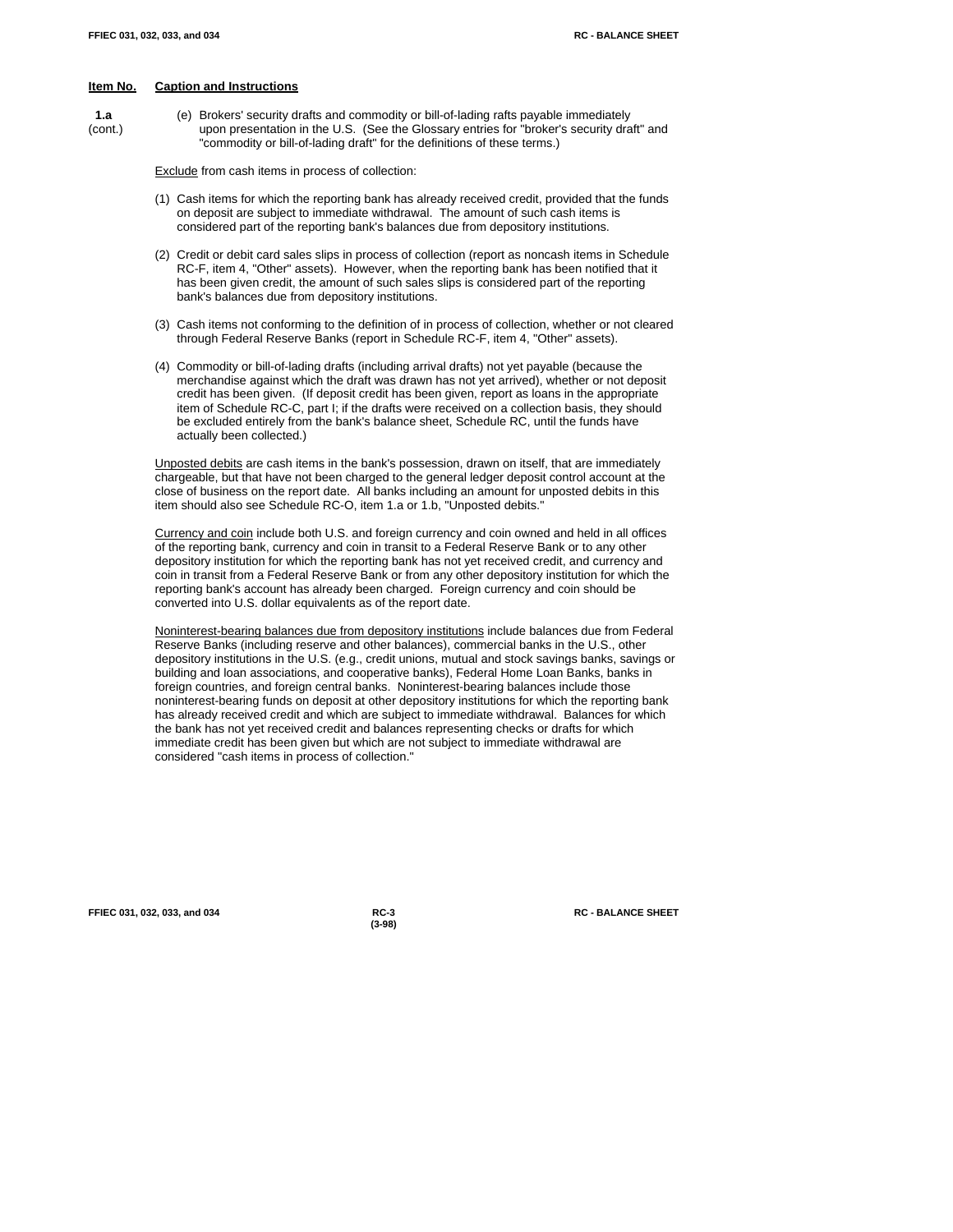**Item No.** **Caption and Instructions**

**1.a** (cont.)

(e) Brokers' security drafts and commodity or bill-of-lading rafts payable immediately upon presentation in the U.S. (See the Glossary entries for "broker's security draft" and "commodity or bill-of-lading draft" for the definitions of these terms.)

Exclude from cash items in process of collection:

(1) Cash items for which the reporting bank has already received credit, provided that the funds on deposit are subject to immediate withdrawal. The amount of such cash items is considered part of the reporting bank's balances due from depository institutions.

(2) Credit or debit card sales slips in process of collection (report as noncash items in Schedule RC-F, item 4, "Other" assets). However, when the reporting bank has been notified that it has been given credit, the amount of such sales slips is considered part of the reporting bank's balances due from depository institutions.

(3) Cash items not conforming to the definition of in process of collection, whether or not cleared through Federal Reserve Banks (report in Schedule RC-F, item 4, "Other" assets).

(4) Commodity or bill-of-lading drafts (including arrival drafts) not yet payable (because the merchandise against which the draft was drawn has not yet arrived), whether or not deposit credit has been given. (If deposit credit has been given, report as loans in the appropriate item of Schedule RC-C, part I; if the drafts were received on a collection basis, they should be excluded entirely from the bank's balance sheet, Schedule RC, until the funds have actually been collected.)

Unposted debits are cash items in the bank's possession, drawn on itself, that are immediately chargeable, but that have not been charged to the general ledger deposit control account at the close of business on the report date. All banks including an amount for unposted debits in this item should also see Schedule RC-O, item 1.a or 1.b, "Unposted debits."

Currency and coin include both U.S. and foreign currency and coin owned and held in all offices of the reporting bank, currency and coin in transit to a Federal Reserve Bank or to any other depository institution for which the reporting bank has not yet received credit, and currency and coin in transit from a Federal Reserve Bank or from any other depository institution for which the reporting bank's account has already been charged. Foreign currency and coin should be converted into U.S. dollar equivalents as of the report date.

Noninterest-bearing balances due from depository institutions include balances due from Federal Reserve Banks (including reserve and other balances), commercial banks in the U.S., other depository institutions in the U.S. (e.g., credit unions, mutual and stock savings banks, savings or building and loan associations, and cooperative banks), Federal Home Loan Banks, banks in foreign countries, and foreign central banks. Noninterest-bearing balances include those noninterest-bearing funds on deposit at other depository institutions for which the reporting bank has already received credit and which are subject to immediate withdrawal. Balances for which the bank has not yet received credit and balances representing checks or drafts for which immediate credit has been given but which are not subject to immediate withdrawal are considered "cash items in process of collection."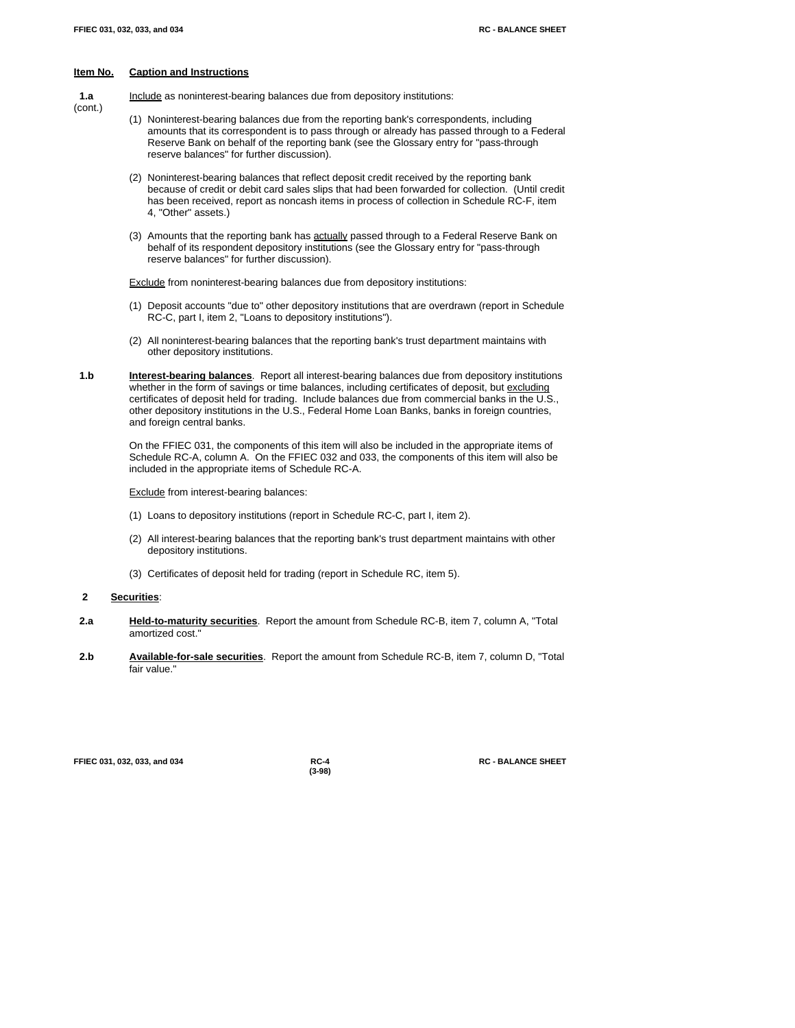**Item No.** **Caption and Instructions**

**1.a** (cont.)

Include as noninterest-bearing balances due from depository institutions:

(1) Noninterest-bearing balances due from the reporting bank's correspondents, including amounts that its correspondent is to pass through or already has passed through to a Federal Reserve Bank on behalf of the reporting bank (see the Glossary entry for "pass-through reserve balances" for further discussion).

(2) Noninterest-bearing balances that reflect deposit credit received by the reporting bank because of credit or debit card sales slips that had been forwarded for collection. (Until credit has been received, report as noncash items in process of collection in Schedule RC-F, item 4, "Other" assets.)

(3) Amounts that the reporting bank has actually passed through to a Federal Reserve Bank on behalf of its respondent depository institutions (see the Glossary entry for "pass-through reserve balances" for further discussion).

Exclude from noninterest-bearing balances due from depository institutions:

(1) Deposit accounts "due to" other depository institutions that are overdrawn (report in Schedule RC-C, part I, item 2, "Loans to depository institutions").

(2) All noninterest-bearing balances that the reporting bank's trust department maintains with other depository institutions.

**1.b** **Interest-bearing balances**. Report all interest-bearing balances due from depository institutions whether in the form of savings or time balances, including certificates of deposit, but excluding certificates of deposit held for trading. Include balances due from commercial banks in the U.S., other depository institutions in the U.S., Federal Home Loan Banks, banks in foreign countries, and foreign central banks.

On the FFIEC 031, the components of this item will also be included in the appropriate items of Schedule RC-A, column A. On the FFIEC 032 and 033, the components of this item will also be included in the appropriate items of Schedule RC-A.

Exclude from interest-bearing balances:

(1) Loans to depository institutions (report in Schedule RC-C, part I, item 2).

(2) All interest-bearing balances that the reporting bank's trust department maintains with other depository institutions.

(3) Certificates of deposit held for trading (report in Schedule RC, item 5).

**2** **Securities**:

**2.a** **Held-to-maturity securities**. Report the amount from Schedule RC-B, item 7, column A, "Total amortized cost."

**2.b** **Available-for-sale securities**. Report the amount from Schedule RC-B, item 7, column D, "Total fair value."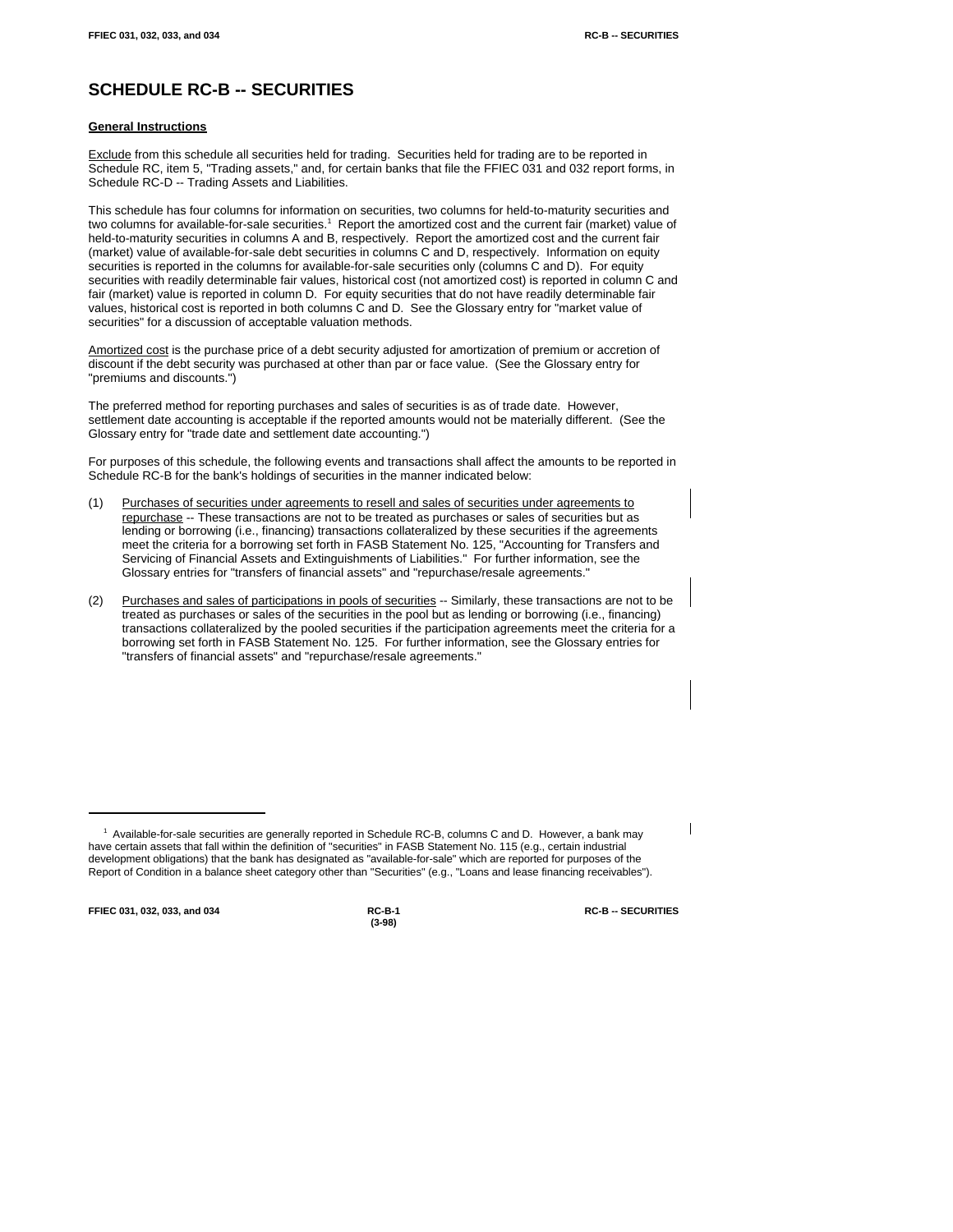# SCHEDULE RC-B -- SECURITIES

## General Instructions

Exclude from this schedule all securities held for trading. Securities held for trading are to be reported in Schedule RC, item 5, "Trading assets," and, for certain banks that file the FFIEC 031 and 032 report forms, in Schedule RC-D -- Trading Assets and Liabilities.

This schedule has four columns for information on securities, two columns for held-to-maturity securities and two columns for available-for-sale securities.[1] Report the amortized cost and the current fair (market) value of held-to-maturity securities in columns A and B, respectively. Report the amortized cost and the current fair (market) value of available-for-sale debt securities in columns C and D, respectively. Information on equity securities is reported in the columns for available-for-sale securities only (columns C and D). For equity securities with readily determinable fair values, historical cost (not amortized cost) is reported in column C and fair (market) value is reported in column D. For equity securities that do not have readily determinable fair values, historical cost is reported in both columns C and D. See the Glossary entry for "market value of securities" for a discussion of acceptable valuation methods.

Amortized cost is the purchase price of a debt security adjusted for amortization of premium or accretion of discount if the debt security was purchased at other than par or face value. (See the Glossary entry for "premiums and discounts.")

The preferred method for reporting purchases and sales of securities is as of trade date. However, settlement date accounting is acceptable if the reported amounts would not be materially different. (See the Glossary entry for "trade date and settlement date accounting.")

For purposes of this schedule, the following events and transactions shall affect the amounts to be reported in Schedule RC-B for the bank's holdings of securities in the manner indicated below:

(1) Purchases of securities under agreements to resell and sales of securities under agreements to repurchase -- These transactions are not to be treated as purchases or sales of securities but as lending or borrowing (i.e., financing) transactions collateralized by these securities if the agreements meet the criteria for a borrowing set forth in FASB Statement No. 125, "Accounting for Transfers and Servicing of Financial Assets and Extinguishments of Liabilities." For further information, see the Glossary entries for "transfers of financial assets" and "repurchase/resale agreements."

(2) Purchases and sales of participations in pools of securities -- Similarly, these transactions are not to be treated as purchases or sales of the securities in the pool but as lending or borrowing (i.e., financing) transactions collateralized by the pooled securities if the participation agreements meet the criteria for a borrowing set forth in FASB Statement No. 125. For further information, see the Glossary entries for "transfers of financial assets" and "repurchase/resale agreements."

[1] Available-for-sale securities are generally reported in Schedule RC-B, columns C and D. However, a bank may have certain assets that fall within the definition of "securities" in FASB Statement No. 115 (e.g., certain industrial development obligations) that the bank has designated as "available-for-sale" which are reported for purposes of the Report of Condition in a balance sheet category other than "Securities" (e.g., "Loans and lease financing receivables").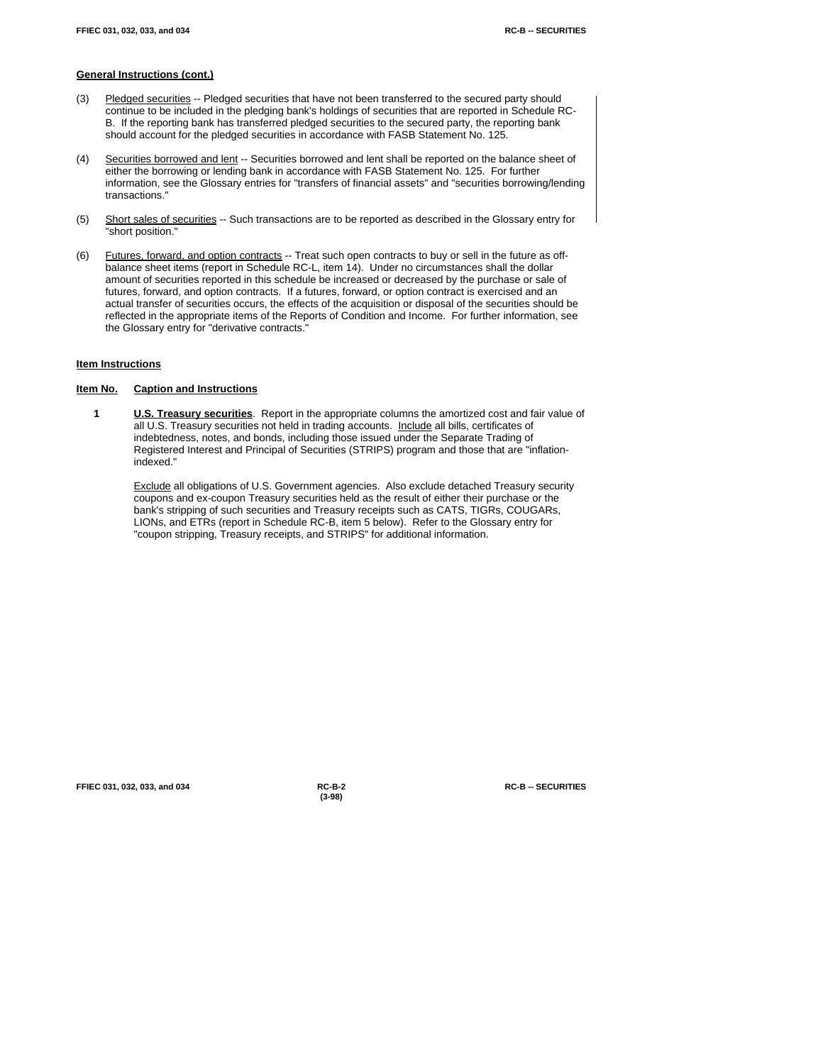**General Instructions (cont.)**

(3) Pledged securities -- Pledged securities that have not been transferred to the secured party should continue to be included in the pledging bank's holdings of securities that are reported in Schedule RC-B. If the reporting bank has transferred pledged securities to the secured party, the reporting bank should account for the pledged securities in accordance with FASB Statement No. 125.

(4) Securities borrowed and lent -- Securities borrowed and lent shall be reported on the balance sheet of either the borrowing or lending bank in accordance with FASB Statement No. 125. For further information, see the Glossary entries for "transfers of financial assets" and "securities borrowing/lending transactions."

(5) Short sales of securities -- Such transactions are to be reported as described in the Glossary entry for "short position."

(6) Futures, forward, and option contracts -- Treat such open contracts to buy or sell in the future as off-balance sheet items (report in Schedule RC-L, item 14). Under no circumstances shall the dollar amount of securities reported in this schedule be increased or decreased by the purchase or sale of futures, forward, and option contracts. If a futures, forward, or option contract is exercised and an actual transfer of securities occurs, the effects of the acquisition or disposal of the securities should be reflected in the appropriate items of the Reports of Condition and Income. For further information, see the Glossary entry for "derivative contracts."

**Item Instructions**

**Item No. Caption and Instructions**

**1** **U.S. Treasury securities**. Report in the appropriate columns the amortized cost and fair value of all U.S. Treasury securities not held in trading accounts. Include all bills, certificates of indebtedness, notes, and bonds, including those issued under the Separate Trading of Registered Interest and Principal of Securities (STRIPS) program and those that are "inflation-indexed."

Exclude all obligations of U.S. Government agencies. Also exclude detached Treasury security coupons and ex-coupon Treasury securities held as the result of either their purchase or the bank's stripping of such securities and Treasury receipts such as CATS, TIGRs, COUGARs, LIONs, and ETRs (report in Schedule RC-B, item 5 below). Refer to the Glossary entry for "coupon stripping, Treasury receipts, and STRIPS" for additional information.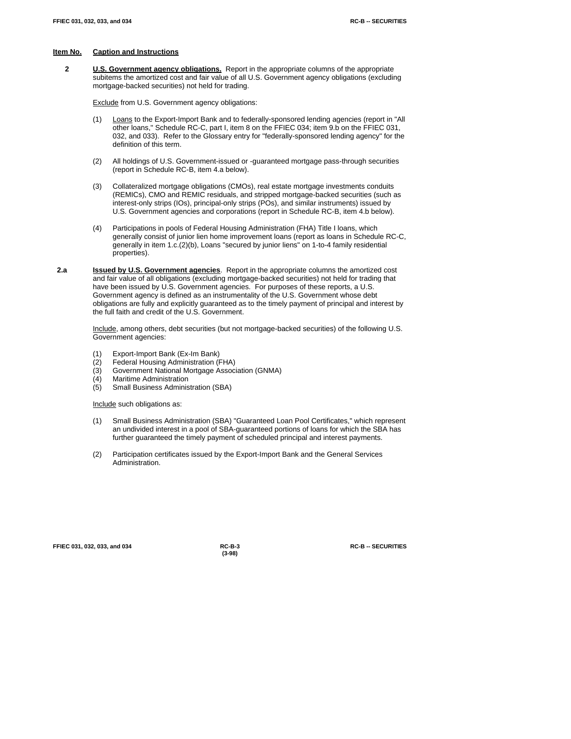**Item No.** **Caption and Instructions**

**2** **U.S. Government agency obligations.** Report in the appropriate columns of the appropriate subitems the amortized cost and fair value of all U.S. Government agency obligations (excluding mortgage-backed securities) not held for trading.

Exclude from U.S. Government agency obligations:

(1) Loans to the Export-Import Bank and to federally-sponsored lending agencies (report in "All other loans," Schedule RC-C, part I, item 8 on the FFIEC 034; item 9.b on the FFIEC 031, 032, and 033). Refer to the Glossary entry for "federally-sponsored lending agency" for the definition of this term.

(2) All holdings of U.S. Government-issued or -guaranteed mortgage pass-through securities (report in Schedule RC-B, item 4.a below).

(3) Collateralized mortgage obligations (CMOs), real estate mortgage investments conduits (REMICs), CMO and REMIC residuals, and stripped mortgage-backed securities (such as interest-only strips (IOs), principal-only strips (POs), and similar instruments) issued by U.S. Government agencies and corporations (report in Schedule RC-B, item 4.b below).

(4) Participations in pools of Federal Housing Administration (FHA) Title I loans, which generally consist of junior lien home improvement loans (report as loans in Schedule RC-C, generally in item 1.c.(2)(b), Loans "secured by junior liens" on 1-to-4 family residential properties).

**2.a** **Issued by U.S. Government agencies**. Report in the appropriate columns the amortized cost and fair value of all obligations (excluding mortgage-backed securities) not held for trading that have been issued by U.S. Government agencies. For purposes of these reports, a U.S. Government agency is defined as an instrumentality of the U.S. Government whose debt obligations are fully and explicitly guaranteed as to the timely payment of principal and interest by the full faith and credit of the U.S. Government.

Include, among others, debt securities (but not mortgage-backed securities) of the following U.S. Government agencies:

(1) Export-Import Bank (Ex-Im Bank)
(2) Federal Housing Administration (FHA)
(3) Government National Mortgage Association (GNMA)
(4) Maritime Administration
(5) Small Business Administration (SBA)

Include such obligations as:

(1) Small Business Administration (SBA) "Guaranteed Loan Pool Certificates," which represent an undivided interest in a pool of SBA-guaranteed portions of loans for which the SBA has further guaranteed the timely payment of scheduled principal and interest payments.

(2) Participation certificates issued by the Export-Import Bank and the General Services Administration.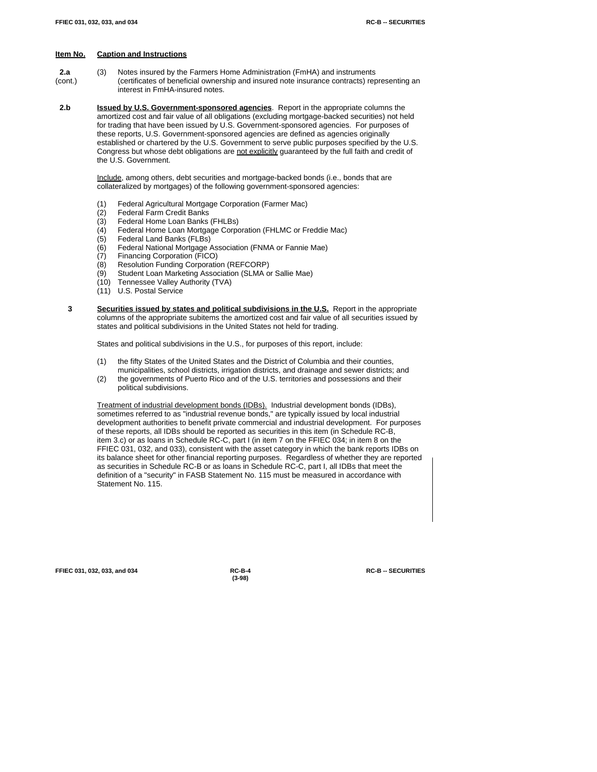**Item No.** **Caption and Instructions**

**2.a** (cont.)

(3) Notes insured by the Farmers Home Administration (FmHA) and instruments (certificates of beneficial ownership and insured note insurance contracts) representing an interest in FmHA-insured notes.

**2.b** **Issued by U.S. Government-sponsored agencies**. Report in the appropriate columns the amortized cost and fair value of all obligations (excluding mortgage-backed securities) not held for trading that have been issued by U.S. Government-sponsored agencies. For purposes of these reports, U.S. Government-sponsored agencies are defined as agencies originally established or chartered by the U.S. Government to serve public purposes specified by the U.S. Congress but whose debt obligations are not explicitly guaranteed by the full faith and credit of the U.S. Government.

Include, among others, debt securities and mortgage-backed bonds (i.e., bonds that are collateralized by mortgages) of the following government-sponsored agencies:

(1) Federal Agricultural Mortgage Corporation (Farmer Mac)
(2) Federal Farm Credit Banks
(3) Federal Home Loan Banks (FHLBs)
(4) Federal Home Loan Mortgage Corporation (FHLMC or Freddie Mac)
(5) Federal Land Banks (FLBs)
(6) Federal National Mortgage Association (FNMA or Fannie Mae)
(7) Financing Corporation (FICO)
(8) Resolution Funding Corporation (REFCORP)
(9) Student Loan Marketing Association (SLMA or Sallie Mae)
(10) Tennessee Valley Authority (TVA)
(11) U.S. Postal Service

**3** **Securities issued by states and political subdivisions in the U.S.** Report in the appropriate columns of the appropriate subitems the amortized cost and fair value of all securities issued by states and political subdivisions in the United States not held for trading.

States and political subdivisions in the U.S., for purposes of this report, include:

(1) the fifty States of the United States and the District of Columbia and their counties, municipalities, school districts, irrigation districts, and drainage and sewer districts; and
(2) the governments of Puerto Rico and of the U.S. territories and possessions and their political subdivisions.

Treatment of industrial development bonds (IDBs). Industrial development bonds (IDBs), sometimes referred to as "industrial revenue bonds," are typically issued by local industrial development authorities to benefit private commercial and industrial development. For purposes of these reports, all IDBs should be reported as securities in this item (in Schedule RC-B, item 3.c) or as loans in Schedule RC-C, part I (in item 7 on the FFIEC 034; in item 8 on the FFIEC 031, 032, and 033), consistent with the asset category in which the bank reports IDBs on its balance sheet for other financial reporting purposes. Regardless of whether they are reported as securities in Schedule RC-B or as loans in Schedule RC-C, part I, all IDBs that meet the definition of a "security" in FASB Statement No. 115 must be measured in accordance with Statement No. 115.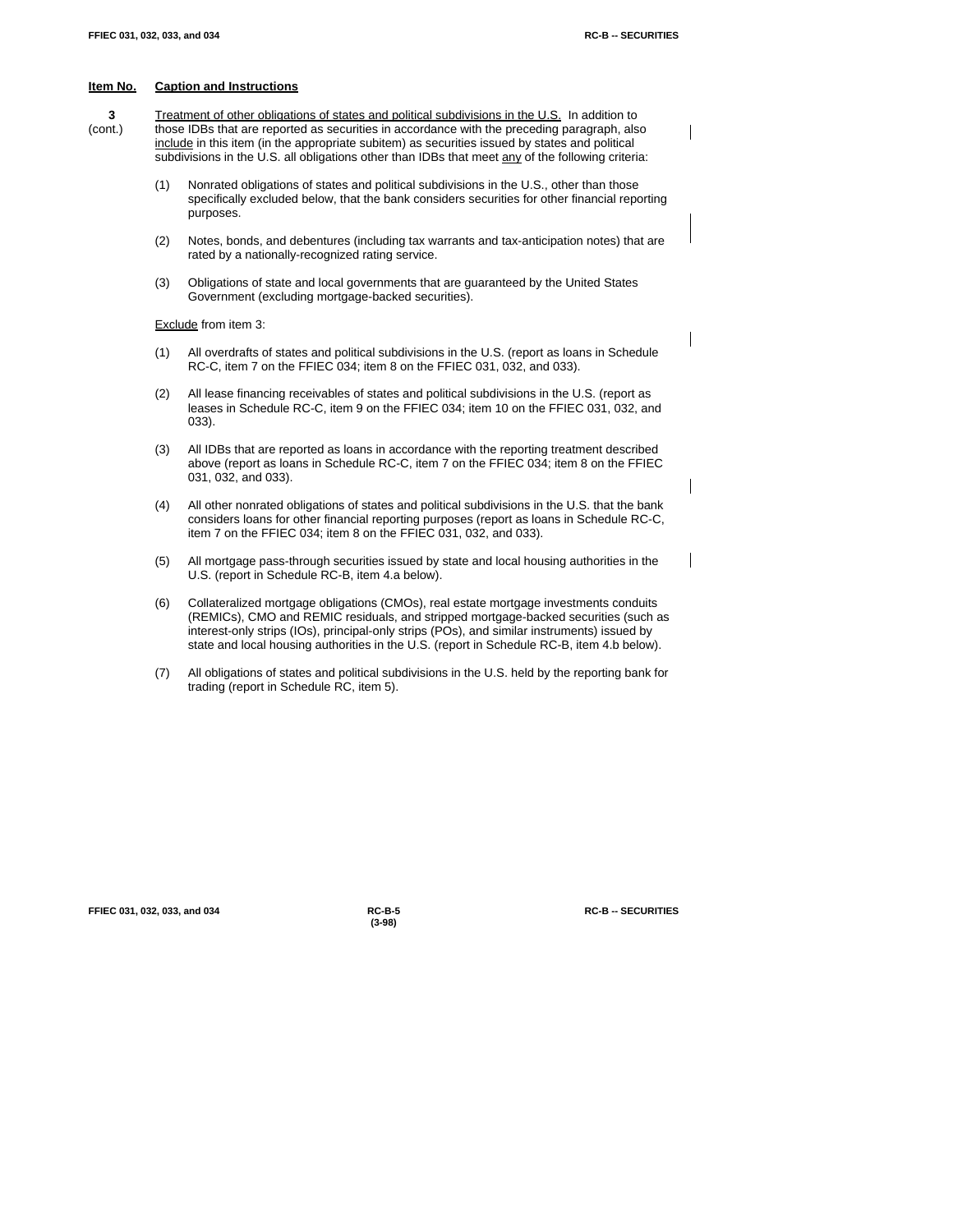**Item No.** **Caption and Instructions**

**3** (cont.) Treatment of other obligations of states and political subdivisions in the U.S. In addition to those IDBs that are reported as securities in accordance with the preceding paragraph, also include in this item (in the appropriate subitem) as securities issued by states and political subdivisions in the U.S. all obligations other than IDBs that meet any of the following criteria:

(1) Nonrated obligations of states and political subdivisions in the U.S., other than those specifically excluded below, that the bank considers securities for other financial reporting purposes.

(2) Notes, bonds, and debentures (including tax warrants and tax-anticipation notes) that are rated by a nationally-recognized rating service.

(3) Obligations of state and local governments that are guaranteed by the United States Government (excluding mortgage-backed securities).

Exclude from item 3:

(1) All overdrafts of states and political subdivisions in the U.S. (report as loans in Schedule RC-C, item 7 on the FFIEC 034; item 8 on the FFIEC 031, 032, and 033).

(2) All lease financing receivables of states and political subdivisions in the U.S. (report as leases in Schedule RC-C, item 9 on the FFIEC 034; item 10 on the FFIEC 031, 032, and 033).

(3) All IDBs that are reported as loans in accordance with the reporting treatment described above (report as loans in Schedule RC-C, item 7 on the FFIEC 034; item 8 on the FFIEC 031, 032, and 033).

(4) All other nonrated obligations of states and political subdivisions in the U.S. that the bank considers loans for other financial reporting purposes (report as loans in Schedule RC-C, item 7 on the FFIEC 034; item 8 on the FFIEC 031, 032, and 033).

(5) All mortgage pass-through securities issued by state and local housing authorities in the U.S. (report in Schedule RC-B, item 4.a below).

(6) Collateralized mortgage obligations (CMOs), real estate mortgage investments conduits (REMICs), CMO and REMIC residuals, and stripped mortgage-backed securities (such as interest-only strips (IOs), principal-only strips (POs), and similar instruments) issued by state and local housing authorities in the U.S. (report in Schedule RC-B, item 4.b below).

(7) All obligations of states and political subdivisions in the U.S. held by the reporting bank for trading (report in Schedule RC, item 5).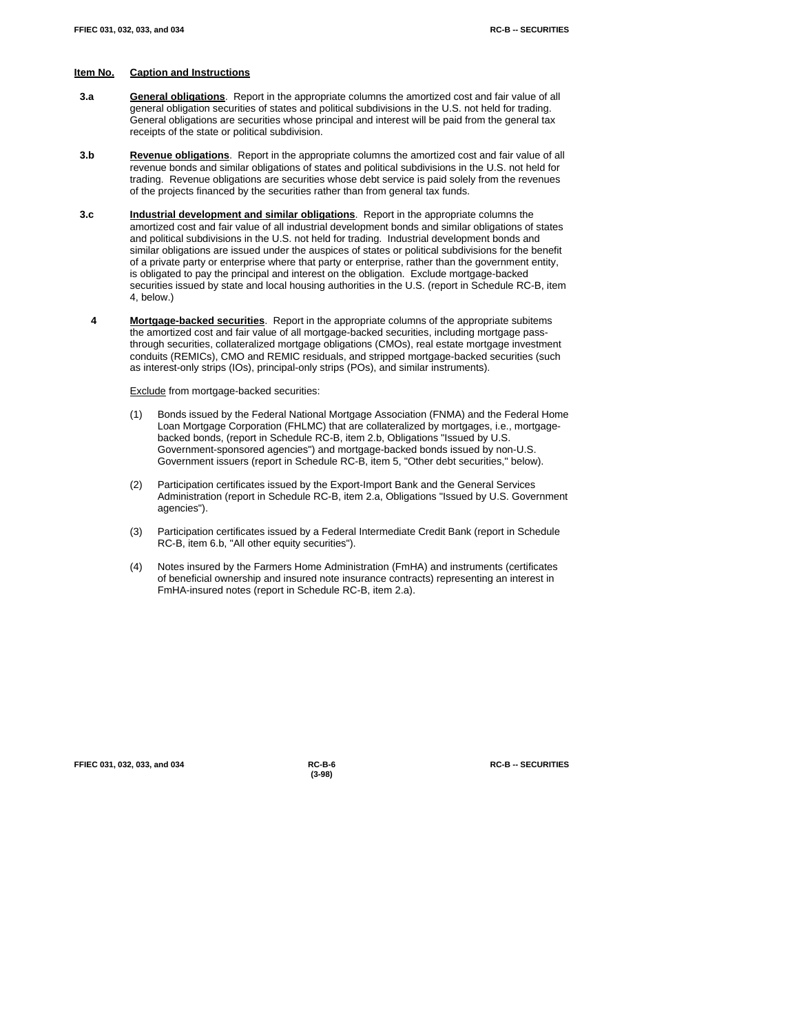| Item No. | Caption and Instructions |
|---|---|

**3.a** **General obligations**. Report in the appropriate columns the amortized cost and fair value of all general obligation securities of states and political subdivisions in the U.S. not held for trading. General obligations are securities whose principal and interest will be paid from the general tax receipts of the state or political subdivision.

**3.b** **Revenue obligations**. Report in the appropriate columns the amortized cost and fair value of all revenue bonds and similar obligations of states and political subdivisions in the U.S. not held for trading. Revenue obligations are securities whose debt service is paid solely from the revenues of the projects financed by the securities rather than from general tax funds.

**3.c** **Industrial development and similar obligations**. Report in the appropriate columns the amortized cost and fair value of all industrial development bonds and similar obligations of states and political subdivisions in the U.S. not held for trading. Industrial development bonds and similar obligations are issued under the auspices of states or political subdivisions for the benefit of a private party or enterprise where that party or enterprise, rather than the government entity, is obligated to pay the principal and interest on the obligation. Exclude mortgage-backed securities issued by state and local housing authorities in the U.S. (report in Schedule RC-B, item 4, below.)

**4** **Mortgage-backed securities**. Report in the appropriate columns of the appropriate subitems the amortized cost and fair value of all mortgage-backed securities, including mortgage pass-through securities, collateralized mortgage obligations (CMOs), real estate mortgage investment conduits (REMICs), CMO and REMIC residuals, and stripped mortgage-backed securities (such as interest-only strips (IOs), principal-only strips (POs), and similar instruments).

Exclude from mortgage-backed securities:

(1) Bonds issued by the Federal National Mortgage Association (FNMA) and the Federal Home Loan Mortgage Corporation (FHLMC) that are collateralized by mortgages, i.e., mortgage-backed bonds, (report in Schedule RC-B, item 2.b, Obligations "Issued by U.S. Government-sponsored agencies") and mortgage-backed bonds issued by non-U.S. Government issuers (report in Schedule RC-B, item 5, "Other debt securities," below).

(2) Participation certificates issued by the Export-Import Bank and the General Services Administration (report in Schedule RC-B, item 2.a, Obligations "Issued by U.S. Government agencies").

(3) Participation certificates issued by a Federal Intermediate Credit Bank (report in Schedule RC-B, item 6.b, "All other equity securities").

(4) Notes insured by the Farmers Home Administration (FmHA) and instruments (certificates of beneficial ownership and insured note insurance contracts) representing an interest in FmHA-insured notes (report in Schedule RC-B, item 2.a).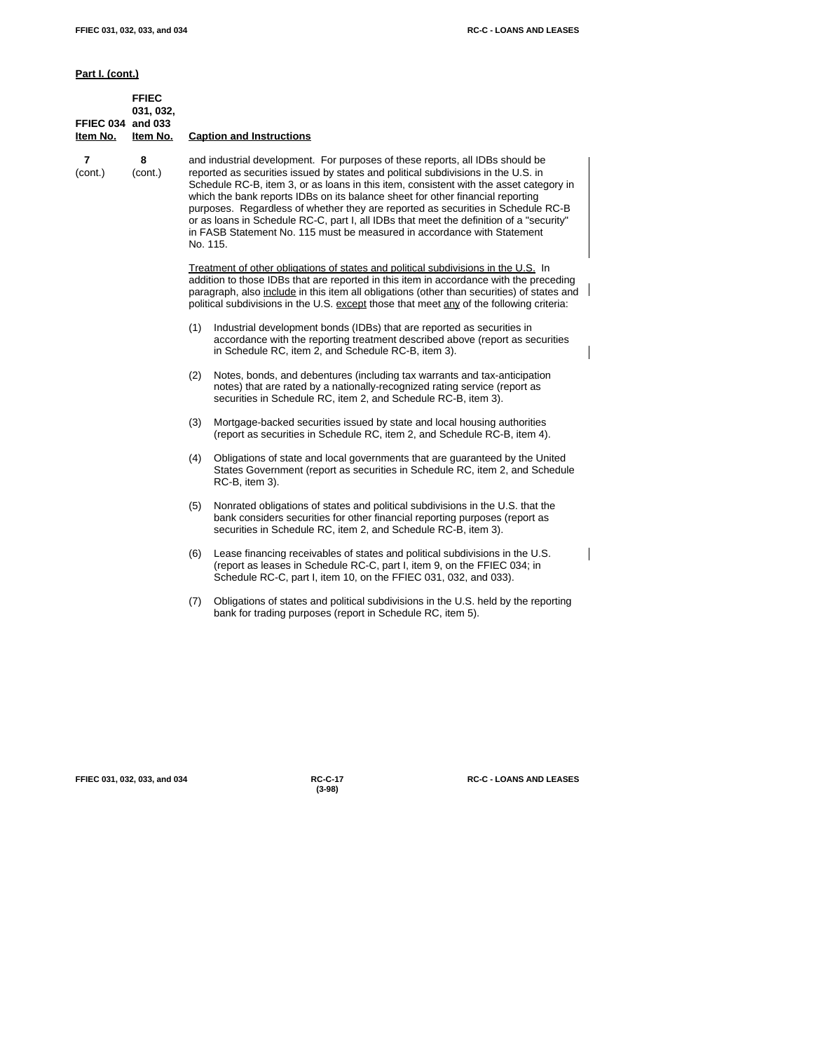**Part I. (cont.)**

| FFIEC 034 Item No. | FFIEC 031, 032, and 033 Item No. | Caption and Instructions |
|---|---|---|
| 7 (cont.) | 8 (cont.) | and industrial development. For purposes of these reports, all IDBs should be reported as securities issued by states and political subdivisions in the U.S. in Schedule RC-B, item 3, or as loans in this item, consistent with the asset category in which the bank reports IDBs on its balance sheet for other financial reporting purposes. Regardless of whether they are reported as securities in Schedule RC-B or as loans in Schedule RC-C, part I, all IDBs that meet the definition of a "security" in FASB Statement No. 115 must be measured in accordance with Statement No. 115. |

Treatment of other obligations of states and political subdivisions in the U.S. In addition to those IDBs that are reported in this item in accordance with the preceding paragraph, also include in this item all obligations (other than securities) of states and political subdivisions in the U.S. except those that meet any of the following criteria:

(1) Industrial development bonds (IDBs) that are reported as securities in accordance with the reporting treatment described above (report as securities in Schedule RC, item 2, and Schedule RC-B, item 3).

(2) Notes, bonds, and debentures (including tax warrants and tax-anticipation notes) that are rated by a nationally-recognized rating service (report as securities in Schedule RC, item 2, and Schedule RC-B, item 3).

(3) Mortgage-backed securities issued by state and local housing authorities (report as securities in Schedule RC, item 2, and Schedule RC-B, item 4).

(4) Obligations of state and local governments that are guaranteed by the United States Government (report as securities in Schedule RC, item 2, and Schedule RC-B, item 3).

(5) Nonrated obligations of states and political subdivisions in the U.S. that the bank considers securities for other financial reporting purposes (report as securities in Schedule RC, item 2, and Schedule RC-B, item 3).

(6) Lease financing receivables of states and political subdivisions in the U.S. (report as leases in Schedule RC-C, part I, item 9, on the FFIEC 034; in Schedule RC-C, part I, item 10, on the FFIEC 031, 032, and 033).

(7) Obligations of states and political subdivisions in the U.S. held by the reporting bank for trading purposes (report in Schedule RC, item 5).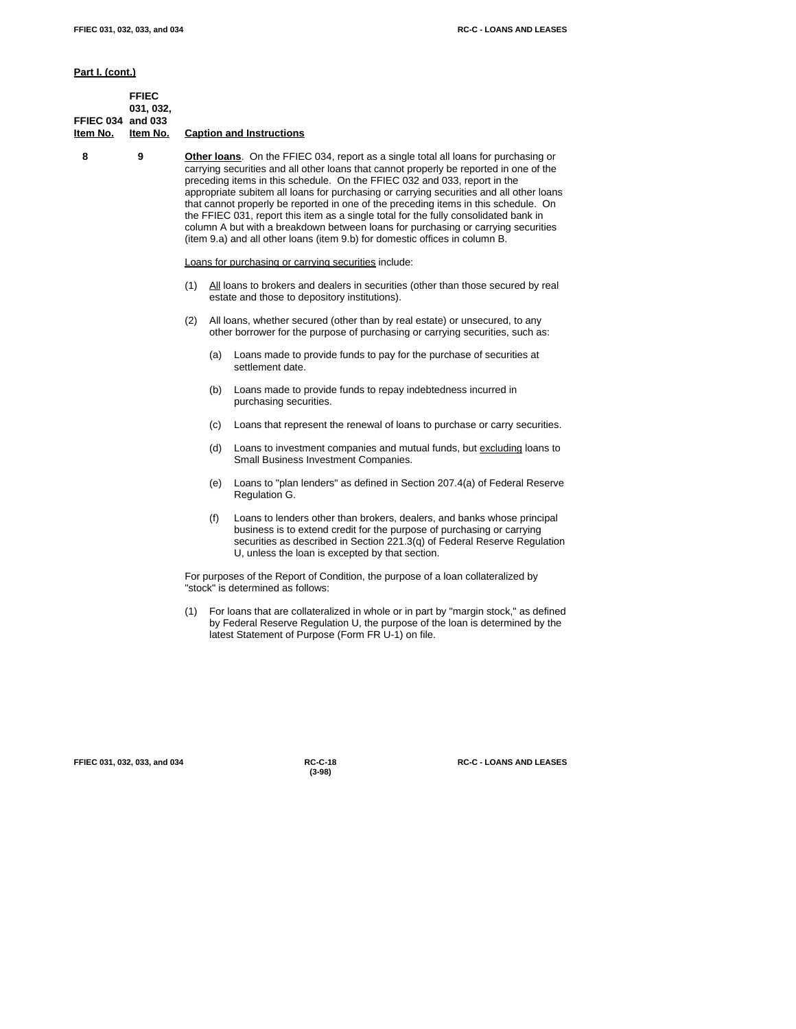**Part I. (cont.)**

| FFIEC 034 Item No. | FFIEC 031, 032, and 033 Item No. | Caption and Instructions |
|---|---|---|
| 8 | 9 | **Other loans**. On the FFIEC 034, report as a single total all loans for purchasing or carrying securities and all other loans that cannot properly be reported in one of the preceding items in this schedule. On the FFIEC 032 and 033, report in the appropriate subitem all loans for purchasing or carrying securities and all other loans that cannot properly be reported in one of the preceding items in this schedule. On the FFIEC 031, report this item as a single total for the fully consolidated bank in column A but with a breakdown between loans for purchasing or carrying securities (item 9.a) and all other loans (item 9.b) for domestic offices in column B. |

Loans for purchasing or carrying securities include:

(1) All loans to brokers and dealers in securities (other than those secured by real estate and those to depository institutions).

(2) All loans, whether secured (other than by real estate) or unsecured, to any other borrower for the purpose of purchasing or carrying securities, such as:

- (a) Loans made to provide funds to pay for the purchase of securities at settlement date.
- (b) Loans made to provide funds to repay indebtedness incurred in purchasing securities.
- (c) Loans that represent the renewal of loans to purchase or carry securities.
- (d) Loans to investment companies and mutual funds, but excluding loans to Small Business Investment Companies.
- (e) Loans to "plan lenders" as defined in Section 207.4(a) of Federal Reserve Regulation G.
- (f) Loans to lenders other than brokers, dealers, and banks whose principal business is to extend credit for the purpose of purchasing or carrying securities as described in Section 221.3(q) of Federal Reserve Regulation U, unless the loan is excepted by that section.

For purposes of the Report of Condition, the purpose of a loan collateralized by "stock" is determined as follows:

(1) For loans that are collateralized in whole or in part by "margin stock," as defined by Federal Reserve Regulation U, the purpose of the loan is determined by the latest Statement of Purpose (Form FR U-1) on file.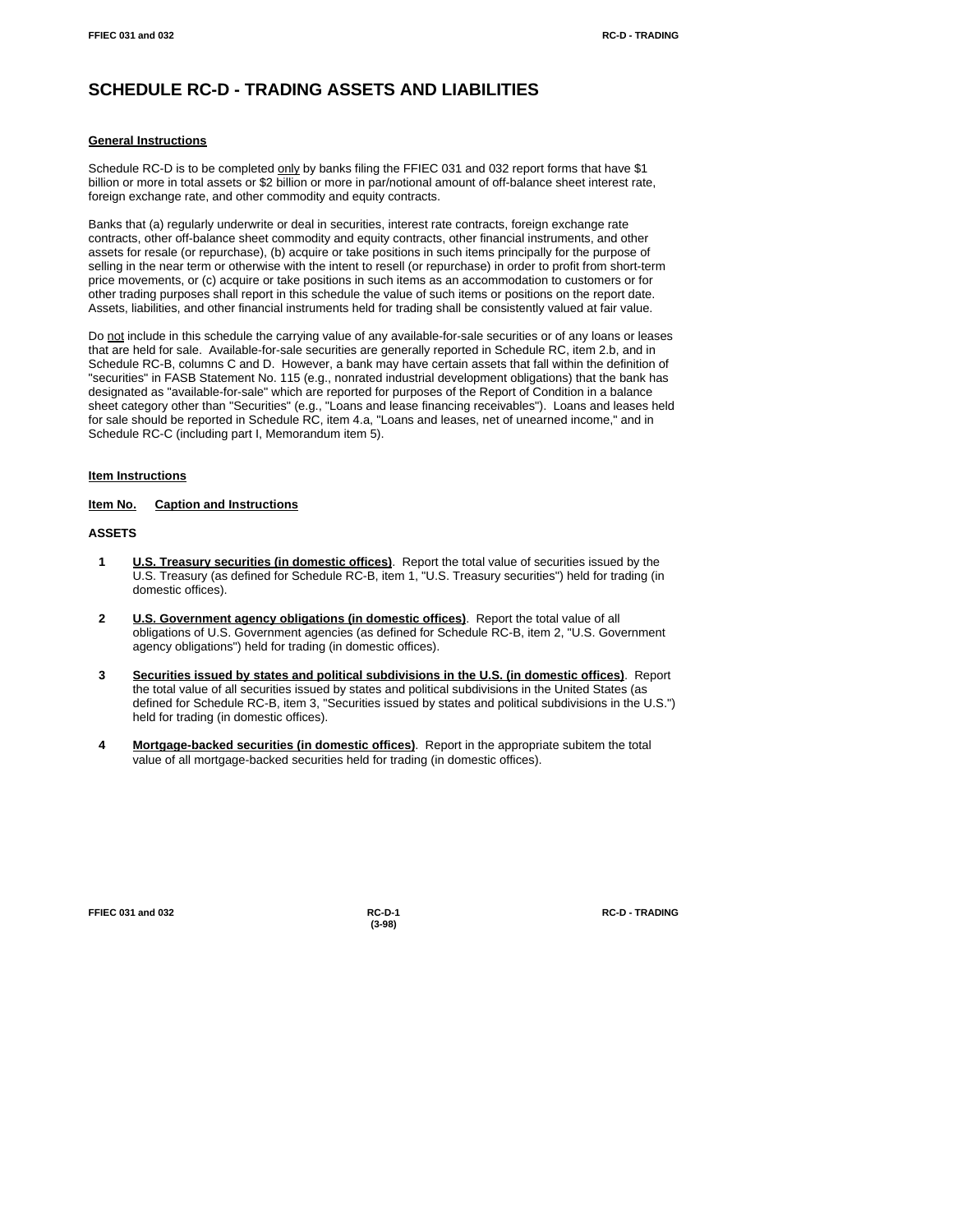# SCHEDULE RC-D - TRADING ASSETS AND LIABILITIES

**General Instructions**

Schedule RC-D is to be completed only by banks filing the FFIEC 031 and 032 report forms that have $1 billion or more in total assets or $2 billion or more in par/notional amount of off-balance sheet interest rate, foreign exchange rate, and other commodity and equity contracts.

Banks that (a) regularly underwrite or deal in securities, interest rate contracts, foreign exchange rate contracts, other off-balance sheet commodity and equity contracts, other financial instruments, and other assets for resale (or repurchase), (b) acquire or take positions in such items principally for the purpose of selling in the near term or otherwise with the intent to resell (or repurchase) in order to profit from short-term price movements, or (c) acquire or take positions in such items as an accommodation to customers or for other trading purposes shall report in this schedule the value of such items or positions on the report date. Assets, liabilities, and other financial instruments held for trading shall be consistently valued at fair value.

Do not include in this schedule the carrying value of any available-for-sale securities or of any loans or leases that are held for sale. Available-for-sale securities are generally reported in Schedule RC, item 2.b, and in Schedule RC-B, columns C and D. However, a bank may have certain assets that fall within the definition of "securities" in FASB Statement No. 115 (e.g., nonrated industrial development obligations) that the bank has designated as "available-for-sale" which are reported for purposes of the Report of Condition in a balance sheet category other than "Securities" (e.g., "Loans and lease financing receivables"). Loans and leases held for sale should be reported in Schedule RC, item 4.a, "Loans and leases, net of unearned income," and in Schedule RC-C (including part I, Memorandum item 5).

**Item Instructions**

**Item No. Caption and Instructions**

**ASSETS**

**1** **U.S. Treasury securities (in domestic offices)**. Report the total value of securities issued by the U.S. Treasury (as defined for Schedule RC-B, item 1, "U.S. Treasury securities") held for trading (in domestic offices).

**2** **U.S. Government agency obligations (in domestic offices)**. Report the total value of all obligations of U.S. Government agencies (as defined for Schedule RC-B, item 2, "U.S. Government agency obligations") held for trading (in domestic offices).

**3** **Securities issued by states and political subdivisions in the U.S. (in domestic offices)**. Report the total value of all securities issued by states and political subdivisions in the United States (as defined for Schedule RC-B, item 3, "Securities issued by states and political subdivisions in the U.S.") held for trading (in domestic offices).

**4** **Mortgage-backed securities (in domestic offices)**. Report in the appropriate subitem the total value of all mortgage-backed securities held for trading (in domestic offices).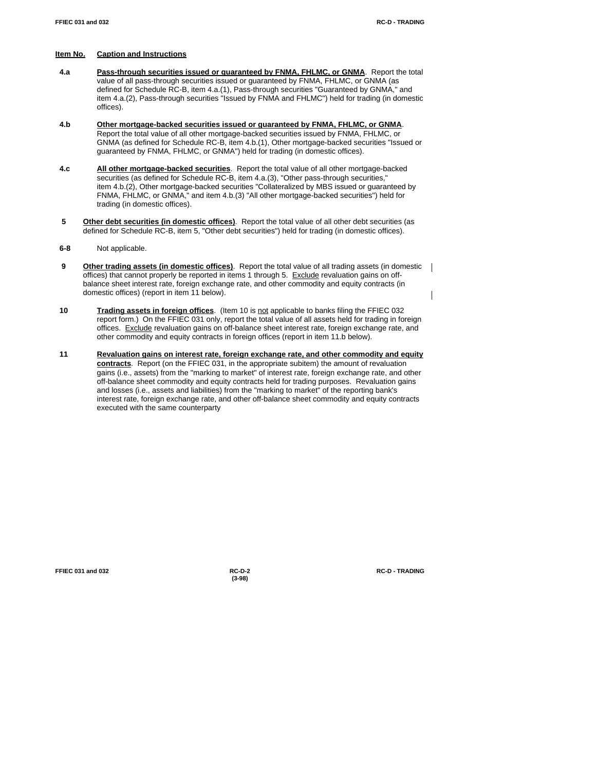**Item No.** **Caption and Instructions**

**4.a** **Pass-through securities issued or guaranteed by FNMA, FHLMC, or GNMA**. Report the total value of all pass-through securities issued or guaranteed by FNMA, FHLMC, or GNMA (as defined for Schedule RC-B, item 4.a.(1), Pass-through securities "Guaranteed by GNMA," and item 4.a.(2), Pass-through securities "Issued by FNMA and FHLMC") held for trading (in domestic offices).

**4.b** **Other mortgage-backed securities issued or guaranteed by FNMA, FHLMC, or GNMA**. Report the total value of all other mortgage-backed securities issued by FNMA, FHLMC, or GNMA (as defined for Schedule RC-B, item 4.b.(1), Other mortgage-backed securities "Issued or guaranteed by FNMA, FHLMC, or GNMA") held for trading (in domestic offices).

**4.c** **All other mortgage-backed securities**. Report the total value of all other mortgage-backed securities (as defined for Schedule RC-B, item 4.a.(3), "Other pass-through securities," item 4.b.(2), Other mortgage-backed securities "Collateralized by MBS issued or guaranteed by FNMA, FHLMC, or GNMA," and item 4.b.(3) "All other mortgage-backed securities") held for trading (in domestic offices).

**5** **Other debt securities (in domestic offices)**. Report the total value of all other debt securities (as defined for Schedule RC-B, item 5, "Other debt securities") held for trading (in domestic offices).

**6-8** Not applicable.

**9** **Other trading assets (in domestic offices)**. Report the total value of all trading assets (in domestic offices) that cannot properly be reported in items 1 through 5. Exclude revaluation gains on off-balance sheet interest rate, foreign exchange rate, and other commodity and equity contracts (in domestic offices) (report in item 11 below).

**10** **Trading assets in foreign offices**. (Item 10 is not applicable to banks filing the FFIEC 032 report form.) On the FFIEC 031 only, report the total value of all assets held for trading in foreign offices. Exclude revaluation gains on off-balance sheet interest rate, foreign exchange rate, and other commodity and equity contracts in foreign offices (report in item 11.b below).

**11** **Revaluation gains on interest rate, foreign exchange rate, and other commodity and equity contracts**. Report (on the FFIEC 031, in the appropriate subitem) the amount of revaluation gains (i.e., assets) from the "marking to market" of interest rate, foreign exchange rate, and other off-balance sheet commodity and equity contracts held for trading purposes. Revaluation gains and losses (i.e., assets and liabilities) from the "marking to market" of the reporting bank's interest rate, foreign exchange rate, and other off-balance sheet commodity and equity contracts executed with the same counterparty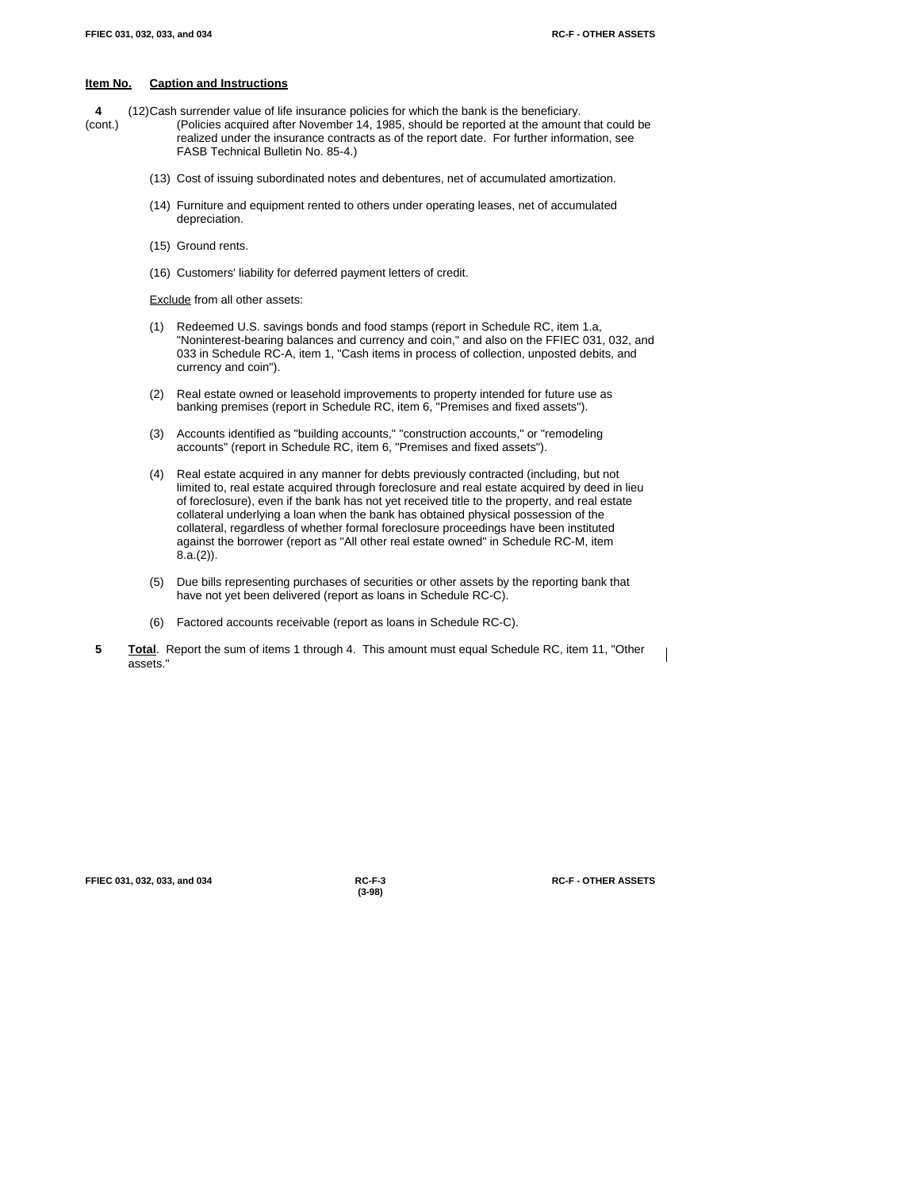**Item No.** **Caption and Instructions**

**4** (cont.)

(12) Cash surrender value of life insurance policies for which the bank is the beneficiary. (Policies acquired after November 14, 1985, should be reported at the amount that could be realized under the insurance contracts as of the report date. For further information, see FASB Technical Bulletin No. 85-4.)

(13) Cost of issuing subordinated notes and debentures, net of accumulated amortization.

(14) Furniture and equipment rented to others under operating leases, net of accumulated depreciation.

(15) Ground rents.

(16) Customers' liability for deferred payment letters of credit.

Exclude from all other assets:

(1) Redeemed U.S. savings bonds and food stamps (report in Schedule RC, item 1.a, "Noninterest-bearing balances and currency and coin," and also on the FFIEC 031, 032, and 033 in Schedule RC-A, item 1, "Cash items in process of collection, unposted debits, and currency and coin").

(2) Real estate owned or leasehold improvements to property intended for future use as banking premises (report in Schedule RC, item 6, "Premises and fixed assets").

(3) Accounts identified as "building accounts," "construction accounts," or "remodeling accounts" (report in Schedule RC, item 6, "Premises and fixed assets").

(4) Real estate acquired in any manner for debts previously contracted (including, but not limited to, real estate acquired through foreclosure and real estate acquired by deed in lieu of foreclosure), even if the bank has not yet received title to the property, and real estate collateral underlying a loan when the bank has obtained physical possession of the collateral, regardless of whether formal foreclosure proceedings have been instituted against the borrower (report as "All other real estate owned" in Schedule RC-M, item 8.a.(2)).

(5) Due bills representing purchases of securities or other assets by the reporting bank that have not yet been delivered (report as loans in Schedule RC-C).

(6) Factored accounts receivable (report as loans in Schedule RC-C).

**5** **Total**. Report the sum of items 1 through 4. This amount must equal Schedule RC, item 11, "Other assets."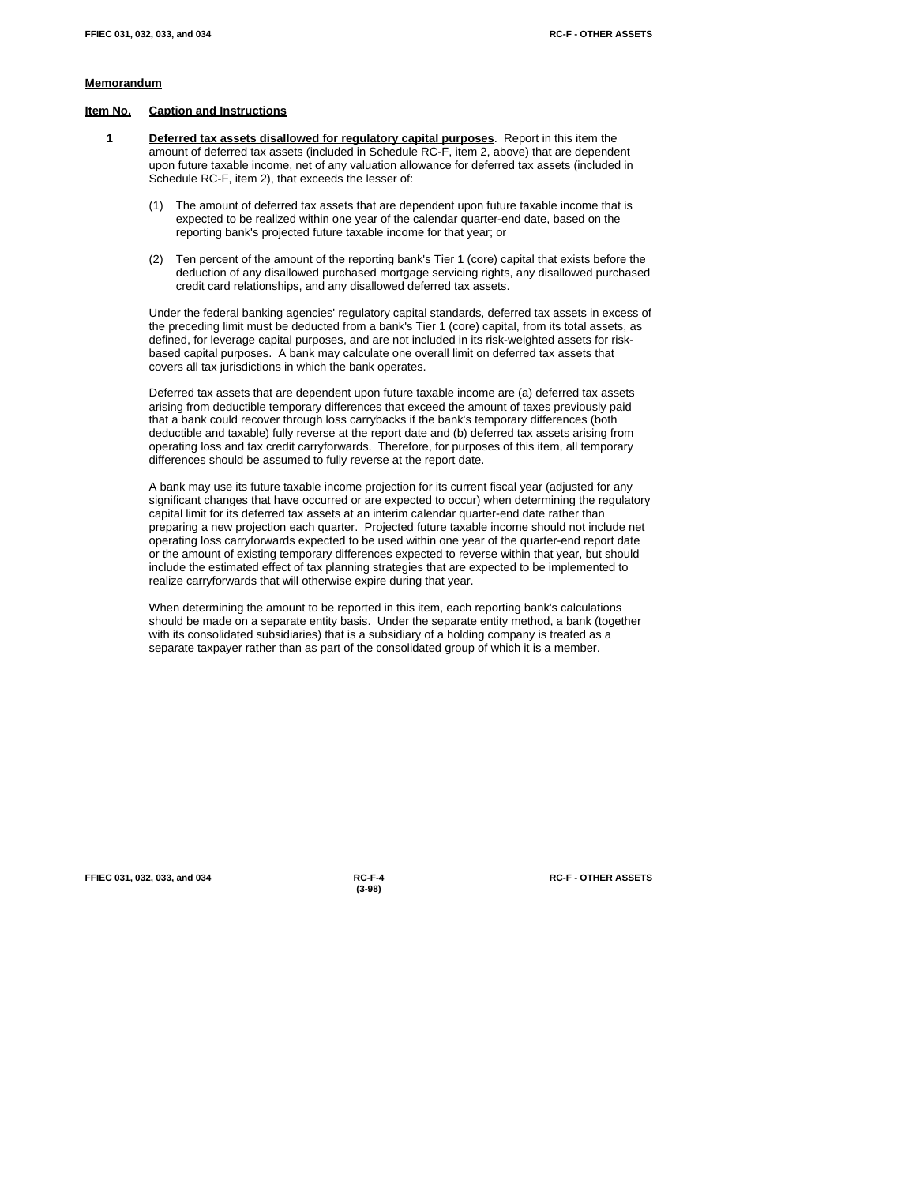**Memorandum**

**Item No. Caption and Instructions**

**1** **Deferred tax assets disallowed for regulatory capital purposes**. Report in this item the amount of deferred tax assets (included in Schedule RC-F, item 2, above) that are dependent upon future taxable income, net of any valuation allowance for deferred tax assets (included in Schedule RC-F, item 2), that exceeds the lesser of:

(1) The amount of deferred tax assets that are dependent upon future taxable income that is expected to be realized within one year of the calendar quarter-end date, based on the reporting bank's projected future taxable income for that year; or

(2) Ten percent of the amount of the reporting bank's Tier 1 (core) capital that exists before the deduction of any disallowed purchased mortgage servicing rights, any disallowed purchased credit card relationships, and any disallowed deferred tax assets.

Under the federal banking agencies' regulatory capital standards, deferred tax assets in excess of the preceding limit must be deducted from a bank's Tier 1 (core) capital, from its total assets, as defined, for leverage capital purposes, and are not included in its risk-weighted assets for risk-based capital purposes. A bank may calculate one overall limit on deferred tax assets that covers all tax jurisdictions in which the bank operates.

Deferred tax assets that are dependent upon future taxable income are (a) deferred tax assets arising from deductible temporary differences that exceed the amount of taxes previously paid that a bank could recover through loss carrybacks if the bank's temporary differences (both deductible and taxable) fully reverse at the report date and (b) deferred tax assets arising from operating loss and tax credit carryforwards. Therefore, for purposes of this item, all temporary differences should be assumed to fully reverse at the report date.

A bank may use its future taxable income projection for its current fiscal year (adjusted for any significant changes that have occurred or are expected to occur) when determining the regulatory capital limit for its deferred tax assets at an interim calendar quarter-end date rather than preparing a new projection each quarter. Projected future taxable income should not include net operating loss carryforwards expected to be used within one year of the quarter-end report date or the amount of existing temporary differences expected to reverse within that year, but should include the estimated effect of tax planning strategies that are expected to be implemented to realize carryforwards that will otherwise expire during that year.

When determining the amount to be reported in this item, each reporting bank's calculations should be made on a separate entity basis. Under the separate entity method, a bank (together with its consolidated subsidiaries) that is a subsidiary of a holding company is treated as a separate taxpayer rather than as part of the consolidated group of which it is a member.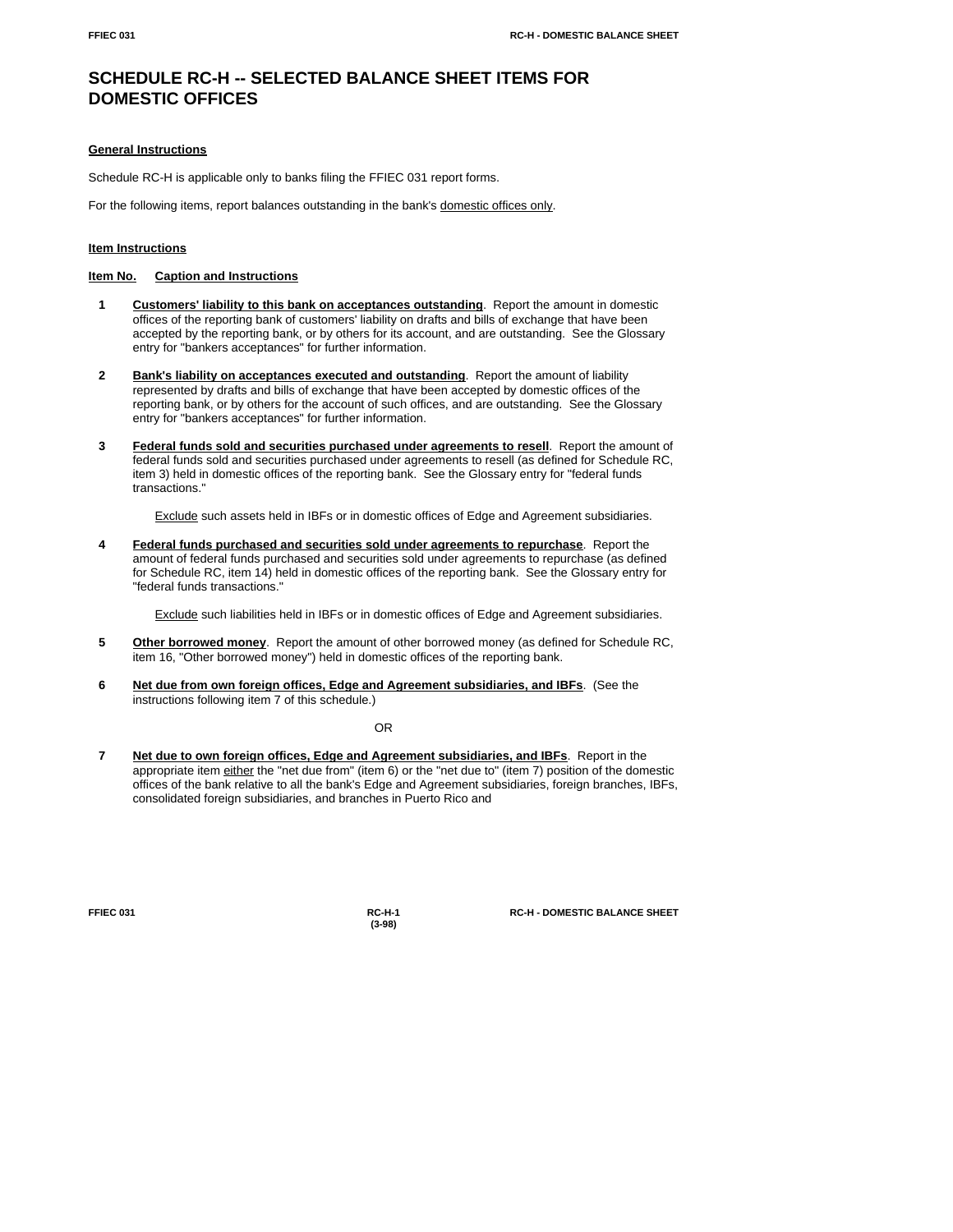# SCHEDULE RC-H -- SELECTED BALANCE SHEET ITEMS FOR DOMESTIC OFFICES

**General Instructions**

Schedule RC-H is applicable only to banks filing the FFIEC 031 report forms.

For the following items, report balances outstanding in the bank's domestic offices only.

**Item Instructions**

**Item No. Caption and Instructions**

**1** **Customers' liability to this bank on acceptances outstanding**. Report the amount in domestic offices of the reporting bank of customers' liability on drafts and bills of exchange that have been accepted by the reporting bank, or by others for its account, and are outstanding. See the Glossary entry for "bankers acceptances" for further information.

**2** **Bank's liability on acceptances executed and outstanding**. Report the amount of liability represented by drafts and bills of exchange that have been accepted by domestic offices of the reporting bank, or by others for the account of such offices, and are outstanding. See the Glossary entry for "bankers acceptances" for further information.

**3** **Federal funds sold and securities purchased under agreements to resell**. Report the amount of federal funds sold and securities purchased under agreements to resell (as defined for Schedule RC, item 3) held in domestic offices of the reporting bank. See the Glossary entry for "federal funds transactions."

Exclude such assets held in IBFs or in domestic offices of Edge and Agreement subsidiaries.

**4** **Federal funds purchased and securities sold under agreements to repurchase**. Report the amount of federal funds purchased and securities sold under agreements to repurchase (as defined for Schedule RC, item 14) held in domestic offices of the reporting bank. See the Glossary entry for "federal funds transactions."

Exclude such liabilities held in IBFs or in domestic offices of Edge and Agreement subsidiaries.

**5** **Other borrowed money**. Report the amount of other borrowed money (as defined for Schedule RC, item 16, "Other borrowed money") held in domestic offices of the reporting bank.

**6** **Net due from own foreign offices, Edge and Agreement subsidiaries, and IBFs**. (See the instructions following item 7 of this schedule.)

OR

**7** **Net due to own foreign offices, Edge and Agreement subsidiaries, and IBFs**. Report in the appropriate item either the "net due from" (item 6) or the "net due to" (item 7) position of the domestic offices of the bank relative to all the bank's Edge and Agreement subsidiaries, foreign branches, IBFs, consolidated foreign subsidiaries, and branches in Puerto Rico and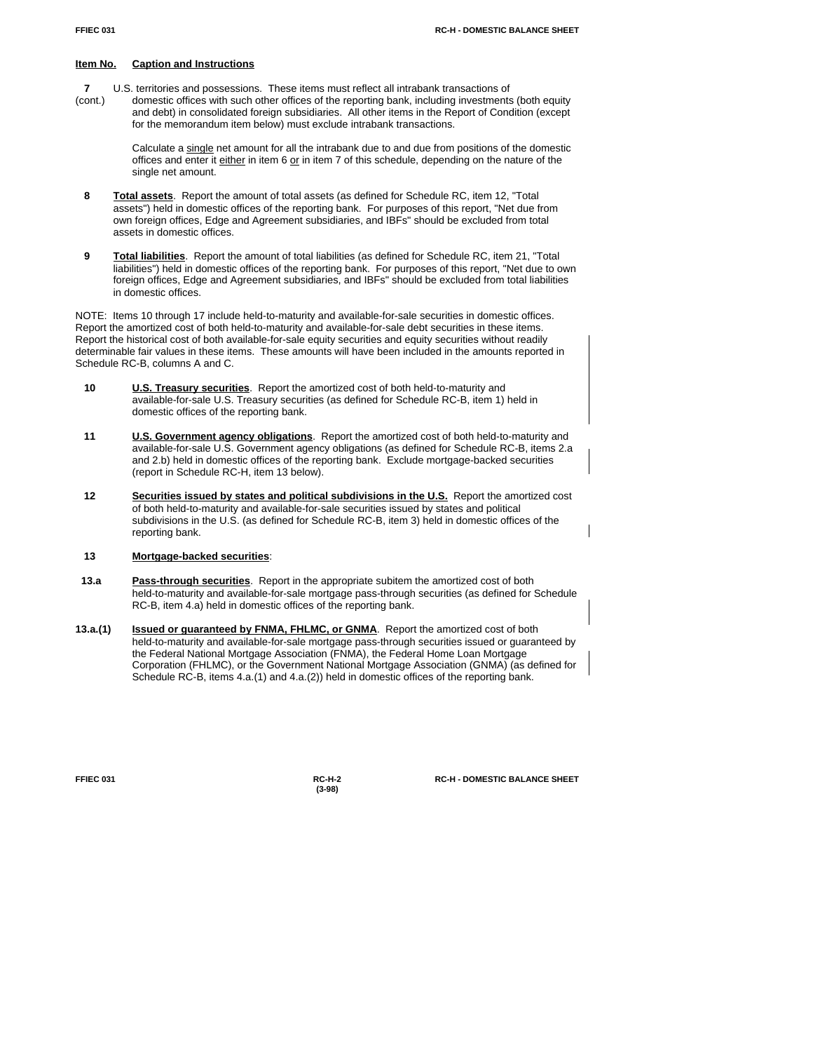**Item No.** **Caption and Instructions**

**7** (cont.) U.S. territories and possessions. These items must reflect all intrabank transactions of domestic offices with such other offices of the reporting bank, including investments (both equity and debt) in consolidated foreign subsidiaries. All other items in the Report of Condition (except for the memorandum item below) must exclude intrabank transactions.

Calculate a single net amount for all the intrabank due to and due from positions of the domestic offices and enter it either in item 6 or in item 7 of this schedule, depending on the nature of the single net amount.

**8** **Total assets**. Report the amount of total assets (as defined for Schedule RC, item 12, "Total assets") held in domestic offices of the reporting bank. For purposes of this report, "Net due from own foreign offices, Edge and Agreement subsidiaries, and IBFs" should be excluded from total assets in domestic offices.

**9** **Total liabilities**. Report the amount of total liabilities (as defined for Schedule RC, item 21, "Total liabilities") held in domestic offices of the reporting bank. For purposes of this report, "Net due to own foreign offices, Edge and Agreement subsidiaries, and IBFs" should be excluded from total liabilities in domestic offices.

NOTE: Items 10 through 17 include held-to-maturity and available-for-sale securities in domestic offices. Report the amortized cost of both held-to-maturity and available-for-sale debt securities in these items. Report the historical cost of both available-for-sale equity securities and equity securities without readily determinable fair values in these items. These amounts will have been included in the amounts reported in Schedule RC-B, columns A and C.

**10** **U.S. Treasury securities**. Report the amortized cost of both held-to-maturity and available-for-sale U.S. Treasury securities (as defined for Schedule RC-B, item 1) held in domestic offices of the reporting bank.

**11** **U.S. Government agency obligations**. Report the amortized cost of both held-to-maturity and available-for-sale U.S. Government agency obligations (as defined for Schedule RC-B, items 2.a and 2.b) held in domestic offices of the reporting bank. Exclude mortgage-backed securities (report in Schedule RC-H, item 13 below).

**12** **Securities issued by states and political subdivisions in the U.S.** Report the amortized cost of both held-to-maturity and available-for-sale securities issued by states and political subdivisions in the U.S. (as defined for Schedule RC-B, item 3) held in domestic offices of the reporting bank.

**13** **Mortgage-backed securities**:

**13.a** **Pass-through securities**. Report in the appropriate subitem the amortized cost of both held-to-maturity and available-for-sale mortgage pass-through securities (as defined for Schedule RC-B, item 4.a) held in domestic offices of the reporting bank.

**13.a.(1)** **Issued or guaranteed by FNMA, FHLMC, or GNMA**. Report the amortized cost of both held-to-maturity and available-for-sale mortgage pass-through securities issued or guaranteed by the Federal National Mortgage Association (FNMA), the Federal Home Loan Mortgage Corporation (FHLMC), or the Government National Mortgage Association (GNMA) (as defined for Schedule RC-B, items 4.a.(1) and 4.a.(2)) held in domestic offices of the reporting bank.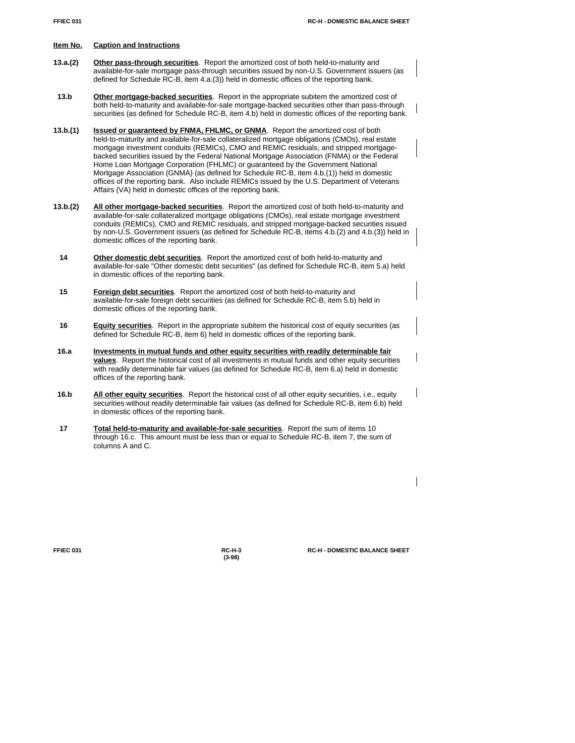**Item No.** **Caption and Instructions**

**13.a.(2)** **Other pass-through securities**. Report the amortized cost of both held-to-maturity and available-for-sale mortgage pass-through securities issued by non-U.S. Government issuers (as defined for Schedule RC-B, item 4.a.(3)) held in domestic offices of the reporting bank.

**13.b** **Other mortgage-backed securities**. Report in the appropriate subitem the amortized cost of both held-to-maturity and available-for-sale mortgage-backed securities other than pass-through securities (as defined for Schedule RC-B, item 4.b) held in domestic offices of the reporting bank.

**13.b.(1)** **Issued or guaranteed by FNMA, FHLMC, or GNMA**. Report the amortized cost of both held-to-maturity and available-for-sale collateralized mortgage obligations (CMOs), real estate mortgage investment conduits (REMICs), CMO and REMIC residuals, and stripped mortgage-backed securities issued by the Federal National Mortgage Association (FNMA) or the Federal Home Loan Mortgage Corporation (FHLMC) or guaranteed by the Government National Mortgage Association (GNMA) (as defined for Schedule RC-B, item 4.b.(1)) held in domestic offices of the reporting bank. Also include REMICs issued by the U.S. Department of Veterans Affairs (VA) held in domestic offices of the reporting bank.

**13.b.(2)** **All other mortgage-backed securities**. Report the amortized cost of both held-to-maturity and available-for-sale collateralized mortgage obligations (CMOs), real estate mortgage investment conduits (REMICs), CMO and REMIC residuals, and stripped mortgage-backed securities issued by non-U.S. Government issuers (as defined for Schedule RC-B, items 4.b.(2) and 4.b.(3)) held in domestic offices of the reporting bank.

**14** **Other domestic debt securities**. Report the amortized cost of both held-to-maturity and available-for-sale "Other domestic debt securities" (as defined for Schedule RC-B, item 5.a) held in domestic offices of the reporting bank.

**15** **Foreign debt securities**. Report the amortized cost of both held-to-maturity and available-for-sale foreign debt securities (as defined for Schedule RC-B, item 5.b) held in domestic offices of the reporting bank.

**16** **Equity securities**. Report in the appropriate subitem the historical cost of equity securities (as defined for Schedule RC-B, item 6) held in domestic offices of the reporting bank.

**16.a** **Investments in mutual funds and other equity securities with readily determinable fair values**. Report the historical cost of all investments in mutual funds and other equity securities with readily determinable fair values (as defined for Schedule RC-B, item 6.a) held in domestic offices of the reporting bank.

**16.b** **All other equity securities**. Report the historical cost of all other equity securities, i.e., equity securities without readily determinable fair values (as defined for Schedule RC-B, item 6.b) held in domestic offices of the reporting bank.

**17** **Total held-to-maturity and available-for-sale securities**. Report the sum of items 10 through 16.c. This amount must be less than or equal to Schedule RC-B, item 7, the sum of columns A and C.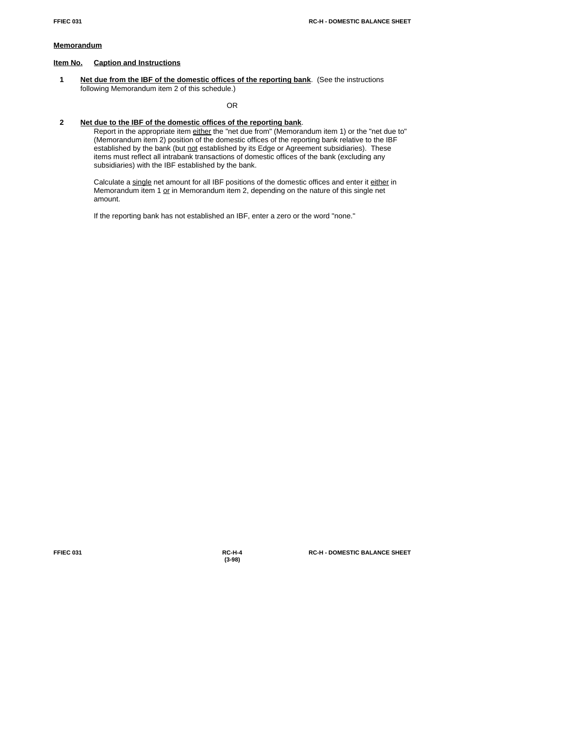**Memorandum**

**Item No.** **Caption and Instructions**

**1** **Net due from the IBF of the domestic offices of the reporting bank**. (See the instructions following Memorandum item 2 of this schedule.)

OR

**2** **Net due to the IBF of the domestic offices of the reporting bank**.

Report in the appropriate item either the "net due from" (Memorandum item 1) or the "net due to" (Memorandum item 2) position of the domestic offices of the reporting bank relative to the IBF established by the bank (but not established by its Edge or Agreement subsidiaries). These items must reflect all intrabank transactions of domestic offices of the bank (excluding any subsidiaries) with the IBF established by the bank.

Calculate a single net amount for all IBF positions of the domestic offices and enter it either in Memorandum item 1 or in Memorandum item 2, depending on the nature of this single net amount.

If the reporting bank has not established an IBF, enter a zero or the word "none."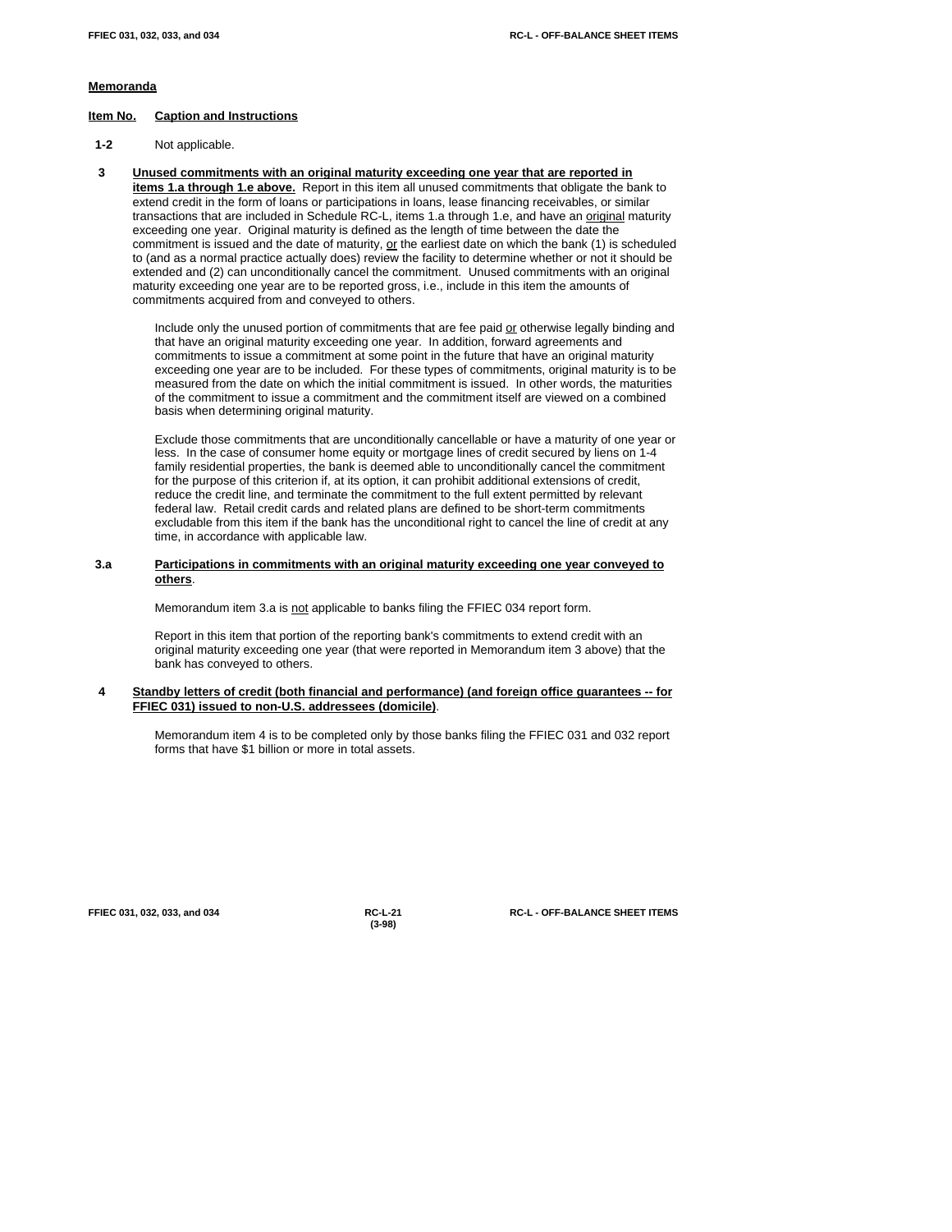## Memoranda

**Item No. Caption and Instructions**

**1-2** Not applicable.

**3** **Unused commitments with an original maturity exceeding one year that are reported in items 1.a through 1.e above.** Report in this item all unused commitments that obligate the bank to extend credit in the form of loans or participations in loans, lease financing receivables, or similar transactions that are included in Schedule RC-L, items 1.a through 1.e, and have an original maturity exceeding one year. Original maturity is defined as the length of time between the date the commitment is issued and the date of maturity, or the earliest date on which the bank (1) is scheduled to (and as a normal practice actually does) review the facility to determine whether or not it should be extended and (2) can unconditionally cancel the commitment. Unused commitments with an original maturity exceeding one year are to be reported gross, i.e., include in this item the amounts of commitments acquired from and conveyed to others.

Include only the unused portion of commitments that are fee paid or otherwise legally binding and that have an original maturity exceeding one year. In addition, forward agreements and commitments to issue a commitment at some point in the future that have an original maturity exceeding one year are to be included. For these types of commitments, original maturity is to be measured from the date on which the initial commitment is issued. In other words, the maturities of the commitment to issue a commitment and the commitment itself are viewed on a combined basis when determining original maturity.

Exclude those commitments that are unconditionally cancellable or have a maturity of one year or less. In the case of consumer home equity or mortgage lines of credit secured by liens on 1-4 family residential properties, the bank is deemed able to unconditionally cancel the commitment for the purpose of this criterion if, at its option, it can prohibit additional extensions of credit, reduce the credit line, and terminate the commitment to the full extent permitted by relevant federal law. Retail credit cards and related plans are defined to be short-term commitments excludable from this item if the bank has the unconditional right to cancel the line of credit at any time, in accordance with applicable law.

**3.a** **Participations in commitments with an original maturity exceeding one year conveyed to others**.

Memorandum item 3.a is not applicable to banks filing the FFIEC 034 report form.

Report in this item that portion of the reporting bank's commitments to extend credit with an original maturity exceeding one year (that were reported in Memorandum item 3 above) that the bank has conveyed to others.

**4** **Standby letters of credit (both financial and performance) (and foreign office guarantees -- for FFIEC 031) issued to non-U.S. addressees (domicile)**.

Memorandum item 4 is to be completed only by those banks filing the FFIEC 031 and 032 report forms that have $1 billion or more in total assets.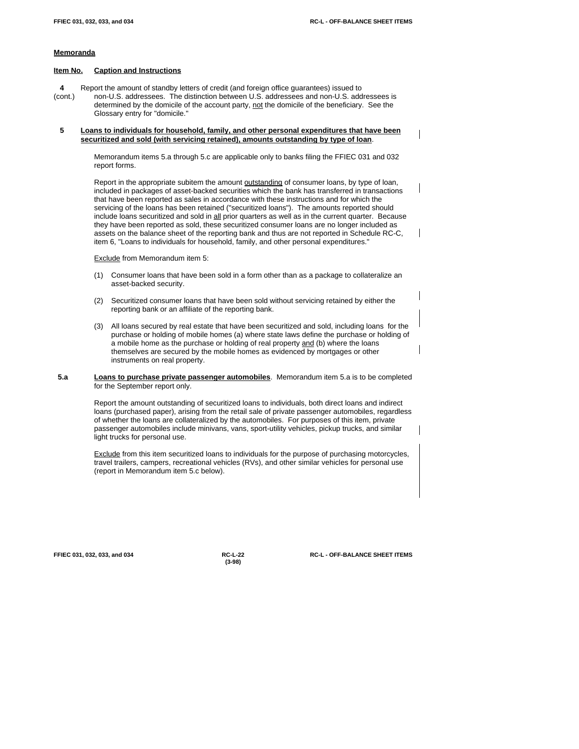## Memoranda

**Item No. Caption and Instructions**

**4** (cont.) Report the amount of standby letters of credit (and foreign office guarantees) issued to non-U.S. addressees. The distinction between U.S. addressees and non-U.S. addressees is determined by the domicile of the account party, not the domicile of the beneficiary. See the Glossary entry for "domicile."

**5** **Loans to individuals for household, family, and other personal expenditures that have been securitized and sold (with servicing retained), amounts outstanding by type of loan**.

Memorandum items 5.a through 5.c are applicable only to banks filing the FFIEC 031 and 032 report forms.

Report in the appropriate subitem the amount outstanding of consumer loans, by type of loan, included in packages of asset-backed securities which the bank has transferred in transactions that have been reported as sales in accordance with these instructions and for which the servicing of the loans has been retained ("securitized loans"). The amounts reported should include loans securitized and sold in all prior quarters as well as in the current quarter. Because they have been reported as sold, these securitized consumer loans are no longer included as assets on the balance sheet of the reporting bank and thus are not reported in Schedule RC-C, item 6, "Loans to individuals for household, family, and other personal expenditures."

Exclude from Memorandum item 5:

(1) Consumer loans that have been sold in a form other than as a package to collateralize an asset-backed security.

(2) Securitized consumer loans that have been sold without servicing retained by either the reporting bank or an affiliate of the reporting bank.

(3) All loans secured by real estate that have been securitized and sold, including loans for the purchase or holding of mobile homes (a) where state laws define the purchase or holding of a mobile home as the purchase or holding of real property and (b) where the loans themselves are secured by the mobile homes as evidenced by mortgages or other instruments on real property.

**5.a** **Loans to purchase private passenger automobiles**. Memorandum item 5.a is to be completed for the September report only.

Report the amount outstanding of securitized loans to individuals, both direct loans and indirect loans (purchased paper), arising from the retail sale of private passenger automobiles, regardless of whether the loans are collateralized by the automobiles. For purposes of this item, private passenger automobiles include minivans, vans, sport-utility vehicles, pickup trucks, and similar light trucks for personal use.

Exclude from this item securitized loans to individuals for the purpose of purchasing motorcycles, travel trailers, campers, recreational vehicles (RVs), and other similar vehicles for personal use (report in Memorandum item 5.c below).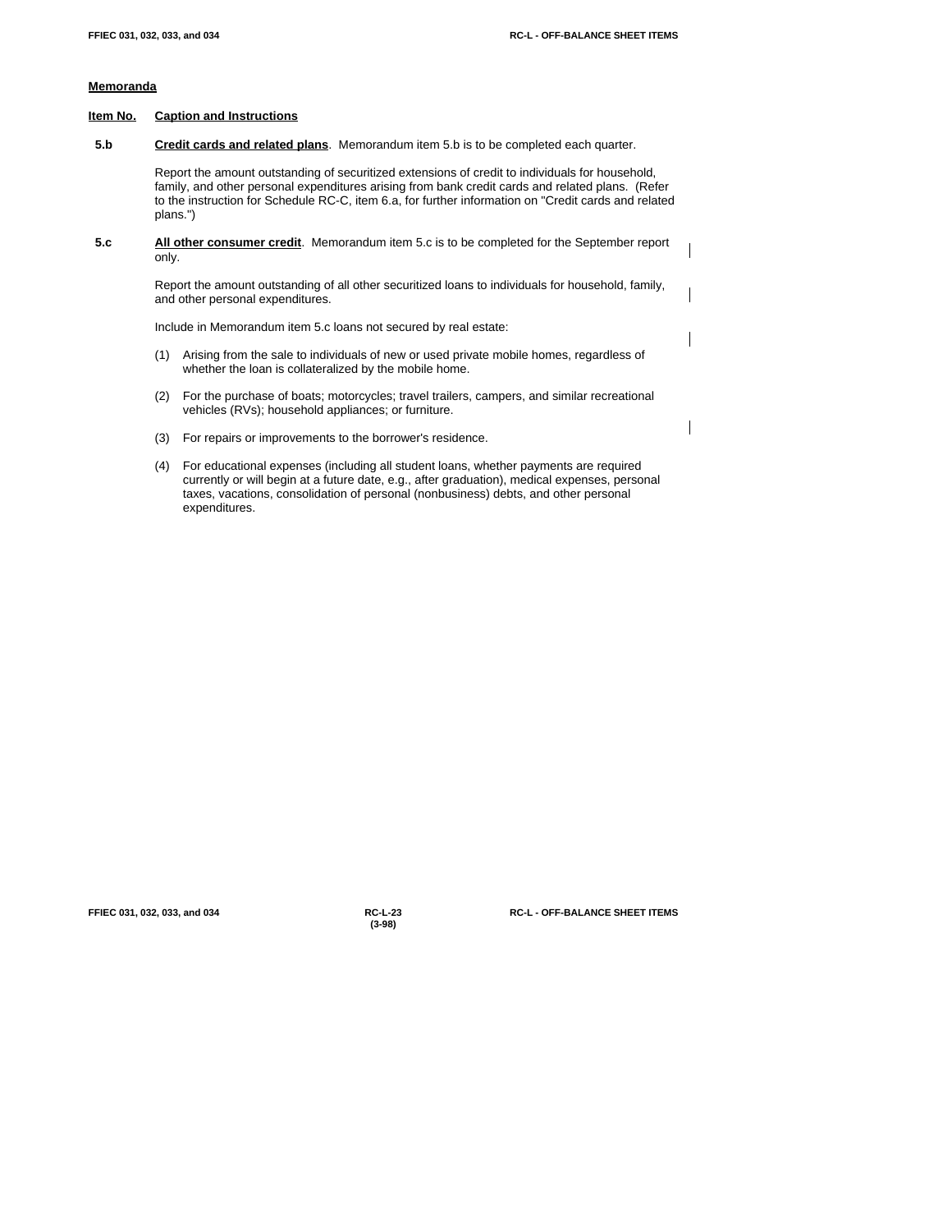**Memoranda**

**Item No.** **Caption and Instructions**

**5.b** **Credit cards and related plans**. Memorandum item 5.b is to be completed each quarter.

Report the amount outstanding of securitized extensions of credit to individuals for household, family, and other personal expenditures arising from bank credit cards and related plans. (Refer to the instruction for Schedule RC-C, item 6.a, for further information on "Credit cards and related plans.")

**5.c** **All other consumer credit**. Memorandum item 5.c is to be completed for the September report only.

Report the amount outstanding of all other securitized loans to individuals for household, family, and other personal expenditures.

Include in Memorandum item 5.c loans not secured by real estate:

(1) Arising from the sale to individuals of new or used private mobile homes, regardless of whether the loan is collateralized by the mobile home.

(2) For the purchase of boats; motorcycles; travel trailers, campers, and similar recreational vehicles (RVs); household appliances; or furniture.

(3) For repairs or improvements to the borrower's residence.

(4) For educational expenses (including all student loans, whether payments are required currently or will begin at a future date, e.g., after graduation), medical expenses, personal taxes, vacations, consolidation of personal (nonbusiness) debts, and other personal expenditures.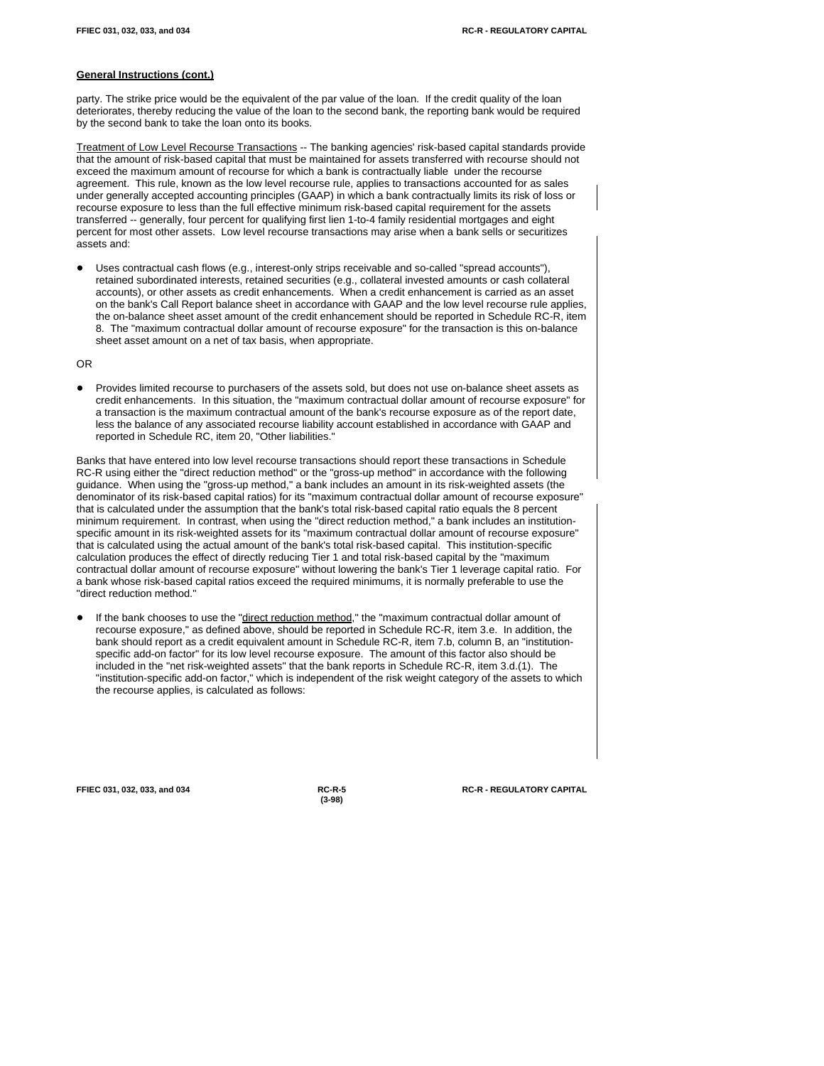**General Instructions (cont.)**

party. The strike price would be the equivalent of the par value of the loan. If the credit quality of the loan deteriorates, thereby reducing the value of the loan to the second bank, the reporting bank would be required by the second bank to take the loan onto its books.

Treatment of Low Level Recourse Transactions -- The banking agencies' risk-based capital standards provide that the amount of risk-based capital that must be maintained for assets transferred with recourse should not exceed the maximum amount of recourse for which a bank is contractually liable under the recourse agreement. This rule, known as the low level recourse rule, applies to transactions accounted for as sales under generally accepted accounting principles (GAAP) in which a bank contractually limits its risk of loss or recourse exposure to less than the full effective minimum risk-based capital requirement for the assets transferred -- generally, four percent for qualifying first lien 1-to-4 family residential mortgages and eight percent for most other assets. Low level recourse transactions may arise when a bank sells or securitizes assets and:

- Uses contractual cash flows (e.g., interest-only strips receivable and so-called "spread accounts"), retained subordinated interests, retained securities (e.g., collateral invested amounts or cash collateral accounts), or other assets as credit enhancements. When a credit enhancement is carried as an asset on the bank's Call Report balance sheet in accordance with GAAP and the low level recourse rule applies, the on-balance sheet asset amount of the credit enhancement should be reported in Schedule RC-R, item 8. The "maximum contractual dollar amount of recourse exposure" for the transaction is this on-balance sheet asset amount on a net of tax basis, when appropriate.

OR

- Provides limited recourse to purchasers of the assets sold, but does not use on-balance sheet assets as credit enhancements. In this situation, the "maximum contractual dollar amount of recourse exposure" for a transaction is the maximum contractual amount of the bank's recourse exposure as of the report date, less the balance of any associated recourse liability account established in accordance with GAAP and reported in Schedule RC, item 20, "Other liabilities."

Banks that have entered into low level recourse transactions should report these transactions in Schedule RC-R using either the "direct reduction method" or the "gross-up method" in accordance with the following guidance. When using the "gross-up method," a bank includes an amount in its risk-weighted assets (the denominator of its risk-based capital ratios) for its "maximum contractual dollar amount of recourse exposure" that is calculated under the assumption that the bank's total risk-based capital ratio equals the 8 percent minimum requirement. In contrast, when using the "direct reduction method," a bank includes an institution-specific amount in its risk-weighted assets for its "maximum contractual dollar amount of recourse exposure" that is calculated using the actual amount of the bank's total risk-based capital. This institution-specific calculation produces the effect of directly reducing Tier 1 and total risk-based capital by the "maximum contractual dollar amount of recourse exposure" without lowering the bank's Tier 1 leverage capital ratio. For a bank whose risk-based capital ratios exceed the required minimums, it is normally preferable to use the "direct reduction method."

- If the bank chooses to use the "direct reduction method," the "maximum contractual dollar amount of recourse exposure," as defined above, should be reported in Schedule RC-R, item 3.e. In addition, the bank should report as a credit equivalent amount in Schedule RC-R, item 7.b, column B, an "institution-specific add-on factor" for its low level recourse exposure. The amount of this factor also should be included in the "net risk-weighted assets" that the bank reports in Schedule RC-R, item 3.d.(1). The "institution-specific add-on factor," which is independent of the risk weight category of the assets to which the recourse applies, is calculated as follows: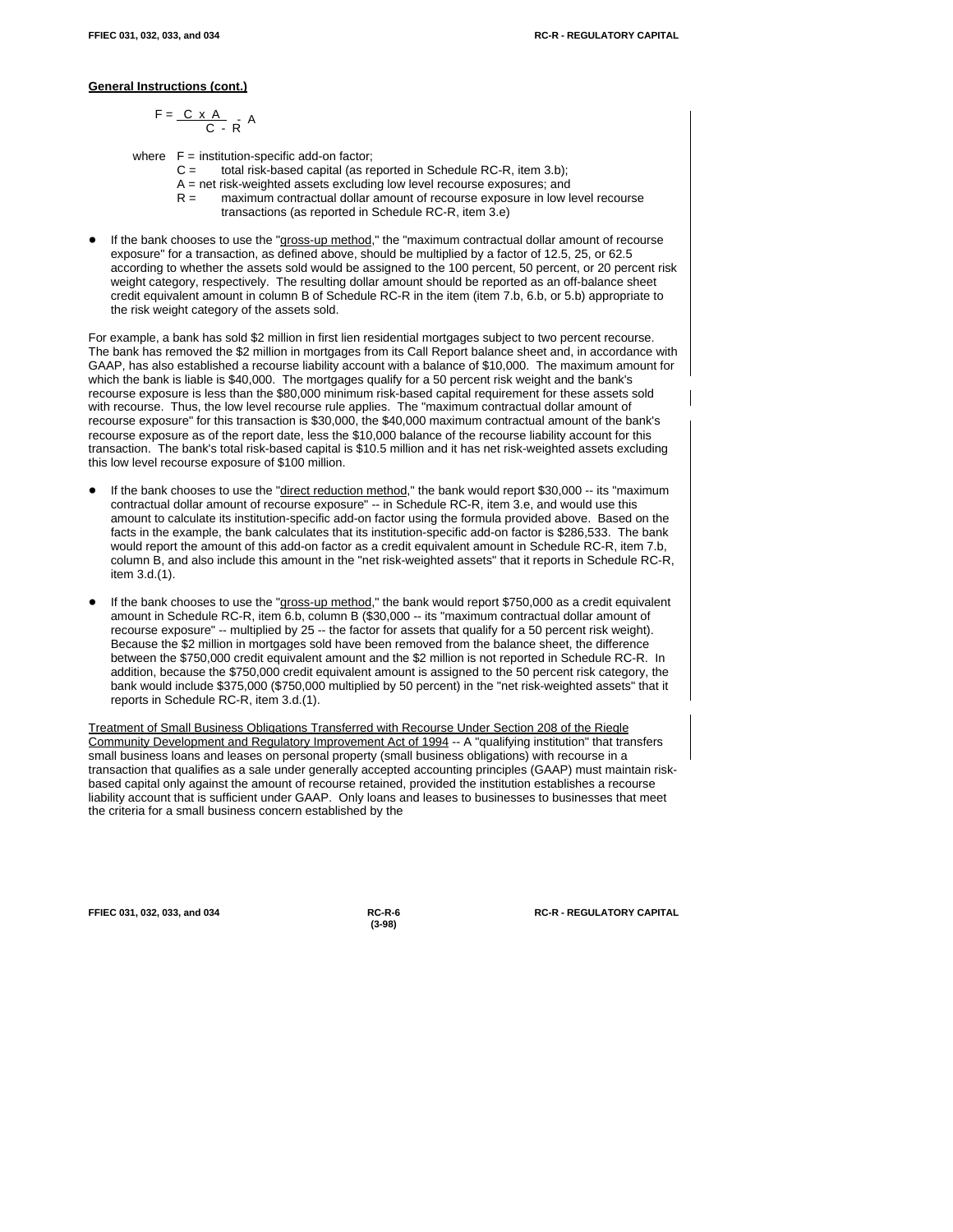**General Instructions (cont.)**

$$F = \frac{C \times A}{C - R} - A$$

where $F$ = institution-specific add-on factor;
$C$ = total risk-based capital (as reported in Schedule RC-R, item 3.b);
$A$ = net risk-weighted assets excluding low level recourse exposures; and
$R$ = maximum contractual dollar amount of recourse exposure in low level recourse transactions (as reported in Schedule RC-R, item 3.e)

- If the bank chooses to use the "gross-up method," the "maximum contractual dollar amount of recourse exposure" for a transaction, as defined above, should be multiplied by a factor of 12.5, 25, or 62.5 according to whether the assets sold would be assigned to the 100 percent, 50 percent, or 20 percent risk weight category, respectively. The resulting dollar amount should be reported as an off-balance sheet credit equivalent amount in column B of Schedule RC-R in the item (item 7.b, 6.b, or 5.b) appropriate to the risk weight category of the assets sold.

For example, a bank has sold $2 million in first lien residential mortgages subject to two percent recourse. The bank has removed the $2 million in mortgages from its Call Report balance sheet and, in accordance with GAAP, has also established a recourse liability account with a balance of $10,000. The maximum amount for which the bank is liable is $40,000. The mortgages qualify for a 50 percent risk weight and the bank's recourse exposure is less than the $80,000 minimum risk-based capital requirement for these assets sold with recourse. Thus, the low level recourse rule applies. The "maximum contractual dollar amount of recourse exposure" for this transaction is $30,000, the $40,000 maximum contractual amount of the bank's recourse exposure as of the report date, less the $10,000 balance of the recourse liability account for this transaction. The bank's total risk-based capital is $10.5 million and it has net risk-weighted assets excluding this low level recourse exposure of $100 million.

- If the bank chooses to use the "direct reduction method," the bank would report $30,000 -- its "maximum contractual dollar amount of recourse exposure" -- in Schedule RC-R, item 3.e, and would use this amount to calculate its institution-specific add-on factor using the formula provided above. Based on the facts in the example, the bank calculates that its institution-specific add-on factor is $286,533. The bank would report the amount of this add-on factor as a credit equivalent amount in Schedule RC-R, item 7.b, column B, and also include this amount in the "net risk-weighted assets" that it reports in Schedule RC-R, item 3.d.(1).

- If the bank chooses to use the "gross-up method," the bank would report $750,000 as a credit equivalent amount in Schedule RC-R, item 6.b, column B ($30,000 -- its "maximum contractual dollar amount of recourse exposure" -- multiplied by 25 -- the factor for assets that qualify for a 50 percent risk weight). Because the $2 million in mortgages sold have been removed from the balance sheet, the difference between the $750,000 credit equivalent amount and the $2 million is not reported in Schedule RC-R. In addition, because the $750,000 credit equivalent amount is assigned to the 50 percent risk category, the bank would include $375,000 ($750,000 multiplied by 50 percent) in the "net risk-weighted assets" that it reports in Schedule RC-R, item 3.d.(1).

Treatment of Small Business Obligations Transferred with Recourse Under Section 208 of the Riegle Community Development and Regulatory Improvement Act of 1994 -- A "qualifying institution" that transfers small business loans and leases on personal property (small business obligations) with recourse in a transaction that qualifies as a sale under generally accepted accounting principles (GAAP) must maintain risk-based capital only against the amount of recourse retained, provided the institution establishes a recourse liability account that is sufficient under GAAP. Only loans and leases to businesses to businesses that meet the criteria for a small business concern established by the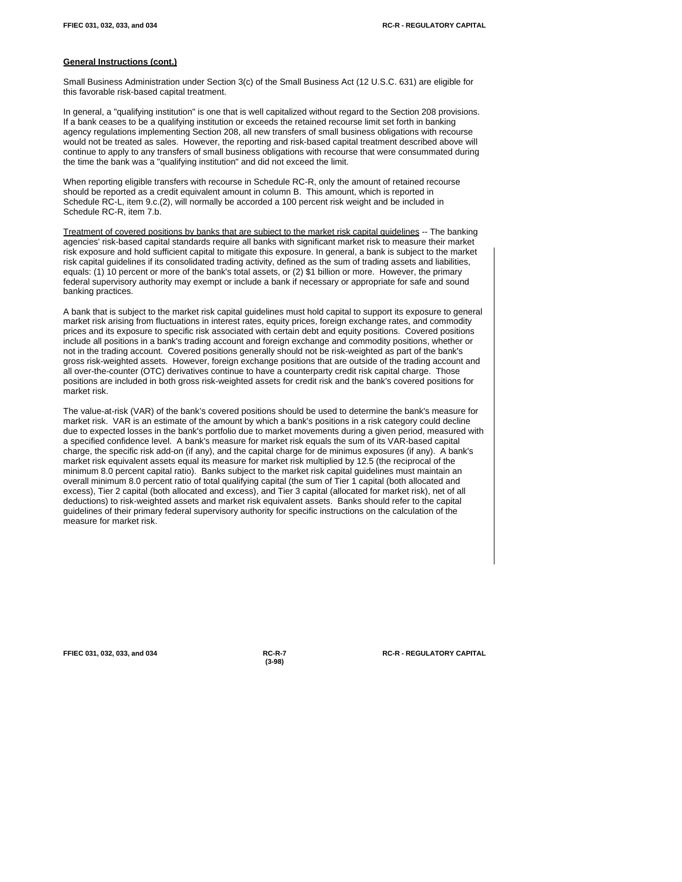**General Instructions (cont.)**

Small Business Administration under Section 3(c) of the Small Business Act (12 U.S.C. 631) are eligible for this favorable risk-based capital treatment.

In general, a "qualifying institution" is one that is well capitalized without regard to the Section 208 provisions. If a bank ceases to be a qualifying institution or exceeds the retained recourse limit set forth in banking agency regulations implementing Section 208, all new transfers of small business obligations with recourse would not be treated as sales. However, the reporting and risk-based capital treatment described above will continue to apply to any transfers of small business obligations with recourse that were consummated during the time the bank was a "qualifying institution" and did not exceed the limit.

When reporting eligible transfers with recourse in Schedule RC-R, only the amount of retained recourse should be reported as a credit equivalent amount in column B. This amount, which is reported in Schedule RC-L, item 9.c.(2), will normally be accorded a 100 percent risk weight and be included in Schedule RC-R, item 7.b.

Treatment of covered positions by banks that are subject to the market risk capital guidelines -- The banking agencies' risk-based capital standards require all banks with significant market risk to measure their market risk exposure and hold sufficient capital to mitigate this exposure. In general, a bank is subject to the market risk capital guidelines if its consolidated trading activity, defined as the sum of trading assets and liabilities, equals: (1) 10 percent or more of the bank's total assets, or (2) $1 billion or more. However, the primary federal supervisory authority may exempt or include a bank if necessary or appropriate for safe and sound banking practices.

A bank that is subject to the market risk capital guidelines must hold capital to support its exposure to general market risk arising from fluctuations in interest rates, equity prices, foreign exchange rates, and commodity prices and its exposure to specific risk associated with certain debt and equity positions. Covered positions include all positions in a bank's trading account and foreign exchange and commodity positions, whether or not in the trading account. Covered positions generally should not be risk-weighted as part of the bank's gross risk-weighted assets. However, foreign exchange positions that are outside of the trading account and all over-the-counter (OTC) derivatives continue to have a counterparty credit risk capital charge. Those positions are included in both gross risk-weighted assets for credit risk and the bank's covered positions for market risk.

The value-at-risk (VAR) of the bank's covered positions should be used to determine the bank's measure for market risk. VAR is an estimate of the amount by which a bank's positions in a risk category could decline due to expected losses in the bank's portfolio due to market movements during a given period, measured with a specified confidence level. A bank's measure for market risk equals the sum of its VAR-based capital charge, the specific risk add-on (if any), and the capital charge for de minimus exposures (if any). A bank's market risk equivalent assets equal its measure for market risk multiplied by 12.5 (the reciprocal of the minimum 8.0 percent capital ratio). Banks subject to the market risk capital guidelines must maintain an overall minimum 8.0 percent ratio of total qualifying capital (the sum of Tier 1 capital (both allocated and excess), Tier 2 capital (both allocated and excess), and Tier 3 capital (allocated for market risk), net of all deductions) to risk-weighted assets and market risk equivalent assets. Banks should refer to the capital guidelines of their primary federal supervisory authority for specific instructions on the calculation of the measure for market risk.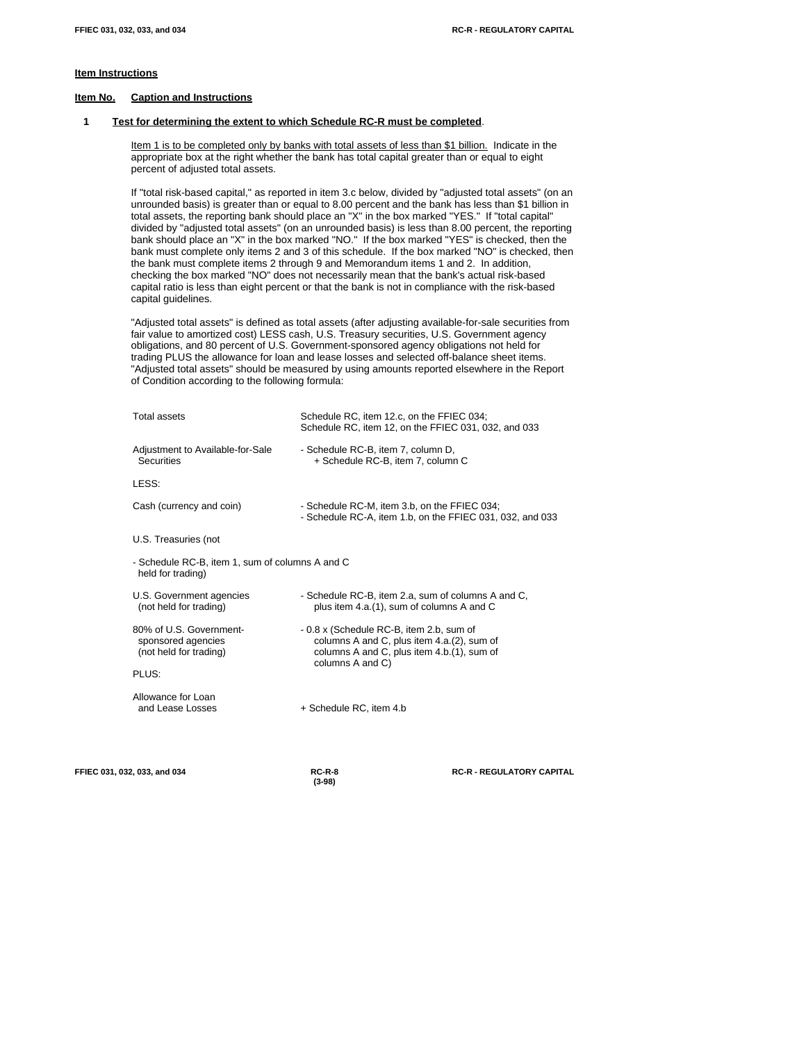## Item Instructions

| Item No. | Caption and Instructions |
|---|---|

**1 Test for determining the extent to which Schedule RC-R must be completed.**

Item 1 is to be completed only by banks with total assets of less than $1 billion. Indicate in the appropriate box at the right whether the bank has total capital greater than or equal to eight percent of adjusted total assets.

If "total risk-based capital," as reported in item 3.c below, divided by "adjusted total assets" (on an unrounded basis) is greater than or equal to 8.00 percent and the bank has less than $1 billion in total assets, the reporting bank should place an "X" in the box marked "YES." If "total capital" divided by "adjusted total assets" (on an unrounded basis) is less than 8.00 percent, the reporting bank should place an "X" in the box marked "NO." If the box marked "YES" is checked, then the bank must complete only items 2 and 3 of this schedule. If the box marked "NO" is checked, then the bank must complete items 2 through 9 and Memorandum items 1 and 2. In addition, checking the box marked "NO" does not necessarily mean that the bank's actual risk-based capital ratio is less than eight percent or that the bank is not in compliance with the risk-based capital guidelines.

"Adjusted total assets" is defined as total assets (after adjusting available-for-sale securities from fair value to amortized cost) LESS cash, U.S. Treasury securities, U.S. Government agency obligations, and 80 percent of U.S. Government-sponsored agency obligations not held for trading PLUS the allowance for loan and lease losses and selected off-balance sheet items. "Adjusted total assets" should be measured by using amounts reported elsewhere in the Report of Condition according to the following formula:

| | |
|---|---|
| Total assets | Schedule RC, item 12.c, on the FFIEC 034; Schedule RC, item 12, on the FFIEC 031, 032, and 033 |
| Adjustment to Available-for-Sale Securities | - Schedule RC-B, item 7, column D, + Schedule RC-B, item 7, column C |
| LESS: | |
| Cash (currency and coin) | - Schedule RC-M, item 3.b, on the FFIEC 034; - Schedule RC-A, item 1.b, on the FFIEC 031, 032, and 033 |
| U.S. Treasuries (not held for trading) | - Schedule RC-B, item 1, sum of columns A and C |
| U.S. Government agencies (not held for trading) | - Schedule RC-B, item 2.a, sum of columns A and C, plus item 4.a.(1), sum of columns A and C |
| 80% of U.S. Government-sponsored agencies (not held for trading) | - 0.8 x (Schedule RC-B, item 2.b, sum of columns A and C, plus item 4.a.(2), sum of columns A and C, plus item 4.b.(1), sum of columns A and C) |
| PLUS: | |
| Allowance for Loan and Lease Losses | + Schedule RC, item 4.b |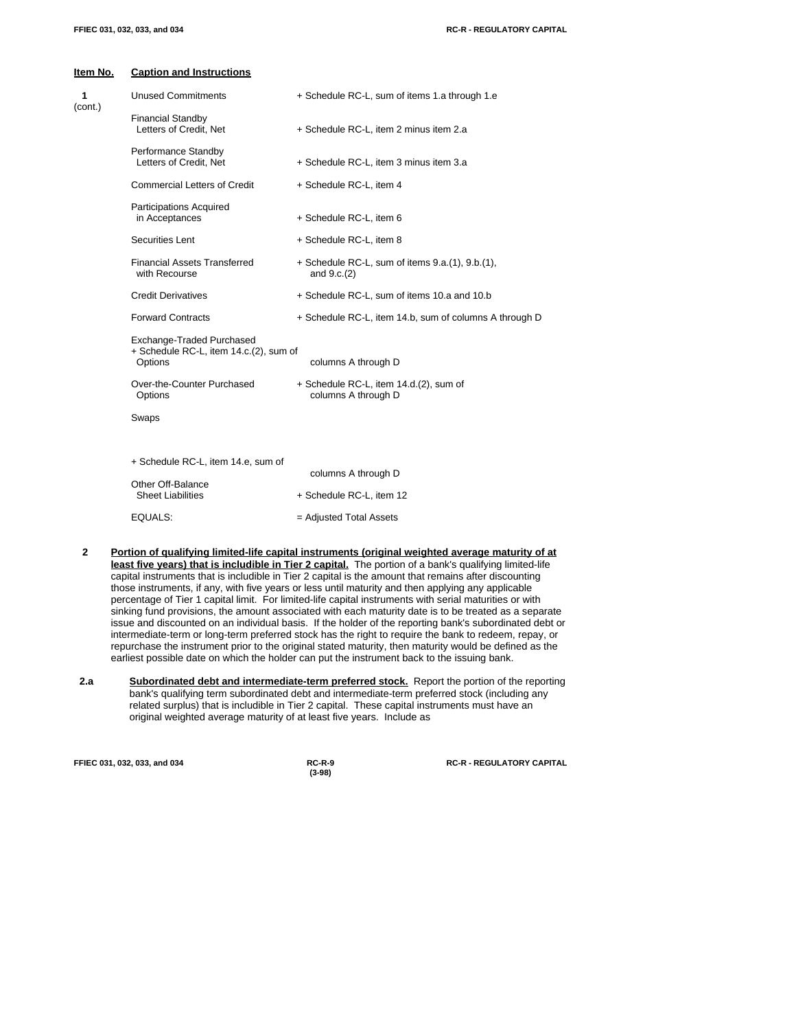| Item No. | Caption and Instructions | |
|---|---|---|
| 1 (cont.) | Unused Commitments | + Schedule RC-L, sum of items 1.a through 1.e |
| | Financial Standby Letters of Credit, Net | + Schedule RC-L, item 2 minus item 2.a |
| | Performance Standby Letters of Credit, Net | + Schedule RC-L, item 3 minus item 3.a |
| | Commercial Letters of Credit | + Schedule RC-L, item 4 |
| | Participations Acquired in Acceptances | + Schedule RC-L, item 6 |
| | Securities Lent | + Schedule RC-L, item 8 |
| | Financial Assets Transferred with Recourse | + Schedule RC-L, sum of items 9.a.(1), 9.b.(1), and 9.c.(2) |
| | Credit Derivatives | + Schedule RC-L, sum of items 10.a and 10.b |
| | Forward Contracts | + Schedule RC-L, item 14.b, sum of columns A through D |
| | Exchange-Traded Purchased Options | + Schedule RC-L, item 14.c.(2), sum of columns A through D |
| | Over-the-Counter Purchased Options | + Schedule RC-L, item 14.d.(2), sum of columns A through D |
| | Swaps | + Schedule RC-L, item 14.e, sum of columns A through D |
| | Other Off-Balance Sheet Liabilities | + Schedule RC-L, item 12 |
| | EQUALS: | = Adjusted Total Assets |

**2** **Portion of qualifying limited-life capital instruments (original weighted average maturity of at least five years) that is includible in Tier 2 capital.** The portion of a bank's qualifying limited-life capital instruments that is includible in Tier 2 capital is the amount that remains after discounting those instruments, if any, with five years or less until maturity and then applying any applicable percentage of Tier 1 capital limit. For limited-life capital instruments with serial maturities or with sinking fund provisions, the amount associated with each maturity date is to be treated as a separate issue and discounted on an individual basis. If the holder of the reporting bank's subordinated debt or intermediate-term or long-term preferred stock has the right to require the bank to redeem, repay, or repurchase the instrument prior to the original stated maturity, then maturity would be defined as the earliest possible date on which the holder can put the instrument back to the issuing bank.

**2.a** **Subordinated debt and intermediate-term preferred stock.** Report the portion of the reporting bank's qualifying term subordinated debt and intermediate-term preferred stock (including any related surplus) that is includible in Tier 2 capital. These capital instruments must have an original weighted average maturity of at least five years. Include as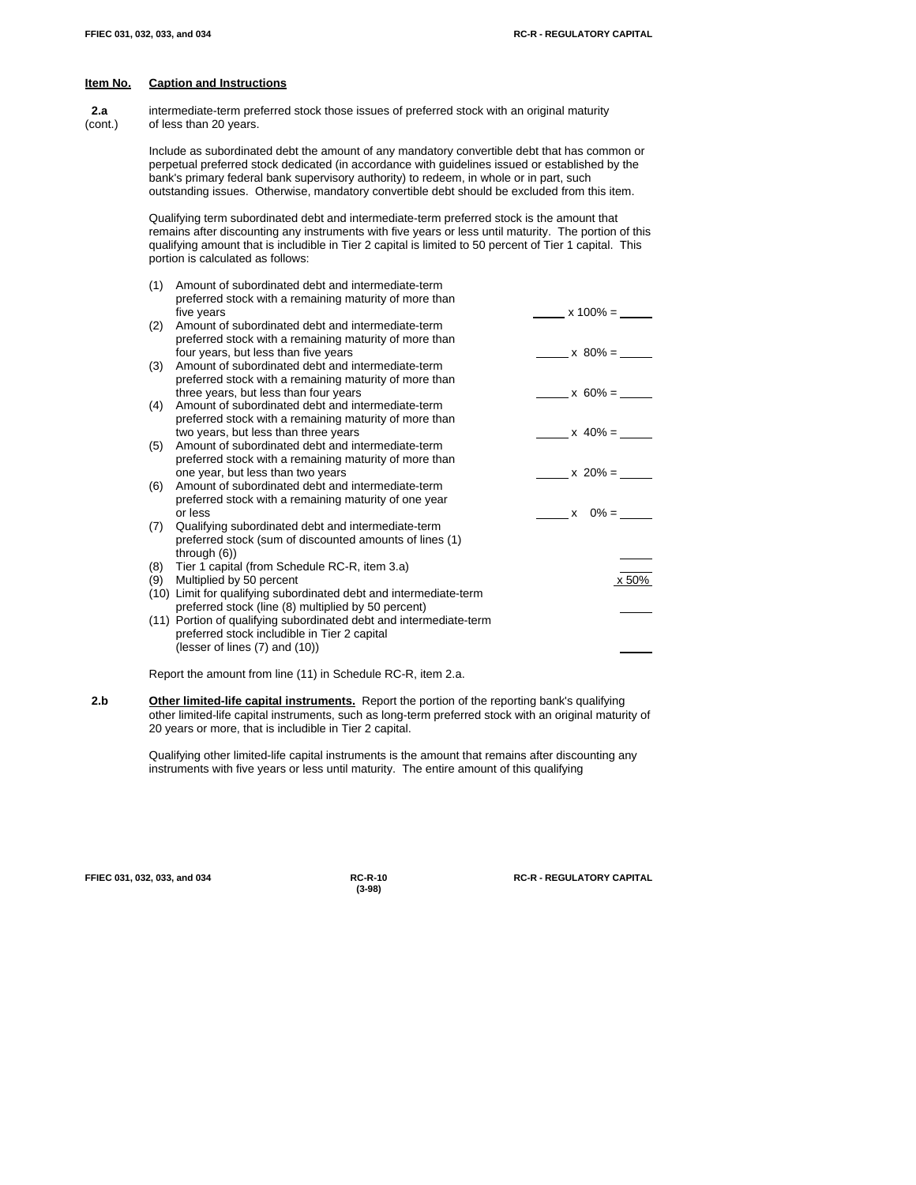| Item No. | Caption and Instructions |
|---|---|

**2.a (cont.)** intermediate-term preferred stock those issues of preferred stock with an original maturity of less than 20 years.

Include as subordinated debt the amount of any mandatory convertible debt that has common or perpetual preferred stock dedicated (in accordance with guidelines issued or established by the bank's primary federal bank supervisory authority) to redeem, in whole or in part, such outstanding issues. Otherwise, mandatory convertible debt should be excluded from this item.

Qualifying term subordinated debt and intermediate-term preferred stock is the amount that remains after discounting any instruments with five years or less until maturity. The portion of this qualifying amount that is includible in Tier 2 capital is limited to 50 percent of Tier 1 capital. This portion is calculated as follows:

| | | |
|---|---|---|
| (1) | Amount of subordinated debt and intermediate-term preferred stock with a remaining maturity of more than five years | _____ x 100% = _____ |
| (2) | Amount of subordinated debt and intermediate-term preferred stock with a remaining maturity of more than four years, but less than five years | _____ x 80% = _____ |
| (3) | Amount of subordinated debt and intermediate-term preferred stock with a remaining maturity of more than three years, but less than four years | _____ x 60% = _____ |
| (4) | Amount of subordinated debt and intermediate-term preferred stock with a remaining maturity of more than two years, but less than three years | _____ x 40% = _____ |
| (5) | Amount of subordinated debt and intermediate-term preferred stock with a remaining maturity of more than one year, but less than two years | _____ x 20% = _____ |
| (6) | Amount of subordinated debt and intermediate-term preferred stock with a remaining maturity of one year or less | _____ x 0% = _____ |
| (7) | Qualifying subordinated debt and intermediate-term preferred stock (sum of discounted amounts of lines (1) through (6)) | _____ |
| (8) | Tier 1 capital (from Schedule RC-R, item 3.a) | _____ |
| (9) | Multiplied by 50 percent | x 50% |
| (10) | Limit for qualifying subordinated debt and intermediate-term preferred stock (line (8) multiplied by 50 percent) | _____ |
| (11) | Portion of qualifying subordinated debt and intermediate-term preferred stock includible in Tier 2 capital (lesser of lines (7) and (10)) | _____ |

Report the amount from line (11) in Schedule RC-R, item 2.a.

**2.b** **Other limited-life capital instruments.** Report the portion of the reporting bank's qualifying other limited-life capital instruments, such as long-term preferred stock with an original maturity of 20 years or more, that is includible in Tier 2 capital.

Qualifying other limited-life capital instruments is the amount that remains after discounting any instruments with five years or less until maturity. The entire amount of this qualifying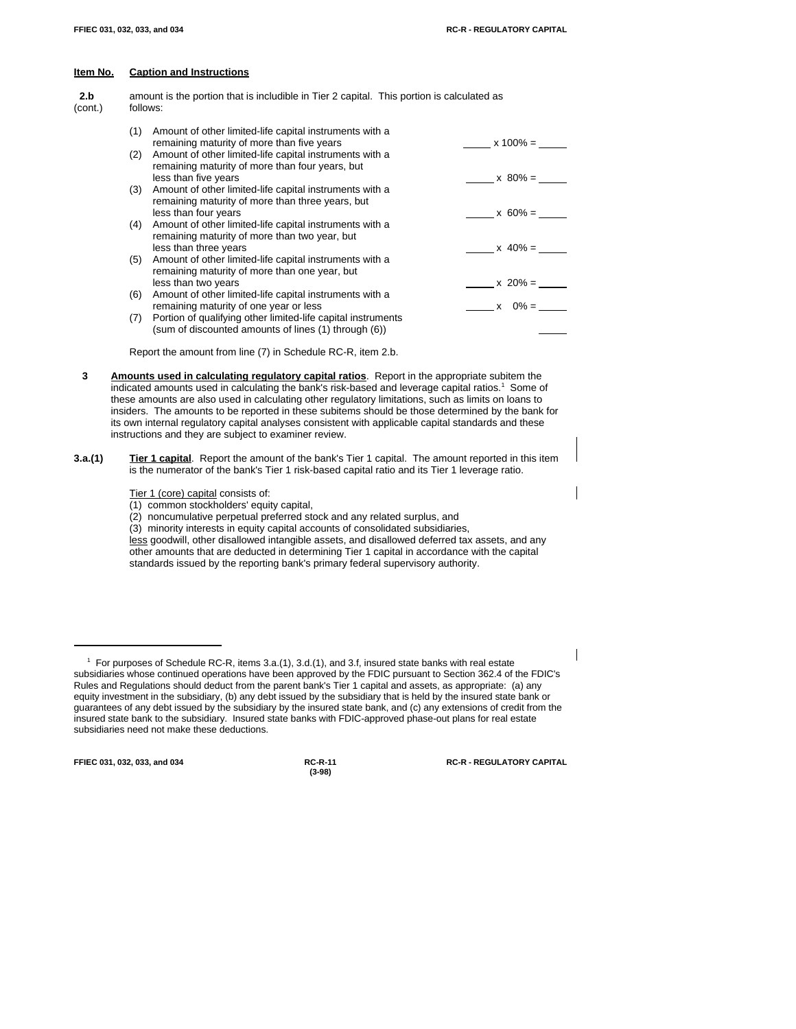**Item No.** **Caption and Instructions**

**2.b** (cont.) amount is the portion that is includible in Tier 2 capital. This portion is calculated as follows:

| | | |
|---|---|---|
| (1) | Amount of other limited-life capital instruments with a remaining maturity of more than five years | _____ x 100% = _____ |
| (2) | Amount of other limited-life capital instruments with a remaining maturity of more than four years, but less than five years | _____ x 80% = _____ |
| (3) | Amount of other limited-life capital instruments with a remaining maturity of more than three years, but less than four years | _____ x 60% = _____ |
| (4) | Amount of other limited-life capital instruments with a remaining maturity of more than two year, but less than three years | _____ x 40% = _____ |
| (5) | Amount of other limited-life capital instruments with a remaining maturity of more than one year, but less than two years | _____ x 20% = _____ |
| (6) | Amount of other limited-life capital instruments with a remaining maturity of one year or less | _____ x 0% = _____ |
| (7) | Portion of qualifying other limited-life capital instruments (sum of discounted amounts of lines (1) through (6)) | _____ |

Report the amount from line (7) in Schedule RC-R, item 2.b.

**3** **Amounts used in calculating regulatory capital ratios**. Report in the appropriate subitem the indicated amounts used in calculating the bank's risk-based and leverage capital ratios.[1] Some of these amounts are also used in calculating other regulatory limitations, such as limits on loans to insiders. The amounts to be reported in these subitems should be those determined by the bank for its own internal regulatory capital analyses consistent with applicable capital standards and these instructions and they are subject to examiner review.

**3.a.(1)** **Tier 1 capital**. Report the amount of the bank's Tier 1 capital. The amount reported in this item is the numerator of the bank's Tier 1 risk-based capital ratio and its Tier 1 leverage ratio.

Tier 1 (core) capital consists of:
(1) common stockholders' equity capital,
(2) noncumulative perpetual preferred stock and any related surplus, and
(3) minority interests in equity capital accounts of consolidated subsidiaries,
less goodwill, other disallowed intangible assets, and disallowed deferred tax assets, and any other amounts that are deducted in determining Tier 1 capital in accordance with the capital standards issued by the reporting bank's primary federal supervisory authority.

---

[1] For purposes of Schedule RC-R, items 3.a.(1), 3.d.(1), and 3.f, insured state banks with real estate subsidiaries whose continued operations have been approved by the FDIC pursuant to Section 362.4 of the FDIC's Rules and Regulations should deduct from the parent bank's Tier 1 capital and assets, as appropriate: (a) any equity investment in the subsidiary, (b) any debt issued by the subsidiary that is held by the insured state bank or guarantees of any debt issued by the subsidiary by the insured state bank, and (c) any extensions of credit from the insured state bank to the subsidiary. Insured state banks with FDIC-approved phase-out plans for real estate subsidiaries need not make these deductions.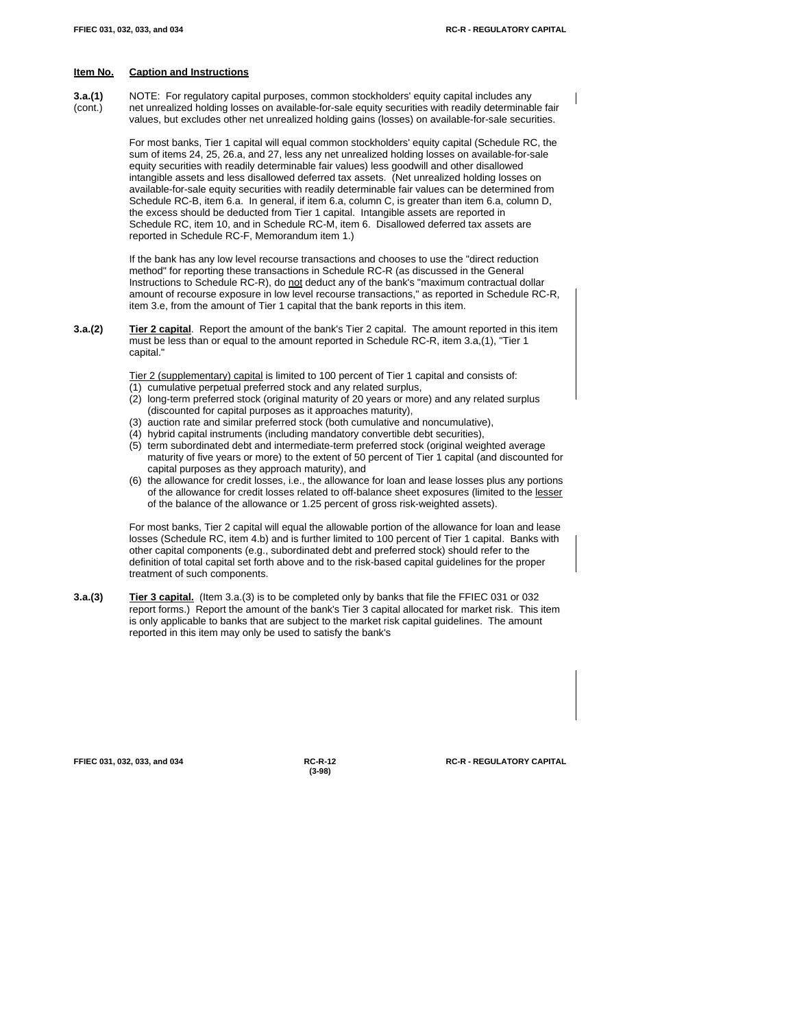**Item No.** **Caption and Instructions**

**3.a.(1)** (cont.)

NOTE: For regulatory capital purposes, common stockholders' equity capital includes any net unrealized holding losses on available-for-sale equity securities with readily determinable fair values, but excludes other net unrealized holding gains (losses) on available-for-sale securities.

For most banks, Tier 1 capital will equal common stockholders' equity capital (Schedule RC, the sum of items 24, 25, 26.a, and 27, less any net unrealized holding losses on available-for-sale equity securities with readily determinable fair values) less goodwill and other disallowed intangible assets and less disallowed deferred tax assets. (Net unrealized holding losses on available-for-sale equity securities with readily determinable fair values can be determined from Schedule RC-B, item 6.a. In general, if item 6.a, column C, is greater than item 6.a, column D, the excess should be deducted from Tier 1 capital. Intangible assets are reported in Schedule RC, item 10, and in Schedule RC-M, item 6. Disallowed deferred tax assets are reported in Schedule RC-F, Memorandum item 1.)

If the bank has any low level recourse transactions and chooses to use the "direct reduction method" for reporting these transactions in Schedule RC-R (as discussed in the General Instructions to Schedule RC-R), do not deduct any of the bank's "maximum contractual dollar amount of recourse exposure in low level recourse transactions," as reported in Schedule RC-R, item 3.e, from the amount of Tier 1 capital that the bank reports in this item.

**3.a.(2)** **Tier 2 capital**. Report the amount of the bank's Tier 2 capital. The amount reported in this item must be less than or equal to the amount reported in Schedule RC-R, item 3.a,(1), "Tier 1 capital."

Tier 2 (supplementary) capital is limited to 100 percent of Tier 1 capital and consists of:

(1) cumulative perpetual preferred stock and any related surplus,
(2) long-term preferred stock (original maturity of 20 years or more) and any related surplus (discounted for capital purposes as it approaches maturity),
(3) auction rate and similar preferred stock (both cumulative and noncumulative),
(4) hybrid capital instruments (including mandatory convertible debt securities),
(5) term subordinated debt and intermediate-term preferred stock (original weighted average maturity of five years or more) to the extent of 50 percent of Tier 1 capital (and discounted for capital purposes as they approach maturity), and
(6) the allowance for credit losses, i.e., the allowance for loan and lease losses plus any portions of the allowance for credit losses related to off-balance sheet exposures (limited to the lesser of the balance of the allowance or 1.25 percent of gross risk-weighted assets).

For most banks, Tier 2 capital will equal the allowable portion of the allowance for loan and lease losses (Schedule RC, item 4.b) and is further limited to 100 percent of Tier 1 capital. Banks with other capital components (e.g., subordinated debt and preferred stock) should refer to the definition of total capital set forth above and to the risk-based capital guidelines for the proper treatment of such components.

**3.a.(3)** **Tier 3 capital.** (Item 3.a.(3) is to be completed only by banks that file the FFIEC 031 or 032 report forms.) Report the amount of the bank's Tier 3 capital allocated for market risk. This item is only applicable to banks that are subject to the market risk capital guidelines. The amount reported in this item may only be used to satisfy the bank's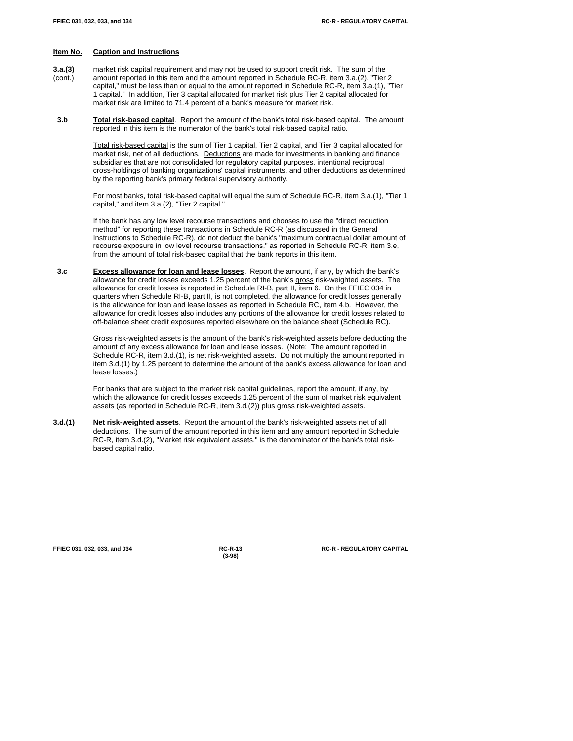| Item No. | Caption and Instructions |
|---|---|
| 3.a.(3) (cont.) | market risk capital requirement and may not be used to support credit risk. The sum of the amount reported in this item and the amount reported in Schedule RC-R, item 3.a.(2), "Tier 2 capital," must be less than or equal to the amount reported in Schedule RC-R, item 3.a.(1), "Tier 1 capital." In addition, Tier 3 capital allocated for market risk plus Tier 2 capital allocated for market risk are limited to 71.4 percent of a bank's measure for market risk. |

**3.b** **Total risk-based capital**. Report the amount of the bank's total risk-based capital. The amount reported in this item is the numerator of the bank's total risk-based capital ratio.

Total risk-based capital is the sum of Tier 1 capital, Tier 2 capital, and Tier 3 capital allocated for market risk, net of all deductions. Deductions are made for investments in banking and finance subsidiaries that are not consolidated for regulatory capital purposes, intentional reciprocal cross-holdings of banking organizations' capital instruments, and other deductions as determined by the reporting bank's primary federal supervisory authority.

For most banks, total risk-based capital will equal the sum of Schedule RC-R, item 3.a.(1), "Tier 1 capital," and item 3.a.(2), "Tier 2 capital."

If the bank has any low level recourse transactions and chooses to use the "direct reduction method" for reporting these transactions in Schedule RC-R (as discussed in the General Instructions to Schedule RC-R), do not deduct the bank's "maximum contractual dollar amount of recourse exposure in low level recourse transactions," as reported in Schedule RC-R, item 3.e, from the amount of total risk-based capital that the bank reports in this item.

**3.c** **Excess allowance for loan and lease losses**. Report the amount, if any, by which the bank's allowance for credit losses exceeds 1.25 percent of the bank's gross risk-weighted assets. The allowance for credit losses is reported in Schedule RI-B, part II, item 6. On the FFIEC 034 in quarters when Schedule RI-B, part II, is not completed, the allowance for credit losses generally is the allowance for loan and lease losses as reported in Schedule RC, item 4.b. However, the allowance for credit losses also includes any portions of the allowance for credit losses related to off-balance sheet credit exposures reported elsewhere on the balance sheet (Schedule RC).

Gross risk-weighted assets is the amount of the bank's risk-weighted assets before deducting the amount of any excess allowance for loan and lease losses. (Note: The amount reported in Schedule RC-R, item 3.d.(1), is net risk-weighted assets. Do not multiply the amount reported in item 3.d.(1) by 1.25 percent to determine the amount of the bank's excess allowance for loan and lease losses.)

For banks that are subject to the market risk capital guidelines, report the amount, if any, by which the allowance for credit losses exceeds 1.25 percent of the sum of market risk equivalent assets (as reported in Schedule RC-R, item 3.d.(2)) plus gross risk-weighted assets.

**3.d.(1)** **Net risk-weighted assets**. Report the amount of the bank's risk-weighted assets net of all deductions. The sum of the amount reported in this item and any amount reported in Schedule RC-R, item 3.d.(2), "Market risk equivalent assets," is the denominator of the bank's total risk-based capital ratio.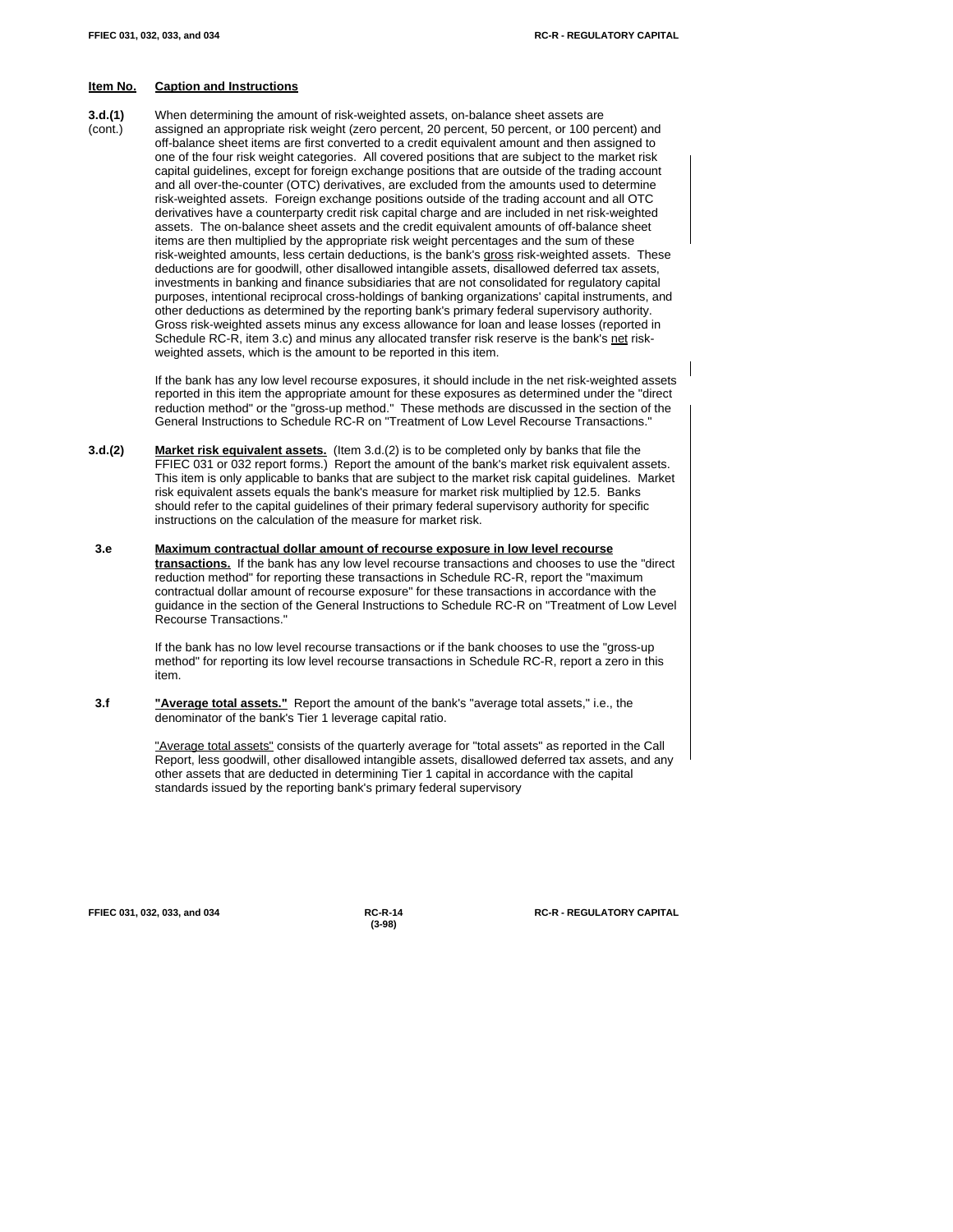**Item No.** **Caption and Instructions**

**3.d.(1)** (cont.)

When determining the amount of risk-weighted assets, on-balance sheet assets are assigned an appropriate risk weight (zero percent, 20 percent, 50 percent, or 100 percent) and off-balance sheet items are first converted to a credit equivalent amount and then assigned to one of the four risk weight categories. All covered positions that are subject to the market risk capital guidelines, except for foreign exchange positions that are outside of the trading account and all over-the-counter (OTC) derivatives, are excluded from the amounts used to determine risk-weighted assets. Foreign exchange positions outside of the trading account and all OTC derivatives have a counterparty credit risk capital charge and are included in net risk-weighted assets. The on-balance sheet assets and the credit equivalent amounts of off-balance sheet items are then multiplied by the appropriate risk weight percentages and the sum of these risk-weighted amounts, less certain deductions, is the bank's gross risk-weighted assets. These deductions are for goodwill, other disallowed intangible assets, disallowed deferred tax assets, investments in banking and finance subsidiaries that are not consolidated for regulatory capital purposes, intentional reciprocal cross-holdings of banking organizations' capital instruments, and other deductions as determined by the reporting bank's primary federal supervisory authority. Gross risk-weighted assets minus any excess allowance for loan and lease losses (reported in Schedule RC-R, item 3.c) and minus any allocated transfer risk reserve is the bank's net risk-weighted assets, which is the amount to be reported in this item.

If the bank has any low level recourse exposures, it should include in the net risk-weighted assets reported in this item the appropriate amount for these exposures as determined under the "direct reduction method" or the "gross-up method." These methods are discussed in the section of the General Instructions to Schedule RC-R on "Treatment of Low Level Recourse Transactions."

**3.d.(2)** **Market risk equivalent assets.** (Item 3.d.(2) is to be completed only by banks that file the FFIEC 031 or 032 report forms.) Report the amount of the bank's market risk equivalent assets. This item is only applicable to banks that are subject to the market risk capital guidelines. Market risk equivalent assets equals the bank's measure for market risk multiplied by 12.5. Banks should refer to the capital guidelines of their primary federal supervisory authority for specific instructions on the calculation of the measure for market risk.

**3.e** **Maximum contractual dollar amount of recourse exposure in low level recourse transactions.** If the bank has any low level recourse transactions and chooses to use the "direct reduction method" for reporting these transactions in Schedule RC-R, report the "maximum contractual dollar amount of recourse exposure" for these transactions in accordance with the guidance in the section of the General Instructions to Schedule RC-R on "Treatment of Low Level Recourse Transactions."

If the bank has no low level recourse transactions or if the bank chooses to use the "gross-up method" for reporting its low level recourse transactions in Schedule RC-R, report a zero in this item.

**3.f** **"Average total assets."** Report the amount of the bank's "average total assets," i.e., the denominator of the bank's Tier 1 leverage capital ratio.

"Average total assets" consists of the quarterly average for "total assets" as reported in the Call Report, less goodwill, other disallowed intangible assets, disallowed deferred tax assets, and any other assets that are deducted in determining Tier 1 capital in accordance with the capital standards issued by the reporting bank's primary federal supervisory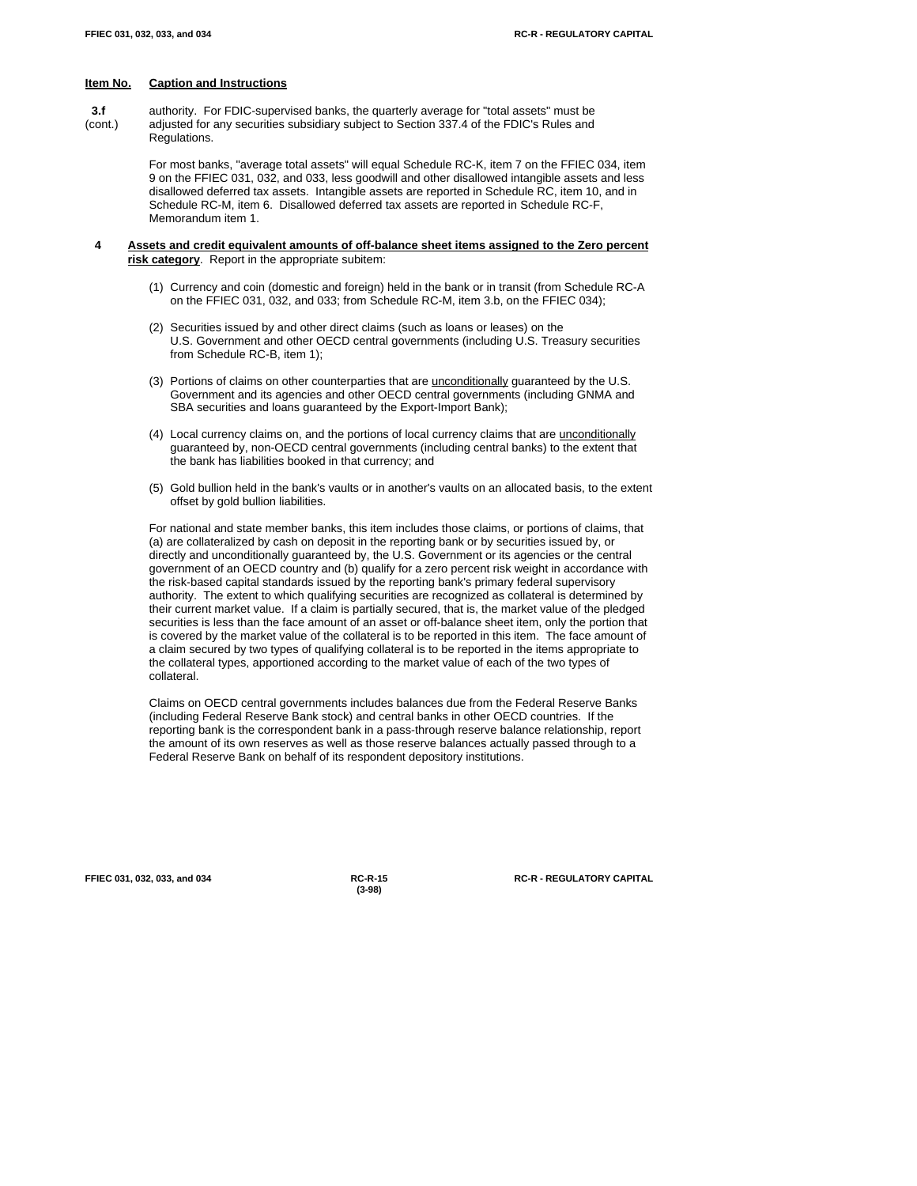**Item No.** **Caption and Instructions**

**3.f** (cont.) authority. For FDIC-supervised banks, the quarterly average for "total assets" must be adjusted for any securities subsidiary subject to Section 337.4 of the FDIC's Rules and Regulations.

For most banks, "average total assets" will equal Schedule RC-K, item 7 on the FFIEC 034, item 9 on the FFIEC 031, 032, and 033, less goodwill and other disallowed intangible assets and less disallowed deferred tax assets. Intangible assets are reported in Schedule RC, item 10, and in Schedule RC-M, item 6. Disallowed deferred tax assets are reported in Schedule RC-F, Memorandum item 1.

**4** **Assets and credit equivalent amounts of off-balance sheet items assigned to the Zero percent risk category**. Report in the appropriate subitem:

(1) Currency and coin (domestic and foreign) held in the bank or in transit (from Schedule RC-A on the FFIEC 031, 032, and 033; from Schedule RC-M, item 3.b, on the FFIEC 034);

(2) Securities issued by and other direct claims (such as loans or leases) on the U.S. Government and other OECD central governments (including U.S. Treasury securities from Schedule RC-B, item 1);

(3) Portions of claims on other counterparties that are unconditionally guaranteed by the U.S. Government and its agencies and other OECD central governments (including GNMA and SBA securities and loans guaranteed by the Export-Import Bank);

(4) Local currency claims on, and the portions of local currency claims that are unconditionally guaranteed by, non-OECD central governments (including central banks) to the extent that the bank has liabilities booked in that currency; and

(5) Gold bullion held in the bank's vaults or in another's vaults on an allocated basis, to the extent offset by gold bullion liabilities.

For national and state member banks, this item includes those claims, or portions of claims, that (a) are collateralized by cash on deposit in the reporting bank or by securities issued by, or directly and unconditionally guaranteed by, the U.S. Government or its agencies or the central government of an OECD country and (b) qualify for a zero percent risk weight in accordance with the risk-based capital standards issued by the reporting bank's primary federal supervisory authority. The extent to which qualifying securities are recognized as collateral is determined by their current market value. If a claim is partially secured, that is, the market value of the pledged securities is less than the face amount of an asset or off-balance sheet item, only the portion that is covered by the market value of the collateral is to be reported in this item. The face amount of a claim secured by two types of qualifying collateral is to be reported in the items appropriate to the collateral types, apportioned according to the market value of each of the two types of collateral.

Claims on OECD central governments includes balances due from the Federal Reserve Banks (including Federal Reserve Bank stock) and central banks in other OECD countries. If the reporting bank is the correspondent bank in a pass-through reserve balance relationship, report the amount of its own reserves as well as those reserve balances actually passed through to a Federal Reserve Bank on behalf of its respondent depository institutions.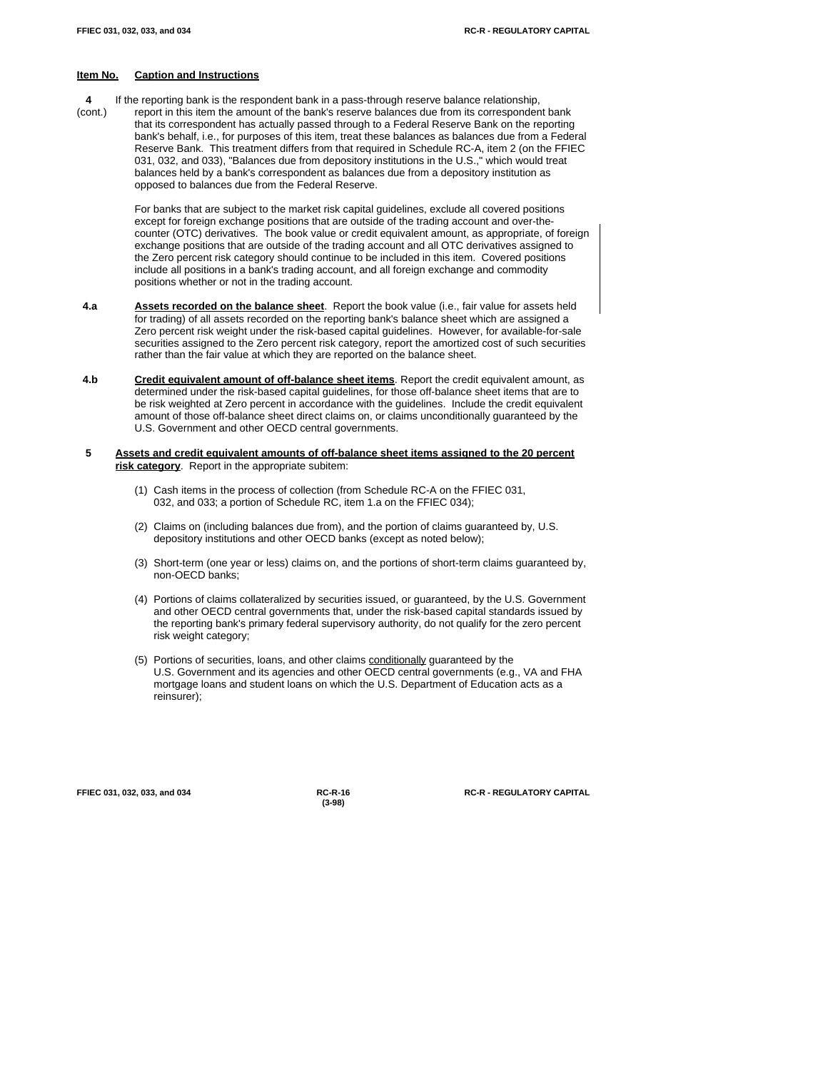**Item No.** **Caption and Instructions**

**4** (cont.) If the reporting bank is the respondent bank in a pass-through reserve balance relationship, report in this item the amount of the bank's reserve balances due from its correspondent bank that its correspondent has actually passed through to a Federal Reserve Bank on the reporting bank's behalf, i.e., for purposes of this item, treat these balances as balances due from a Federal Reserve Bank. This treatment differs from that required in Schedule RC-A, item 2 (on the FFIEC 031, 032, and 033), "Balances due from depository institutions in the U.S.," which would treat balances held by a bank's correspondent as balances due from a depository institution as opposed to balances due from the Federal Reserve.

For banks that are subject to the market risk capital guidelines, exclude all covered positions except for foreign exchange positions that are outside of the trading account and over-the-counter (OTC) derivatives. The book value or credit equivalent amount, as appropriate, of foreign exchange positions that are outside of the trading account and all OTC derivatives assigned to the Zero percent risk category should continue to be included in this item. Covered positions include all positions in a bank's trading account, and all foreign exchange and commodity positions whether or not in the trading account.

**4.a** **Assets recorded on the balance sheet**. Report the book value (i.e., fair value for assets held for trading) of all assets recorded on the reporting bank's balance sheet which are assigned a Zero percent risk weight under the risk-based capital guidelines. However, for available-for-sale securities assigned to the Zero percent risk category, report the amortized cost of such securities rather than the fair value at which they are reported on the balance sheet.

**4.b** **Credit equivalent amount of off-balance sheet items**. Report the credit equivalent amount, as determined under the risk-based capital guidelines, for those off-balance sheet items that are to be risk weighted at Zero percent in accordance with the guidelines. Include the credit equivalent amount of those off-balance sheet direct claims on, or claims unconditionally guaranteed by the U.S. Government and other OECD central governments.

**5** **Assets and credit equivalent amounts of off-balance sheet items assigned to the 20 percent risk category**. Report in the appropriate subitem:

(1) Cash items in the process of collection (from Schedule RC-A on the FFIEC 031, 032, and 033; a portion of Schedule RC, item 1.a on the FFIEC 034);

(2) Claims on (including balances due from), and the portion of claims guaranteed by, U.S. depository institutions and other OECD banks (except as noted below);

(3) Short-term (one year or less) claims on, and the portions of short-term claims guaranteed by, non-OECD banks;

(4) Portions of claims collateralized by securities issued, or guaranteed, by the U.S. Government and other OECD central governments that, under the risk-based capital standards issued by the reporting bank's primary federal supervisory authority, do not qualify for the zero percent risk weight category;

(5) Portions of securities, loans, and other claims conditionally guaranteed by the U.S. Government and its agencies and other OECD central governments (e.g., VA and FHA mortgage loans and student loans on which the U.S. Department of Education acts as a reinsurer);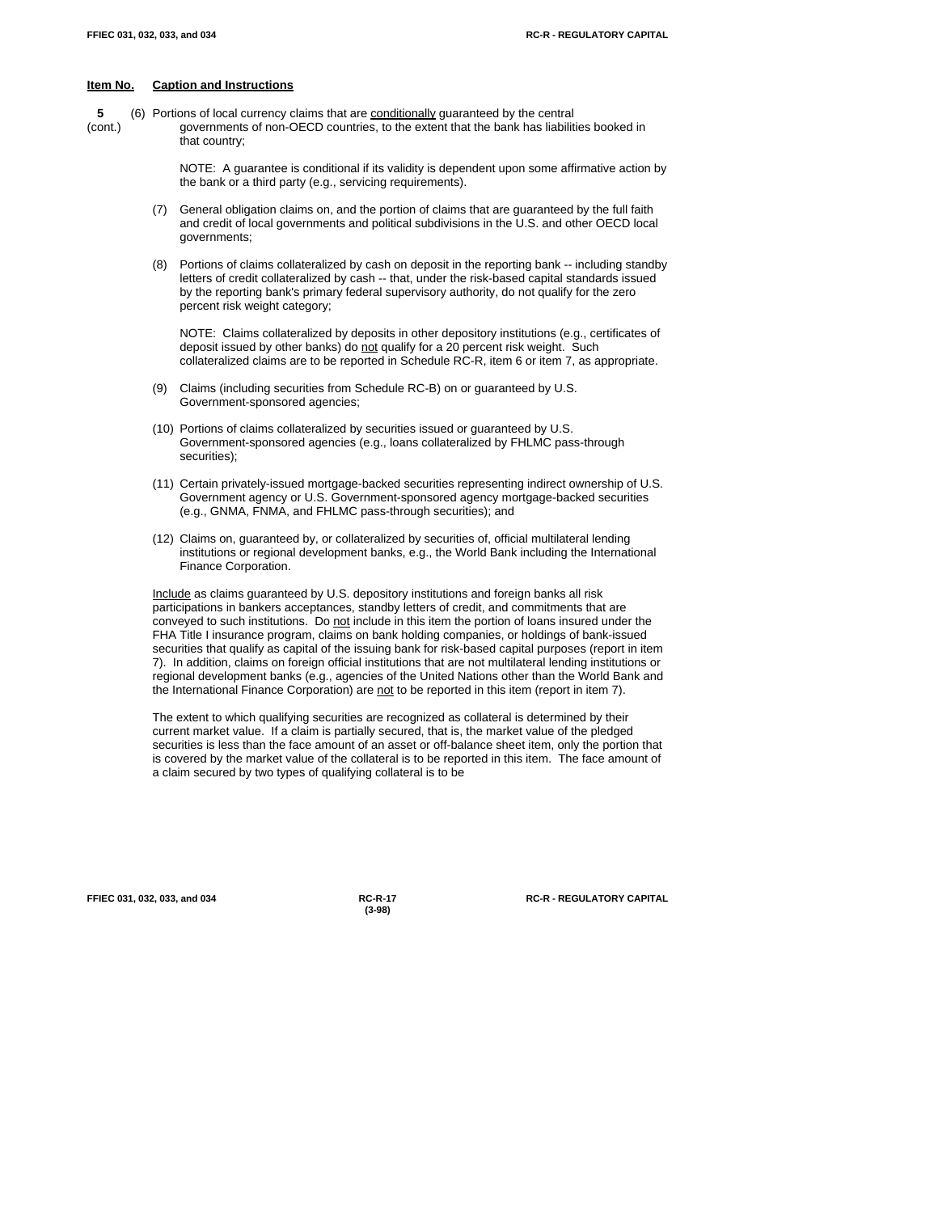**Item No.** **Caption and Instructions**

**5** (cont.)

(6) Portions of local currency claims that are conditionally guaranteed by the central governments of non-OECD countries, to the extent that the bank has liabilities booked in that country;

NOTE: A guarantee is conditional if its validity is dependent upon some affirmative action by the bank or a third party (e.g., servicing requirements).

(7) General obligation claims on, and the portion of claims that are guaranteed by the full faith and credit of local governments and political subdivisions in the U.S. and other OECD local governments;

(8) Portions of claims collateralized by cash on deposit in the reporting bank -- including standby letters of credit collateralized by cash -- that, under the risk-based capital standards issued by the reporting bank's primary federal supervisory authority, do not qualify for the zero percent risk weight category;

NOTE: Claims collateralized by deposits in other depository institutions (e.g., certificates of deposit issued by other banks) do not qualify for a 20 percent risk weight. Such collateralized claims are to be reported in Schedule RC-R, item 6 or item 7, as appropriate.

(9) Claims (including securities from Schedule RC-B) on or guaranteed by U.S. Government-sponsored agencies;

(10) Portions of claims collateralized by securities issued or guaranteed by U.S. Government-sponsored agencies (e.g., loans collateralized by FHLMC pass-through securities);

(11) Certain privately-issued mortgage-backed securities representing indirect ownership of U.S. Government agency or U.S. Government-sponsored agency mortgage-backed securities (e.g., GNMA, FNMA, and FHLMC pass-through securities); and

(12) Claims on, guaranteed by, or collateralized by securities of, official multilateral lending institutions or regional development banks, e.g., the World Bank including the International Finance Corporation.

Include as claims guaranteed by U.S. depository institutions and foreign banks all risk participations in bankers acceptances, standby letters of credit, and commitments that are conveyed to such institutions. Do not include in this item the portion of loans insured under the FHA Title I insurance program, claims on bank holding companies, or holdings of bank-issued securities that qualify as capital of the issuing bank for risk-based capital purposes (report in item 7). In addition, claims on foreign official institutions that are not multilateral lending institutions or regional development banks (e.g., agencies of the United Nations other than the World Bank and the International Finance Corporation) are not to be reported in this item (report in item 7).

The extent to which qualifying securities are recognized as collateral is determined by their current market value. If a claim is partially secured, that is, the market value of the pledged securities is less than the face amount of an asset or off-balance sheet item, only the portion that is covered by the market value of the collateral is to be reported in this item. The face amount of a claim secured by two types of qualifying collateral is to be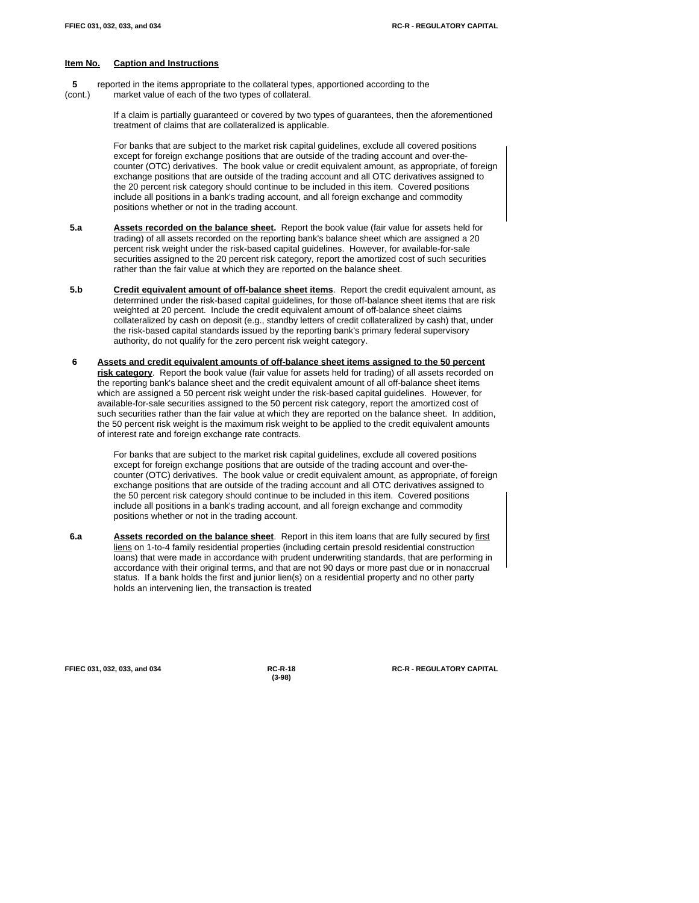**Item No.** **Caption and Instructions**

**5** (cont.) reported in the items appropriate to the collateral types, apportioned according to the market value of each of the two types of collateral.

If a claim is partially guaranteed or covered by two types of guarantees, then the aforementioned treatment of claims that are collateralized is applicable.

For banks that are subject to the market risk capital guidelines, exclude all covered positions except for foreign exchange positions that are outside of the trading account and over-the-counter (OTC) derivatives. The book value or credit equivalent amount, as appropriate, of foreign exchange positions that are outside of the trading account and all OTC derivatives assigned to the 20 percent risk category should continue to be included in this item. Covered positions include all positions in a bank's trading account, and all foreign exchange and commodity positions whether or not in the trading account.

**5.a** **Assets recorded on the balance sheet.** Report the book value (fair value for assets held for trading) of all assets recorded on the reporting bank's balance sheet which are assigned a 20 percent risk weight under the risk-based capital guidelines. However, for available-for-sale securities assigned to the 20 percent risk category, report the amortized cost of such securities rather than the fair value at which they are reported on the balance sheet.

**5.b** **Credit equivalent amount of off-balance sheet items**. Report the credit equivalent amount, as determined under the risk-based capital guidelines, for those off-balance sheet items that are risk weighted at 20 percent. Include the credit equivalent amount of off-balance sheet claims collateralized by cash on deposit (e.g., standby letters of credit collateralized by cash) that, under the risk-based capital standards issued by the reporting bank's primary federal supervisory authority, do not qualify for the zero percent risk weight category.

**6** **Assets and credit equivalent amounts of off-balance sheet items assigned to the 50 percent risk category**. Report the book value (fair value for assets held for trading) of all assets recorded on the reporting bank's balance sheet and the credit equivalent amount of all off-balance sheet items which are assigned a 50 percent risk weight under the risk-based capital guidelines. However, for available-for-sale securities assigned to the 50 percent risk category, report the amortized cost of such securities rather than the fair value at which they are reported on the balance sheet. In addition, the 50 percent risk weight is the maximum risk weight to be applied to the credit equivalent amounts of interest rate and foreign exchange rate contracts.

For banks that are subject to the market risk capital guidelines, exclude all covered positions except for foreign exchange positions that are outside of the trading account and over-the-counter (OTC) derivatives. The book value or credit equivalent amount, as appropriate, of foreign exchange positions that are outside of the trading account and all OTC derivatives assigned to the 50 percent risk category should continue to be included in this item. Covered positions include all positions in a bank's trading account, and all foreign exchange and commodity positions whether or not in the trading account.

**6.a** **Assets recorded on the balance sheet**. Report in this item loans that are fully secured by first liens on 1-to-4 family residential properties (including certain presold residential construction loans) that were made in accordance with prudent underwriting standards, that are performing in accordance with their original terms, and that are not 90 days or more past due or in nonaccrual status. If a bank holds the first and junior lien(s) on a residential property and no other party holds an intervening lien, the transaction is treated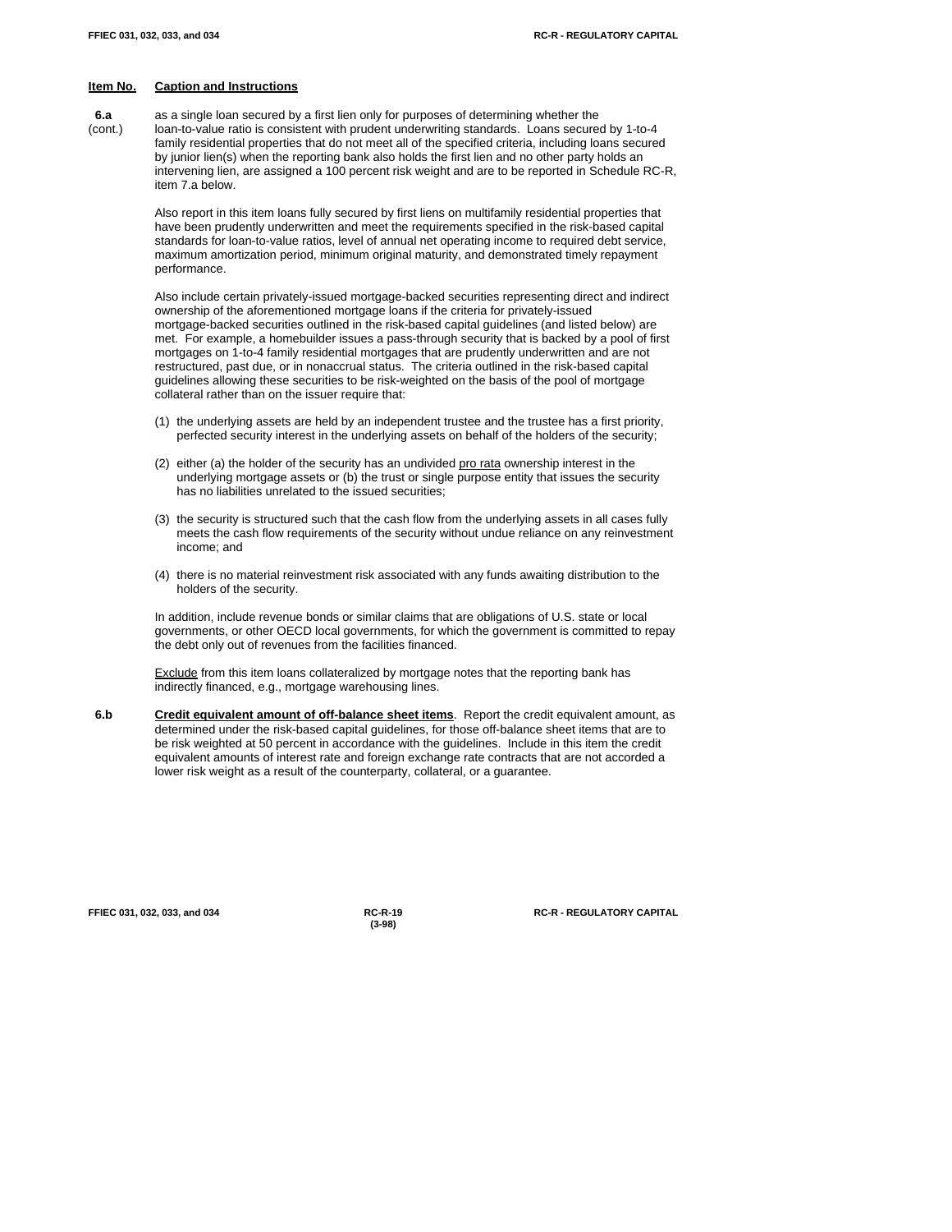**Item No.** **Caption and Instructions**

**6.a** (cont.)

as a single loan secured by a first lien only for purposes of determining whether the loan-to-value ratio is consistent with prudent underwriting standards. Loans secured by 1-to-4 family residential properties that do not meet all of the specified criteria, including loans secured by junior lien(s) when the reporting bank also holds the first lien and no other party holds an intervening lien, are assigned a 100 percent risk weight and are to be reported in Schedule RC-R, item 7.a below.

Also report in this item loans fully secured by first liens on multifamily residential properties that have been prudently underwritten and meet the requirements specified in the risk-based capital standards for loan-to-value ratios, level of annual net operating income to required debt service, maximum amortization period, minimum original maturity, and demonstrated timely repayment performance.

Also include certain privately-issued mortgage-backed securities representing direct and indirect ownership of the aforementioned mortgage loans if the criteria for privately-issued mortgage-backed securities outlined in the risk-based capital guidelines (and listed below) are met. For example, a homebuilder issues a pass-through security that is backed by a pool of first mortgages on 1-to-4 family residential mortgages that are prudently underwritten and are not restructured, past due, or in nonaccrual status. The criteria outlined in the risk-based capital guidelines allowing these securities to be risk-weighted on the basis of the pool of mortgage collateral rather than on the issuer require that:

(1) the underlying assets are held by an independent trustee and the trustee has a first priority, perfected security interest in the underlying assets on behalf of the holders of the security;

(2) either (a) the holder of the security has an undivided pro rata ownership interest in the underlying mortgage assets or (b) the trust or single purpose entity that issues the security has no liabilities unrelated to the issued securities;

(3) the security is structured such that the cash flow from the underlying assets in all cases fully meets the cash flow requirements of the security without undue reliance on any reinvestment income; and

(4) there is no material reinvestment risk associated with any funds awaiting distribution to the holders of the security.

In addition, include revenue bonds or similar claims that are obligations of U.S. state or local governments, or other OECD local governments, for which the government is committed to repay the debt only out of revenues from the facilities financed.

Exclude from this item loans collateralized by mortgage notes that the reporting bank has indirectly financed, e.g., mortgage warehousing lines.

**6.b** **Credit equivalent amount of off-balance sheet items**. Report the credit equivalent amount, as determined under the risk-based capital guidelines, for those off-balance sheet items that are to be risk weighted at 50 percent in accordance with the guidelines. Include in this item the credit equivalent amounts of interest rate and foreign exchange rate contracts that are not accorded a lower risk weight as a result of the counterparty, collateral, or a guarantee.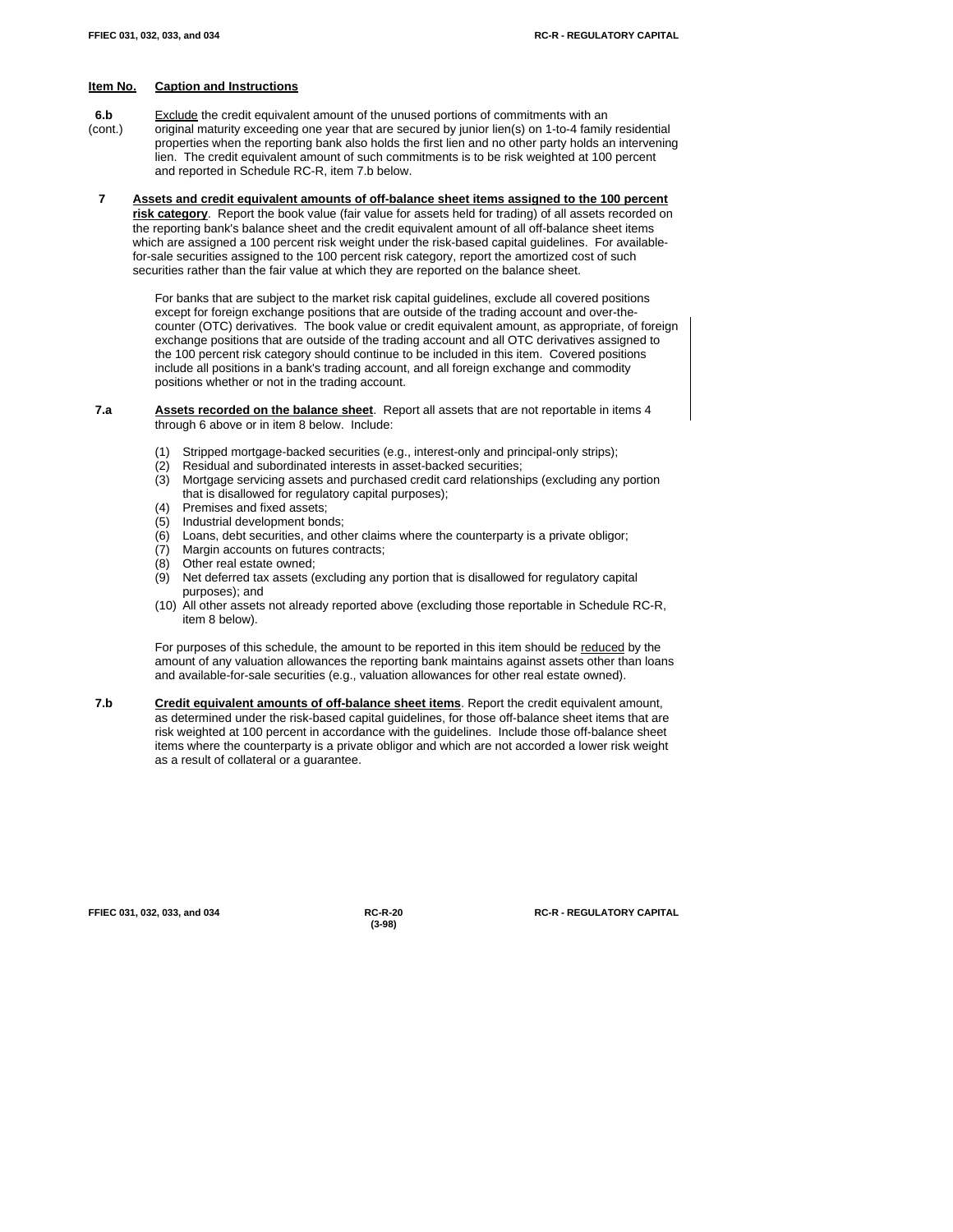**Item No.** **Caption and Instructions**

**6.b** (cont.) Exclude the credit equivalent amount of the unused portions of commitments with an original maturity exceeding one year that are secured by junior lien(s) on 1-to-4 family residential properties when the reporting bank also holds the first lien and no other party holds an intervening lien. The credit equivalent amount of such commitments is to be risk weighted at 100 percent and reported in Schedule RC-R, item 7.b below.

**7** **Assets and credit equivalent amounts of off-balance sheet items assigned to the 100 percent risk category**. Report the book value (fair value for assets held for trading) of all assets recorded on the reporting bank's balance sheet and the credit equivalent amount of all off-balance sheet items which are assigned a 100 percent risk weight under the risk-based capital guidelines. For available-for-sale securities assigned to the 100 percent risk category, report the amortized cost of such securities rather than the fair value at which they are reported on the balance sheet.

For banks that are subject to the market risk capital guidelines, exclude all covered positions except for foreign exchange positions that are outside of the trading account and over-the-counter (OTC) derivatives. The book value or credit equivalent amount, as appropriate, of foreign exchange positions that are outside of the trading account and all OTC derivatives assigned to the 100 percent risk category should continue to be included in this item. Covered positions include all positions in a bank's trading account, and all foreign exchange and commodity positions whether or not in the trading account.

**7.a** **Assets recorded on the balance sheet**. Report all assets that are not reportable in items 4 through 6 above or in item 8 below. Include:

(1) Stripped mortgage-backed securities (e.g., interest-only and principal-only strips);
(2) Residual and subordinated interests in asset-backed securities;
(3) Mortgage servicing assets and purchased credit card relationships (excluding any portion that is disallowed for regulatory capital purposes);
(4) Premises and fixed assets;
(5) Industrial development bonds;
(6) Loans, debt securities, and other claims where the counterparty is a private obligor;
(7) Margin accounts on futures contracts;
(8) Other real estate owned;
(9) Net deferred tax assets (excluding any portion that is disallowed for regulatory capital purposes); and
(10) All other assets not already reported above (excluding those reportable in Schedule RC-R, item 8 below).

For purposes of this schedule, the amount to be reported in this item should be reduced by the amount of any valuation allowances the reporting bank maintains against assets other than loans and available-for-sale securities (e.g., valuation allowances for other real estate owned).

**7.b** **Credit equivalent amounts of off-balance sheet items**. Report the credit equivalent amount, as determined under the risk-based capital guidelines, for those off-balance sheet items that are risk weighted at 100 percent in accordance with the guidelines. Include those off-balance sheet items where the counterparty is a private obligor and which are not accorded a lower risk weight as a result of collateral or a guarantee.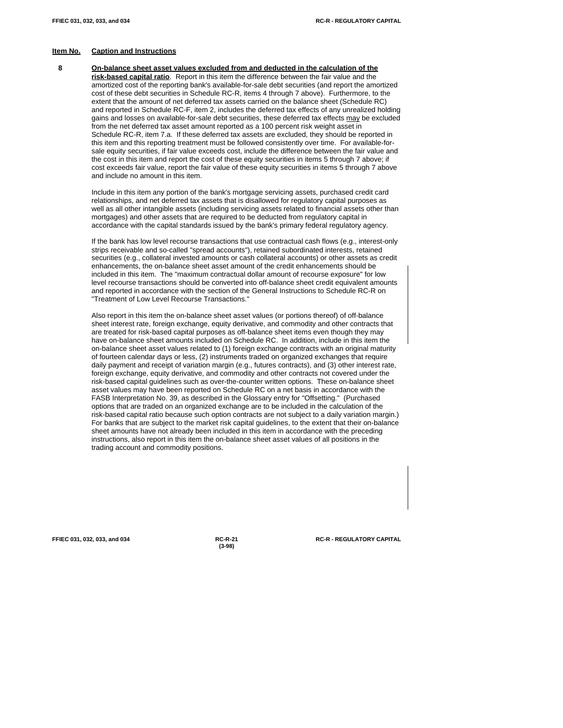**Item No.** **Caption and Instructions**

**8** **On-balance sheet asset values excluded from and deducted in the calculation of the risk-based capital ratio**. Report in this item the difference between the fair value and the amortized cost of the reporting bank's available-for-sale debt securities (and report the amortized cost of these debt securities in Schedule RC-R, items 4 through 7 above). Furthermore, to the extent that the amount of net deferred tax assets carried on the balance sheet (Schedule RC) and reported in Schedule RC-F, item 2, includes the deferred tax effects of any unrealized holding gains and losses on available-for-sale debt securities, these deferred tax effects may be excluded from the net deferred tax asset amount reported as a 100 percent risk weight asset in Schedule RC-R, item 7.a. If these deferred tax assets are excluded, they should be reported in this item and this reporting treatment must be followed consistently over time. For available-for-sale equity securities, if fair value exceeds cost, include the difference between the fair value and the cost in this item and report the cost of these equity securities in items 5 through 7 above; if cost exceeds fair value, report the fair value of these equity securities in items 5 through 7 above and include no amount in this item.

Include in this item any portion of the bank's mortgage servicing assets, purchased credit card relationships, and net deferred tax assets that is disallowed for regulatory capital purposes as well as all other intangible assets (including servicing assets related to financial assets other than mortgages) and other assets that are required to be deducted from regulatory capital in accordance with the capital standards issued by the bank's primary federal regulatory agency.

If the bank has low level recourse transactions that use contractual cash flows (e.g., interest-only strips receivable and so-called "spread accounts"), retained subordinated interests, retained securities (e.g., collateral invested amounts or cash collateral accounts) or other assets as credit enhancements, the on-balance sheet asset amount of the credit enhancements should be included in this item. The "maximum contractual dollar amount of recourse exposure" for low level recourse transactions should be converted into off-balance sheet credit equivalent amounts and reported in accordance with the section of the General Instructions to Schedule RC-R on "Treatment of Low Level Recourse Transactions."

Also report in this item the on-balance sheet asset values (or portions thereof) of off-balance sheet interest rate, foreign exchange, equity derivative, and commodity and other contracts that are treated for risk-based capital purposes as off-balance sheet items even though they may have on-balance sheet amounts included on Schedule RC. In addition, include in this item the on-balance sheet asset values related to (1) foreign exchange contracts with an original maturity of fourteen calendar days or less, (2) instruments traded on organized exchanges that require daily payment and receipt of variation margin (e.g., futures contracts), and (3) other interest rate, foreign exchange, equity derivative, and commodity and other contracts not covered under the risk-based capital guidelines such as over-the-counter written options. These on-balance sheet asset values may have been reported on Schedule RC on a net basis in accordance with the FASB Interpretation No. 39, as described in the Glossary entry for "Offsetting." (Purchased options that are traded on an organized exchange are to be included in the calculation of the risk-based capital ratio because such option contracts are not subject to a daily variation margin.) For banks that are subject to the market risk capital guidelines, to the extent that their on-balance sheet amounts have not already been included in this item in accordance with the preceding instructions, also report in this item the on-balance sheet asset values of all positions in the trading account and commodity positions.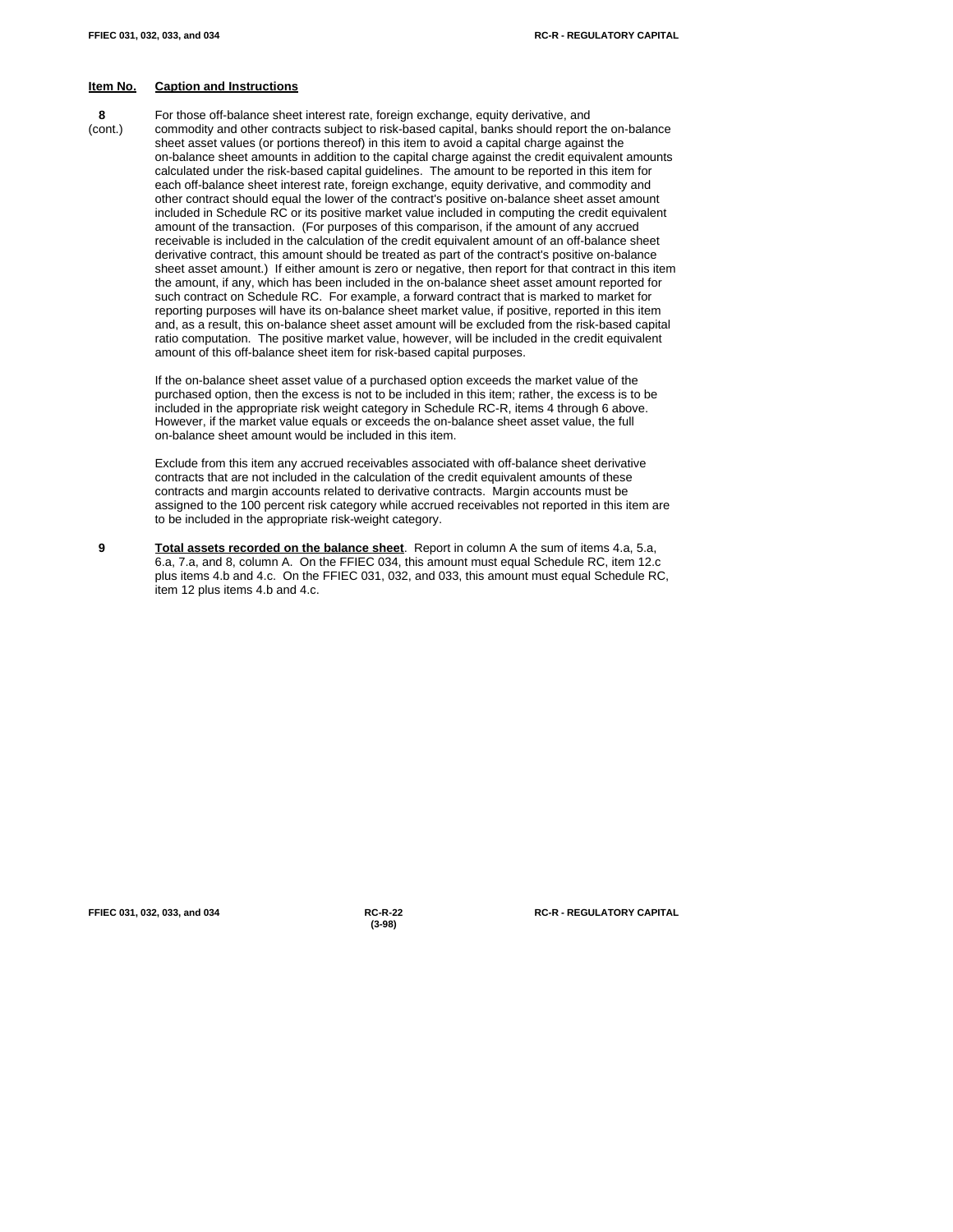**Item No.** **Caption and Instructions**

**8** (cont.) For those off-balance sheet interest rate, foreign exchange, equity derivative, and commodity and other contracts subject to risk-based capital, banks should report the on-balance sheet asset values (or portions thereof) in this item to avoid a capital charge against the on-balance sheet amounts in addition to the capital charge against the credit equivalent amounts calculated under the risk-based capital guidelines. The amount to be reported in this item for each off-balance sheet interest rate, foreign exchange, equity derivative, and commodity and other contract should equal the lower of the contract's positive on-balance sheet asset amount included in Schedule RC or its positive market value included in computing the credit equivalent amount of the transaction. (For purposes of this comparison, if the amount of any accrued receivable is included in the calculation of the credit equivalent amount of an off-balance sheet derivative contract, this amount should be treated as part of the contract's positive on-balance sheet asset amount.) If either amount is zero or negative, then report for that contract in this item the amount, if any, which has been included in the on-balance sheet asset amount reported for such contract on Schedule RC. For example, a forward contract that is marked to market for reporting purposes will have its on-balance sheet market value, if positive, reported in this item and, as a result, this on-balance sheet asset amount will be excluded from the risk-based capital ratio computation. The positive market value, however, will be included in the credit equivalent amount of this off-balance sheet item for risk-based capital purposes.

If the on-balance sheet asset value of a purchased option exceeds the market value of the purchased option, then the excess is not to be included in this item; rather, the excess is to be included in the appropriate risk weight category in Schedule RC-R, items 4 through 6 above. However, if the market value equals or exceeds the on-balance sheet asset value, the full on-balance sheet amount would be included in this item.

Exclude from this item any accrued receivables associated with off-balance sheet derivative contracts that are not included in the calculation of the credit equivalent amounts of these contracts and margin accounts related to derivative contracts. Margin accounts must be assigned to the 100 percent risk category while accrued receivables not reported in this item are to be included in the appropriate risk-weight category.

**9** **Total assets recorded on the balance sheet**. Report in column A the sum of items 4.a, 5.a, 6.a, 7.a, and 8, column A. On the FFIEC 034, this amount must equal Schedule RC, item 12.c plus items 4.b and 4.c. On the FFIEC 031, 032, and 033, this amount must equal Schedule RC, item 12 plus items 4.b and 4.c.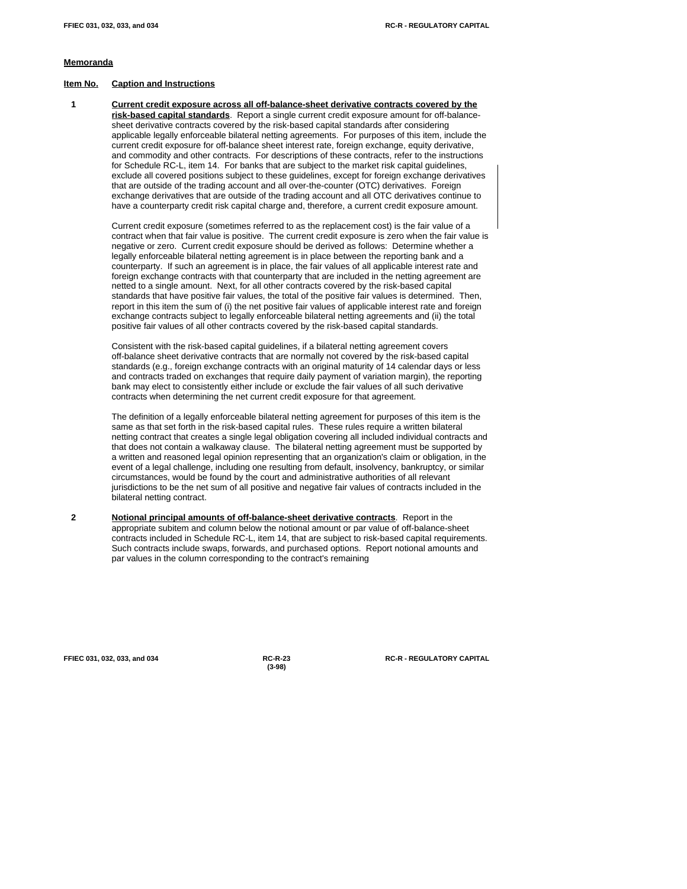## Memoranda

**Item No.** **Caption and Instructions**

**1** **Current credit exposure across all off-balance-sheet derivative contracts covered by the risk-based capital standards**. Report a single current credit exposure amount for off-balance-sheet derivative contracts covered by the risk-based capital standards after considering applicable legally enforceable bilateral netting agreements. For purposes of this item, include the current credit exposure for off-balance sheet interest rate, foreign exchange, equity derivative, and commodity and other contracts. For descriptions of these contracts, refer to the instructions for Schedule RC-L, item 14. For banks that are subject to the market risk capital guidelines, exclude all covered positions subject to these guidelines, except for foreign exchange derivatives that are outside of the trading account and all over-the-counter (OTC) derivatives. Foreign exchange derivatives that are outside of the trading account and all OTC derivatives continue to have a counterparty credit risk capital charge and, therefore, a current credit exposure amount.

Current credit exposure (sometimes referred to as the replacement cost) is the fair value of a contract when that fair value is positive. The current credit exposure is zero when the fair value is negative or zero. Current credit exposure should be derived as follows: Determine whether a legally enforceable bilateral netting agreement is in place between the reporting bank and a counterparty. If such an agreement is in place, the fair values of all applicable interest rate and foreign exchange contracts with that counterparty that are included in the netting agreement are netted to a single amount. Next, for all other contracts covered by the risk-based capital standards that have positive fair values, the total of the positive fair values is determined. Then, report in this item the sum of (i) the net positive fair values of applicable interest rate and foreign exchange contracts subject to legally enforceable bilateral netting agreements and (ii) the total positive fair values of all other contracts covered by the risk-based capital standards.

Consistent with the risk-based capital guidelines, if a bilateral netting agreement covers off-balance sheet derivative contracts that are normally not covered by the risk-based capital standards (e.g., foreign exchange contracts with an original maturity of 14 calendar days or less and contracts traded on exchanges that require daily payment of variation margin), the reporting bank may elect to consistently either include or exclude the fair values of all such derivative contracts when determining the net current credit exposure for that agreement.

The definition of a legally enforceable bilateral netting agreement for purposes of this item is the same as that set forth in the risk-based capital rules. These rules require a written bilateral netting contract that creates a single legal obligation covering all included individual contracts and that does not contain a walkaway clause. The bilateral netting agreement must be supported by a written and reasoned legal opinion representing that an organization's claim or obligation, in the event of a legal challenge, including one resulting from default, insolvency, bankruptcy, or similar circumstances, would be found by the court and administrative authorities of all relevant jurisdictions to be the net sum of all positive and negative fair values of contracts included in the bilateral netting contract.

**2** **Notional principal amounts of off-balance-sheet derivative contracts**. Report in the appropriate subitem and column below the notional amount or par value of off-balance-sheet contracts included in Schedule RC-L, item 14, that are subject to risk-based capital requirements. Such contracts include swaps, forwards, and purchased options. Report notional amounts and par values in the column corresponding to the contract's remaining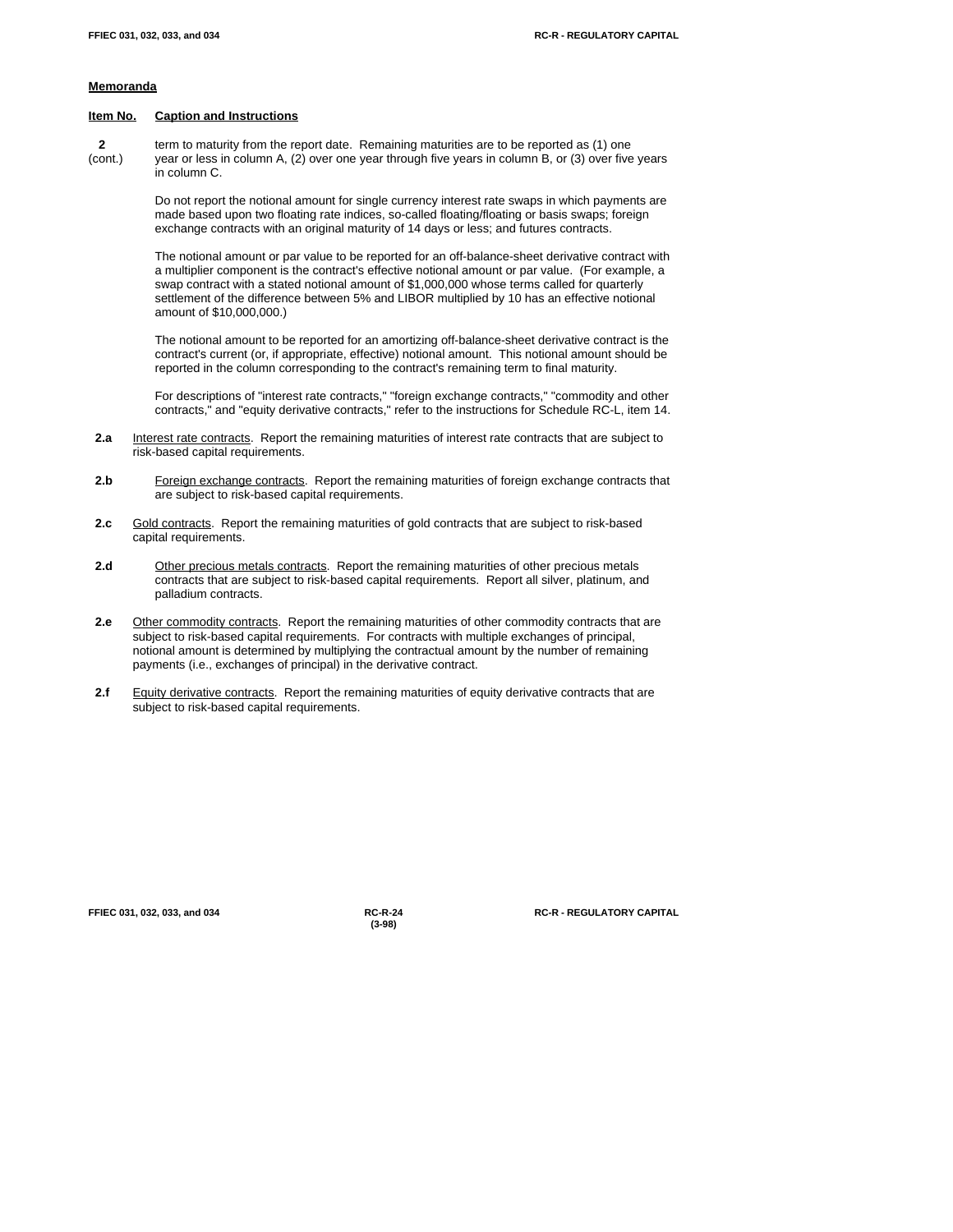## Memoranda

**Item No.** **Caption and Instructions**

**2** (cont.) term to maturity from the report date. Remaining maturities are to be reported as (1) one year or less in column A, (2) over one year through five years in column B, or (3) over five years in column C.

Do not report the notional amount for single currency interest rate swaps in which payments are made based upon two floating rate indices, so-called floating/floating or basis swaps; foreign exchange contracts with an original maturity of 14 days or less; and futures contracts.

The notional amount or par value to be reported for an off-balance-sheet derivative contract with a multiplier component is the contract's effective notional amount or par value. (For example, a swap contract with a stated notional amount of $1,000,000 whose terms called for quarterly settlement of the difference between 5% and LIBOR multiplied by 10 has an effective notional amount of $10,000,000.)

The notional amount to be reported for an amortizing off-balance-sheet derivative contract is the contract's current (or, if appropriate, effective) notional amount. This notional amount should be reported in the column corresponding to the contract's remaining term to final maturity.

For descriptions of "interest rate contracts," "foreign exchange contracts," "commodity and other contracts," and "equity derivative contracts," refer to the instructions for Schedule RC-L, item 14.

**2.a** Interest rate contracts. Report the remaining maturities of interest rate contracts that are subject to risk-based capital requirements.

**2.b** Foreign exchange contracts. Report the remaining maturities of foreign exchange contracts that are subject to risk-based capital requirements.

**2.c** Gold contracts. Report the remaining maturities of gold contracts that are subject to risk-based capital requirements.

**2.d** Other precious metals contracts. Report the remaining maturities of other precious metals contracts that are subject to risk-based capital requirements. Report all silver, platinum, and palladium contracts.

**2.e** Other commodity contracts. Report the remaining maturities of other commodity contracts that are subject to risk-based capital requirements. For contracts with multiple exchanges of principal, notional amount is determined by multiplying the contractual amount by the number of remaining payments (i.e., exchanges of principal) in the derivative contract.

**2.f** Equity derivative contracts. Report the remaining maturities of equity derivative contracts that are subject to risk-based capital requirements.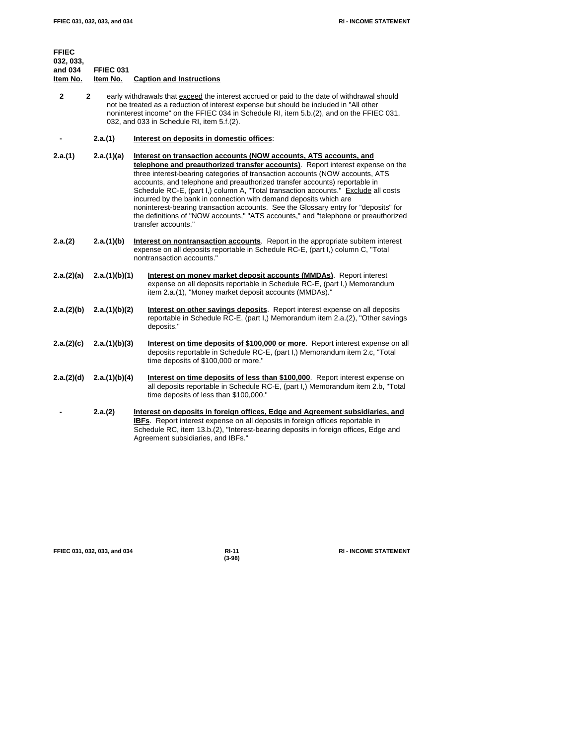| FFIEC 032, 033, and 034 Item No. | FFIEC 031 Item No. | Caption and Instructions |
|---|---|---|
| 2 | 2 | early withdrawals that <u>exceed</u> the interest accrued or paid to the date of withdrawal should not be treated as a reduction of interest expense but should be included in "All other noninterest income" on the FFIEC 034 in Schedule RI, item 5.b.(2), and on the FFIEC 031, 032, and 033 in Schedule RI, item 5.f.(2). |
| - | 2.a.(1) | **<u>Interest on deposits in domestic offices</u>**: |
| 2.a.(1) | 2.a.(1)(a) | **<u>Interest on transaction accounts (NOW accounts, ATS accounts, and telephone and preauthorized transfer accounts)</u>**. Report interest expense on the three interest-bearing categories of transaction accounts (NOW accounts, ATS accounts, and telephone and preauthorized transfer accounts) reportable in Schedule RC-E, (part I,) column A, "Total transaction accounts." <u>Exclude</u> all costs incurred by the bank in connection with demand deposits which are noninterest-bearing transaction accounts. See the Glossary entry for "deposits" for the definitions of "NOW accounts," "ATS accounts," and "telephone or preauthorized transfer accounts." |
| 2.a.(2) | 2.a.(1)(b) | **<u>Interest on nontransaction accounts</u>**. Report in the appropriate subitem interest expense on all deposits reportable in Schedule RC-E, (part I,) column C, "Total nontransaction accounts." |
| 2.a.(2)(a) | 2.a.(1)(b)(1) | **<u>Interest on money market deposit accounts (MMDAs)</u>**. Report interest expense on all deposits reportable in Schedule RC-E, (part I,) Memorandum item 2.a.(1), "Money market deposit accounts (MMDAs)." |
| 2.a.(2)(b) | 2.a.(1)(b)(2) | **<u>Interest on other savings deposits</u>**. Report interest expense on all deposits reportable in Schedule RC-E, (part I,) Memorandum item 2.a.(2), "Other savings deposits." |
| 2.a.(2)(c) | 2.a.(1)(b)(3) | **<u>Interest on time deposits of $100,000 or more</u>**. Report interest expense on all deposits reportable in Schedule RC-E, (part I,) Memorandum item 2.c, "Total time deposits of $100,000 or more." |
| 2.a.(2)(d) | 2.a.(1)(b)(4) | **<u>Interest on time deposits of less than $100,000</u>**. Report interest expense on all deposits reportable in Schedule RC-E, (part I,) Memorandum item 2.b, "Total time deposits of less than $100,000." |
| - | 2.a.(2) | **<u>Interest on deposits in foreign offices, Edge and Agreement subsidiaries, and IBFs</u>**. Report interest expense on all deposits in foreign offices reportable in Schedule RC, item 13.b.(2), "Interest-bearing deposits in foreign offices, Edge and Agreement subsidiaries, and IBFs." |

(3-98)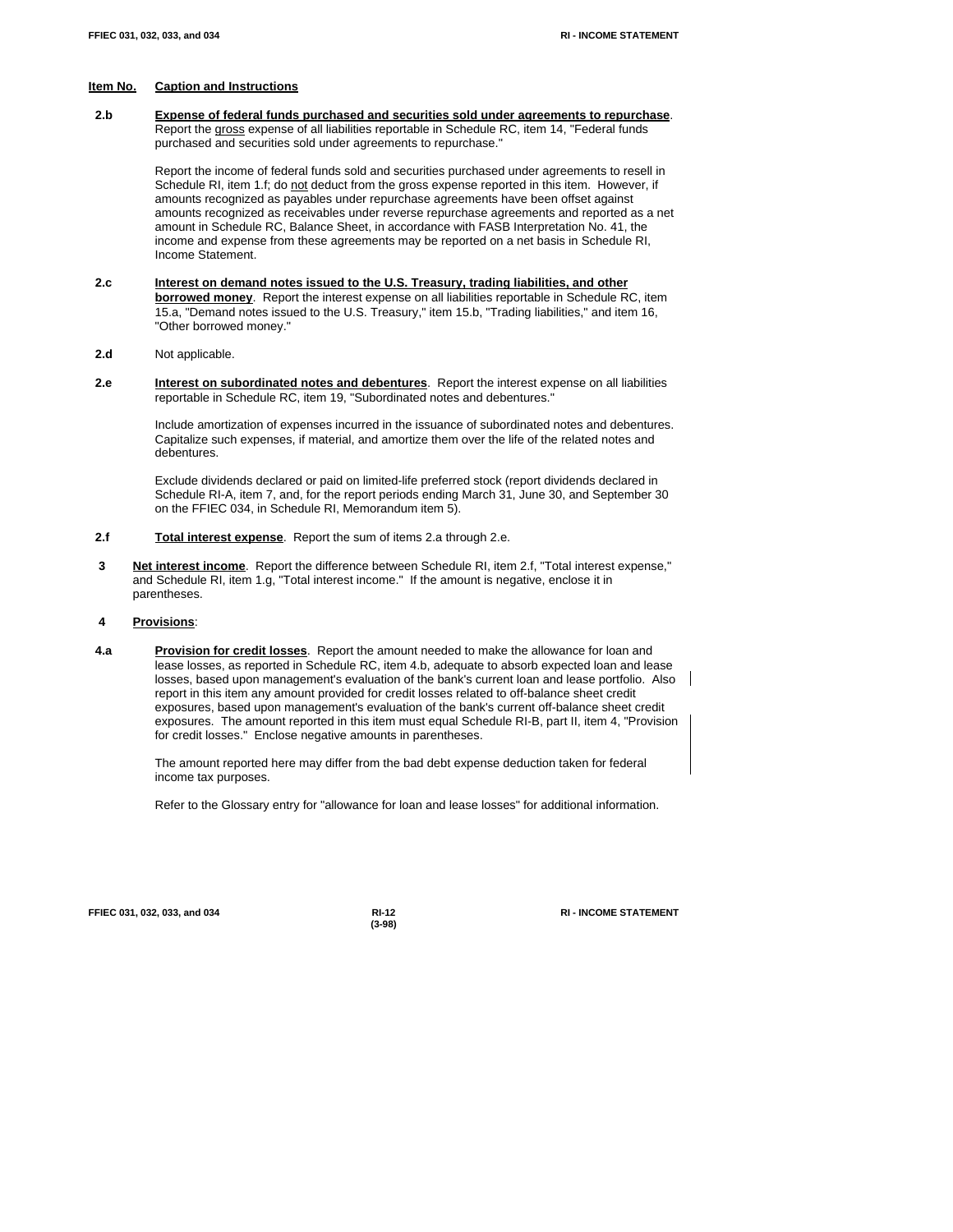| Item No. | Caption and Instructions |
|---|---|

**2.b** **Expense of federal funds purchased and securities sold under agreements to repurchase**. Report the gross expense of all liabilities reportable in Schedule RC, item 14, "Federal funds purchased and securities sold under agreements to repurchase."

Report the income of federal funds sold and securities purchased under agreements to resell in Schedule RI, item 1.f; do not deduct from the gross expense reported in this item. However, if amounts recognized as payables under repurchase agreements have been offset against amounts recognized as receivables under reverse repurchase agreements and reported as a net amount in Schedule RC, Balance Sheet, in accordance with FASB Interpretation No. 41, the income and expense from these agreements may be reported on a net basis in Schedule RI, Income Statement.

**2.c** **Interest on demand notes issued to the U.S. Treasury, trading liabilities, and other borrowed money**. Report the interest expense on all liabilities reportable in Schedule RC, item 15.a, "Demand notes issued to the U.S. Treasury," item 15.b, "Trading liabilities," and item 16, "Other borrowed money."

**2.d** Not applicable.

**2.e** **Interest on subordinated notes and debentures**. Report the interest expense on all liabilities reportable in Schedule RC, item 19, "Subordinated notes and debentures."

Include amortization of expenses incurred in the issuance of subordinated notes and debentures. Capitalize such expenses, if material, and amortize them over the life of the related notes and debentures.

Exclude dividends declared or paid on limited-life preferred stock (report dividends declared in Schedule RI-A, item 7, and, for the report periods ending March 31, June 30, and September 30 on the FFIEC 034, in Schedule RI, Memorandum item 5).

**2.f** **Total interest expense**. Report the sum of items 2.a through 2.e.

**3** **Net interest income**. Report the difference between Schedule RI, item 2.f, "Total interest expense," and Schedule RI, item 1.g, "Total interest income." If the amount is negative, enclose it in parentheses.

**4** **Provisions**:

**4.a** **Provision for credit losses**. Report the amount needed to make the allowance for loan and lease losses, as reported in Schedule RC, item 4.b, adequate to absorb expected loan and lease losses, based upon management's evaluation of the bank's current loan and lease portfolio. Also report in this item any amount provided for credit losses related to off-balance sheet credit exposures, based upon management's evaluation of the bank's current off-balance sheet credit exposures. The amount reported in this item must equal Schedule RI-B, part II, item 4, "Provision for credit losses." Enclose negative amounts in parentheses.

The amount reported here may differ from the bad debt expense deduction taken for federal income tax purposes.

Refer to the Glossary entry for "allowance for loan and lease losses" for additional information.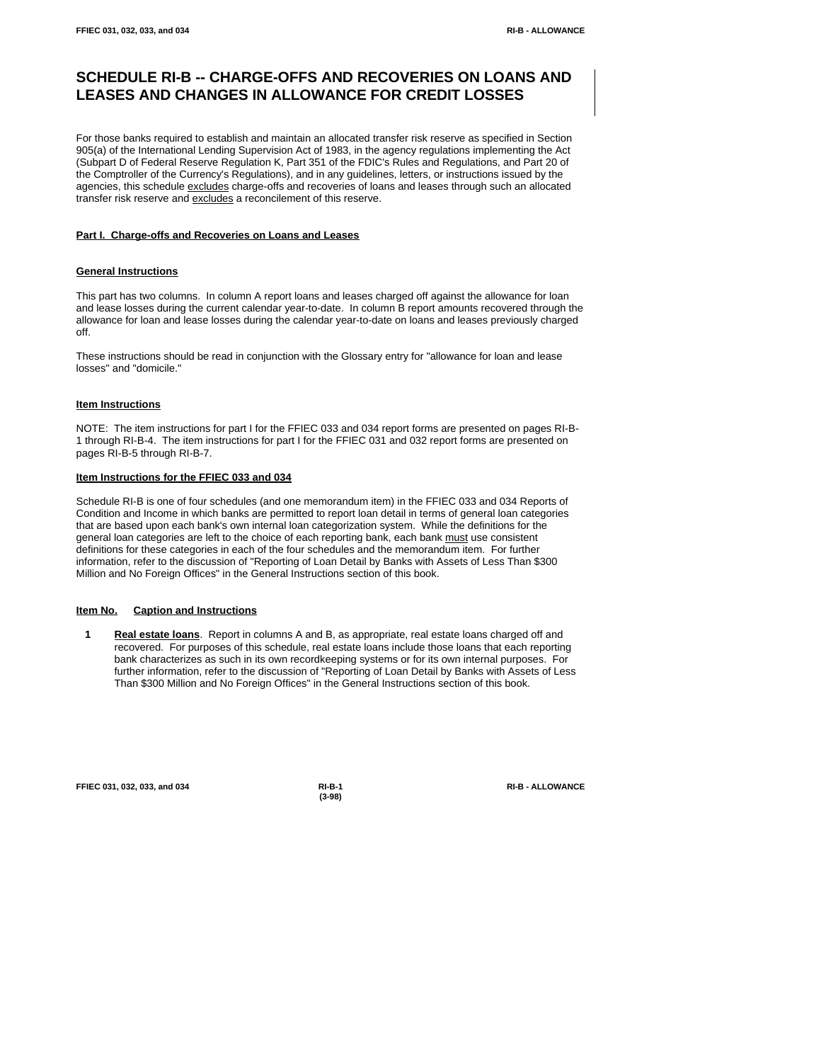# SCHEDULE RI-B -- CHARGE-OFFS AND RECOVERIES ON LOANS AND LEASES AND CHANGES IN ALLOWANCE FOR CREDIT LOSSES

For those banks required to establish and maintain an allocated transfer risk reserve as specified in Section 905(a) of the International Lending Supervision Act of 1983, in the agency regulations implementing the Act (Subpart D of Federal Reserve Regulation K, Part 351 of the FDIC's Rules and Regulations, and Part 20 of the Comptroller of the Currency's Regulations), and in any guidelines, letters, or instructions issued by the agencies, this schedule excludes charge-offs and recoveries of loans and leases through such an allocated transfer risk reserve and excludes a reconcilement of this reserve.

## Part I. Charge-offs and Recoveries on Loans and Leases

### General Instructions

This part has two columns. In column A report loans and leases charged off against the allowance for loan and lease losses during the current calendar year-to-date. In column B report amounts recovered through the allowance for loan and lease losses during the calendar year-to-date on loans and leases previously charged off.

These instructions should be read in conjunction with the Glossary entry for "allowance for loan and lease losses" and "domicile."

### Item Instructions

NOTE: The item instructions for part I for the FFIEC 033 and 034 report forms are presented on pages RI-B-1 through RI-B-4. The item instructions for part I for the FFIEC 031 and 032 report forms are presented on pages RI-B-5 through RI-B-7.

### Item Instructions for the FFIEC 033 and 034

Schedule RI-B is one of four schedules (and one memorandum item) in the FFIEC 033 and 034 Reports of Condition and Income in which banks are permitted to report loan detail in terms of general loan categories that are based upon each bank's own internal loan categorization system. While the definitions for the general loan categories are left to the choice of each reporting bank, each bank must use consistent definitions for these categories in each of the four schedules and the memorandum item. For further information, refer to the discussion of "Reporting of Loan Detail by Banks with Assets of Less Than $300 Million and No Foreign Offices" in the General Instructions section of this book.

**Item No. Caption and Instructions**

**1 Real estate loans**. Report in columns A and B, as appropriate, real estate loans charged off and recovered. For purposes of this schedule, real estate loans include those loans that each reporting bank characterizes as such in its own recordkeeping systems or for its own internal purposes. For further information, refer to the discussion of "Reporting of Loan Detail by Banks with Assets of Less Than $300 Million and No Foreign Offices" in the General Instructions section of this book.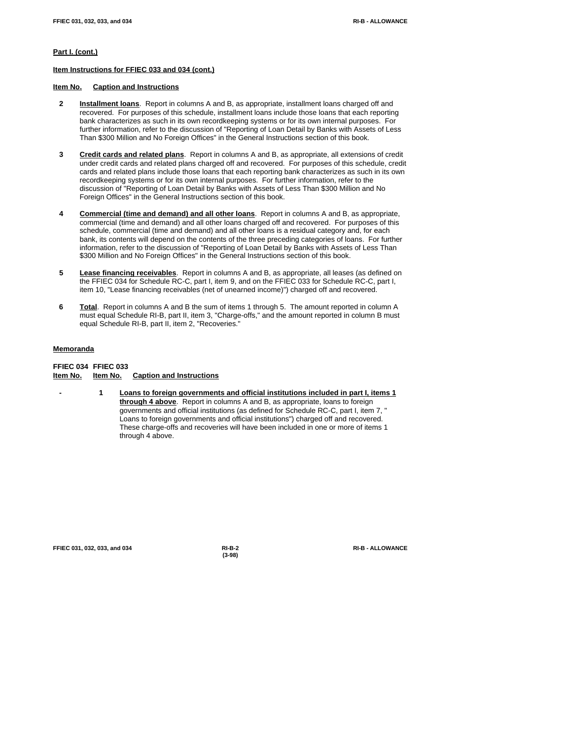**Part I. (cont.)**

**Item Instructions for FFIEC 033 and 034 (cont.)**

**Item No. Caption and Instructions**

**2** **Installment loans**. Report in columns A and B, as appropriate, installment loans charged off and recovered. For purposes of this schedule, installment loans include those loans that each reporting bank characterizes as such in its own recordkeeping systems or for its own internal purposes. For further information, refer to the discussion of "Reporting of Loan Detail by Banks with Assets of Less Than $300 Million and No Foreign Offices" in the General Instructions section of this book.

**3** **Credit cards and related plans**. Report in columns A and B, as appropriate, all extensions of credit under credit cards and related plans charged off and recovered. For purposes of this schedule, credit cards and related plans include those loans that each reporting bank characterizes as such in its own recordkeeping systems or for its own internal purposes. For further information, refer to the discussion of "Reporting of Loan Detail by Banks with Assets of Less Than $300 Million and No Foreign Offices" in the General Instructions section of this book.

**4** **Commercial (time and demand) and all other loans**. Report in columns A and B, as appropriate, commercial (time and demand) and all other loans charged off and recovered. For purposes of this schedule, commercial (time and demand) and all other loans is a residual category and, for each bank, its contents will depend on the contents of the three preceding categories of loans. For further information, refer to the discussion of "Reporting of Loan Detail by Banks with Assets of Less Than $300 Million and No Foreign Offices" in the General Instructions section of this book.

**5** **Lease financing receivables**. Report in columns A and B, as appropriate, all leases (as defined on the FFIEC 034 for Schedule RC-C, part I, item 9, and on the FFIEC 033 for Schedule RC-C, part I, item 10, "Lease financing receivables (net of unearned income)") charged off and recovered.

**6** **Total**. Report in columns A and B the sum of items 1 through 5. The amount reported in column A must equal Schedule RI-B, part II, item 3, "Charge-offs," and the amount reported in column B must equal Schedule RI-B, part II, item 2, "Recoveries."

**Memoranda**

**FFIEC 034 Item No. / FFIEC 033 Item No. / Caption and Instructions**

**-** **1** **Loans to foreign governments and official institutions included in part I, items 1 through 4 above**. Report in columns A and B, as appropriate, loans to foreign governments and official institutions (as defined for Schedule RC-C, part I, item 7, " Loans to foreign governments and official institutions") charged off and recovered. These charge-offs and recoveries will have been included in one or more of items 1 through 4 above.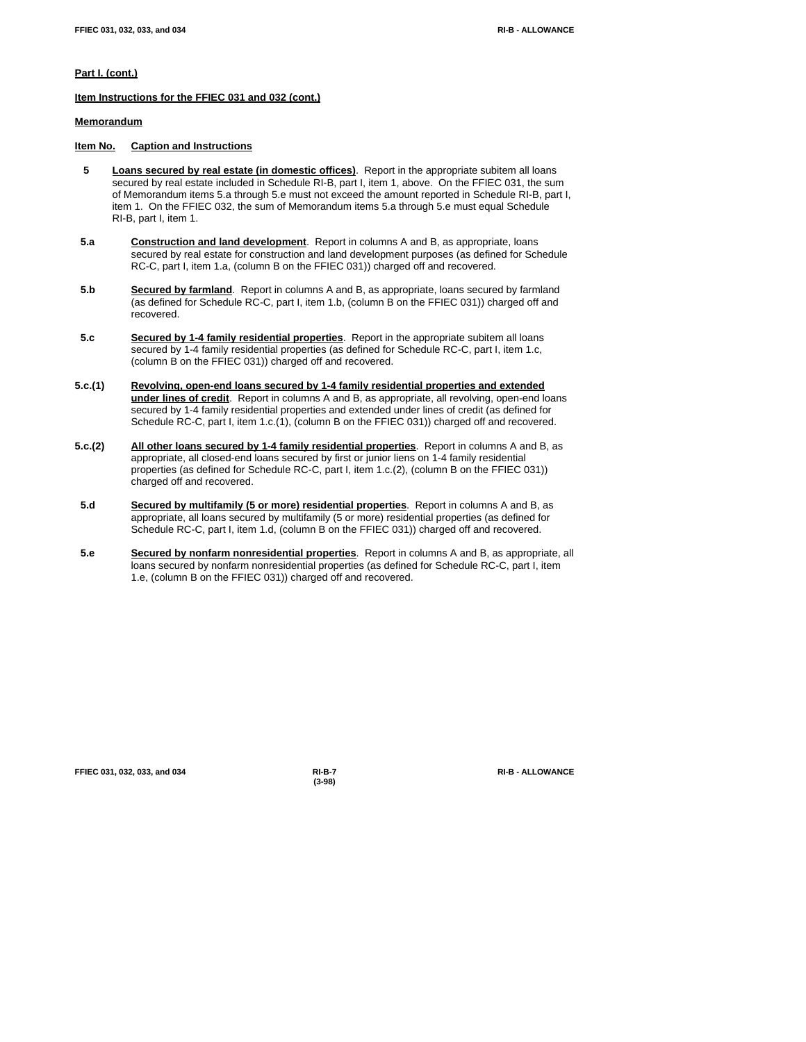**Part I. (cont.)**

**Item Instructions for the FFIEC 031 and 032 (cont.)**

**Memorandum**

**Item No. Caption and Instructions**

**5** **Loans secured by real estate (in domestic offices)**. Report in the appropriate subitem all loans secured by real estate included in Schedule RI-B, part I, item 1, above. On the FFIEC 031, the sum of Memorandum items 5.a through 5.e must not exceed the amount reported in Schedule RI-B, part I, item 1. On the FFIEC 032, the sum of Memorandum items 5.a through 5.e must equal Schedule RI-B, part I, item 1.

**5.a** **Construction and land development**. Report in columns A and B, as appropriate, loans secured by real estate for construction and land development purposes (as defined for Schedule RC-C, part I, item 1.a, (column B on the FFIEC 031)) charged off and recovered.

**5.b** **Secured by farmland**. Report in columns A and B, as appropriate, loans secured by farmland (as defined for Schedule RC-C, part I, item 1.b, (column B on the FFIEC 031)) charged off and recovered.

**5.c** **Secured by 1-4 family residential properties**. Report in the appropriate subitem all loans secured by 1-4 family residential properties (as defined for Schedule RC-C, part I, item 1.c, (column B on the FFIEC 031)) charged off and recovered.

**5.c.(1)** **Revolving, open-end loans secured by 1-4 family residential properties and extended under lines of credit**. Report in columns A and B, as appropriate, all revolving, open-end loans secured by 1-4 family residential properties and extended under lines of credit (as defined for Schedule RC-C, part I, item 1.c.(1), (column B on the FFIEC 031)) charged off and recovered.

**5.c.(2)** **All other loans secured by 1-4 family residential properties**. Report in columns A and B, as appropriate, all closed-end loans secured by first or junior liens on 1-4 family residential properties (as defined for Schedule RC-C, part I, item 1.c.(2), (column B on the FFIEC 031)) charged off and recovered.

**5.d** **Secured by multifamily (5 or more) residential properties**. Report in columns A and B, as appropriate, all loans secured by multifamily (5 or more) residential properties (as defined for Schedule RC-C, part I, item 1.d, (column B on the FFIEC 031)) charged off and recovered.

**5.e** **Secured by nonfarm nonresidential properties**. Report in columns A and B, as appropriate, all loans secured by nonfarm nonresidential properties (as defined for Schedule RC-C, part I, item 1.e, (column B on the FFIEC 031)) charged off and recovered.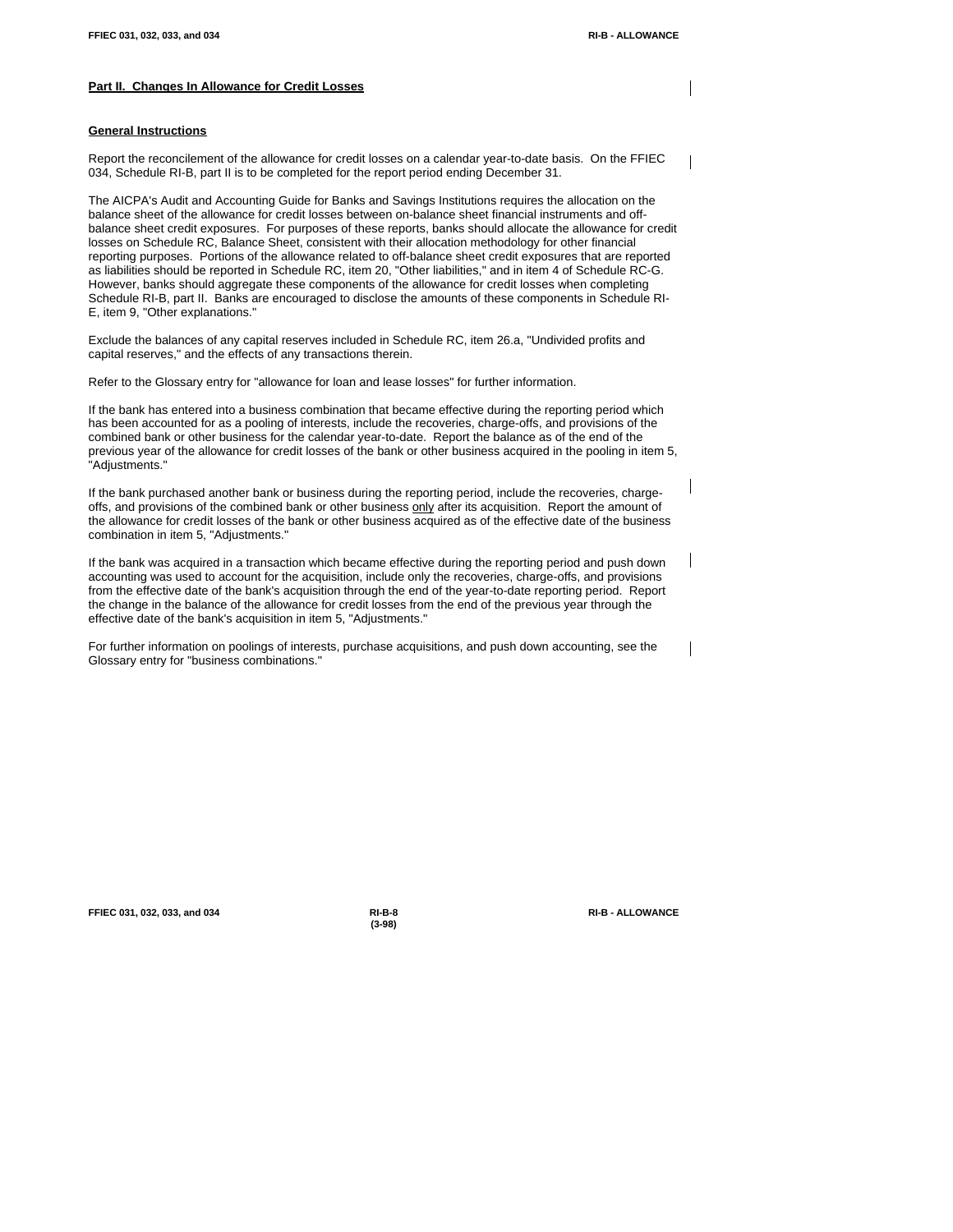## Part II. Changes In Allowance for Credit Losses

### General Instructions

Report the reconcilement of the allowance for credit losses on a calendar year-to-date basis. On the FFIEC 034, Schedule RI-B, part II is to be completed for the report period ending December 31.

The AICPA's Audit and Accounting Guide for Banks and Savings Institutions requires the allocation on the balance sheet of the allowance for credit losses between on-balance sheet financial instruments and off-balance sheet credit exposures. For purposes of these reports, banks should allocate the allowance for credit losses on Schedule RC, Balance Sheet, consistent with their allocation methodology for other financial reporting purposes. Portions of the allowance related to off-balance sheet credit exposures that are reported as liabilities should be reported in Schedule RC, item 20, "Other liabilities," and in item 4 of Schedule RC-G. However, banks should aggregate these components of the allowance for credit losses when completing Schedule RI-B, part II. Banks are encouraged to disclose the amounts of these components in Schedule RI-E, item 9, "Other explanations."

Exclude the balances of any capital reserves included in Schedule RC, item 26.a, "Undivided profits and capital reserves," and the effects of any transactions therein.

Refer to the Glossary entry for "allowance for loan and lease losses" for further information.

If the bank has entered into a business combination that became effective during the reporting period which has been accounted for as a pooling of interests, include the recoveries, charge-offs, and provisions of the combined bank or other business for the calendar year-to-date. Report the balance as of the end of the previous year of the allowance for credit losses of the bank or other business acquired in the pooling in item 5, "Adjustments."

If the bank purchased another bank or business during the reporting period, include the recoveries, charge-offs, and provisions of the combined bank or other business only after its acquisition. Report the amount of the allowance for credit losses of the bank or other business acquired as of the effective date of the business combination in item 5, "Adjustments."

If the bank was acquired in a transaction which became effective during the reporting period and push down accounting was used to account for the acquisition, include only the recoveries, charge-offs, and provisions from the effective date of the bank's acquisition through the end of the year-to-date reporting period. Report the change in the balance of the allowance for credit losses from the end of the previous year through the effective date of the bank's acquisition in item 5, "Adjustments."

For further information on poolings of interests, purchase acquisitions, and push down accounting, see the Glossary entry for "business combinations."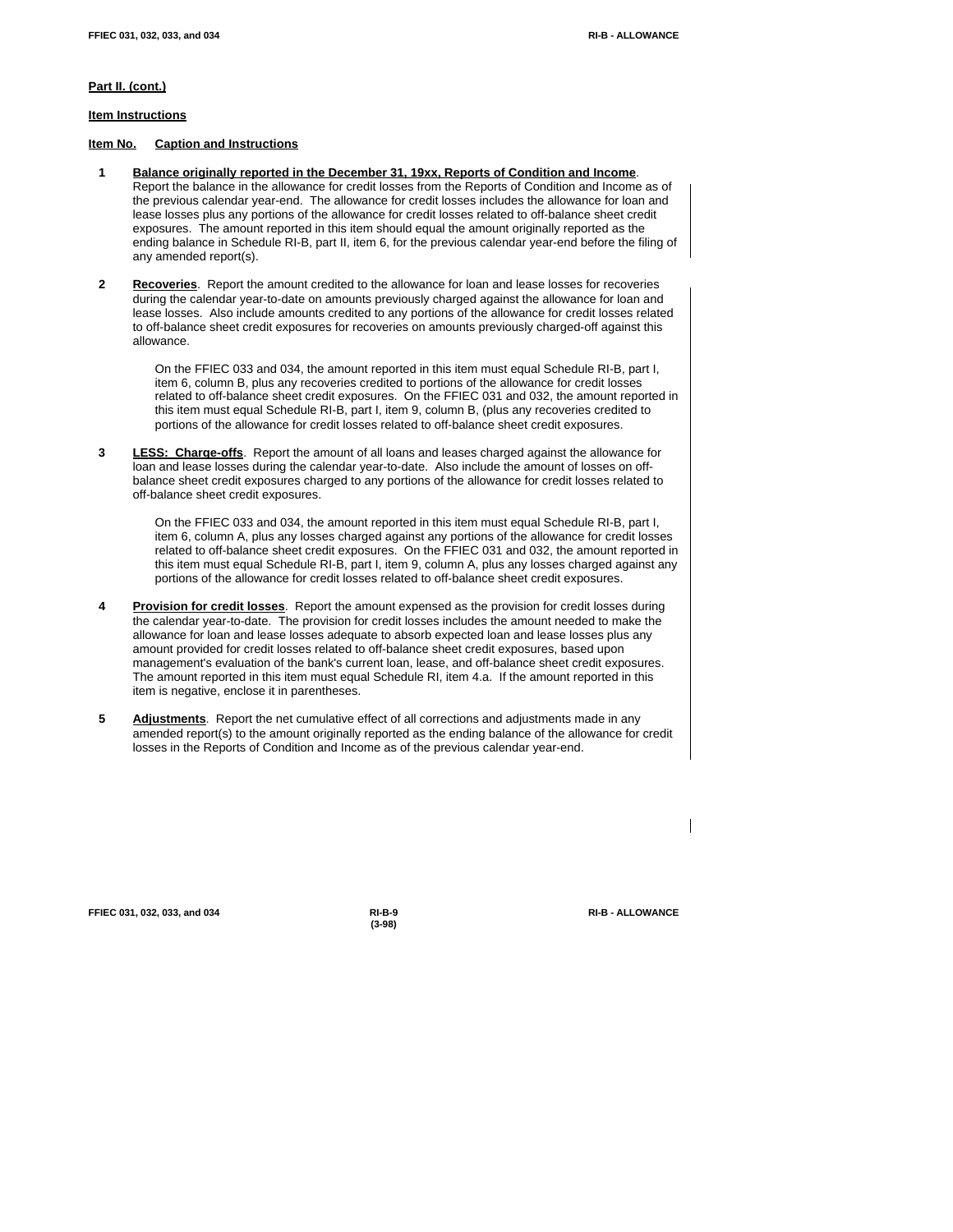**Part II. (cont.)**

**Item Instructions**

**Item No. Caption and Instructions**

**1** **Balance originally reported in the December 31, 19xx, Reports of Condition and Income**. Report the balance in the allowance for credit losses from the Reports of Condition and Income as of the previous calendar year-end. The allowance for credit losses includes the allowance for loan and lease losses plus any portions of the allowance for credit losses related to off-balance sheet credit exposures. The amount reported in this item should equal the amount originally reported as the ending balance in Schedule RI-B, part II, item 6, for the previous calendar year-end before the filing of any amended report(s).

**2** **Recoveries**. Report the amount credited to the allowance for loan and lease losses for recoveries during the calendar year-to-date on amounts previously charged against the allowance for loan and lease losses. Also include amounts credited to any portions of the allowance for credit losses related to off-balance sheet credit exposures for recoveries on amounts previously charged-off against this allowance.

> On the FFIEC 033 and 034, the amount reported in this item must equal Schedule RI-B, part I, item 6, column B, plus any recoveries credited to portions of the allowance for credit losses related to off-balance sheet credit exposures. On the FFIEC 031 and 032, the amount reported in this item must equal Schedule RI-B, part I, item 9, column B, (plus any recoveries credited to portions of the allowance for credit losses related to off-balance sheet credit exposures.

**3** **LESS: Charge-offs**. Report the amount of all loans and leases charged against the allowance for loan and lease losses during the calendar year-to-date. Also include the amount of losses on off-balance sheet credit exposures charged to any portions of the allowance for credit losses related to off-balance sheet credit exposures.

> On the FFIEC 033 and 034, the amount reported in this item must equal Schedule RI-B, part I, item 6, column A, plus any losses charged against any portions of the allowance for credit losses related to off-balance sheet credit exposures. On the FFIEC 031 and 032, the amount reported in this item must equal Schedule RI-B, part I, item 9, column A, plus any losses charged against any portions of the allowance for credit losses related to off-balance sheet credit exposures.

**4** **Provision for credit losses**. Report the amount expensed as the provision for credit losses during the calendar year-to-date. The provision for credit losses includes the amount needed to make the allowance for loan and lease losses adequate to absorb expected loan and lease losses plus any amount provided for credit losses related to off-balance sheet credit exposures, based upon management's evaluation of the bank's current loan, lease, and off-balance sheet credit exposures. The amount reported in this item must equal Schedule RI, item 4.a. If the amount reported in this item is negative, enclose it in parentheses.

**5** **Adjustments**. Report the net cumulative effect of all corrections and adjustments made in any amended report(s) to the amount originally reported as the ending balance of the allowance for credit losses in the Reports of Condition and Income as of the previous calendar year-end.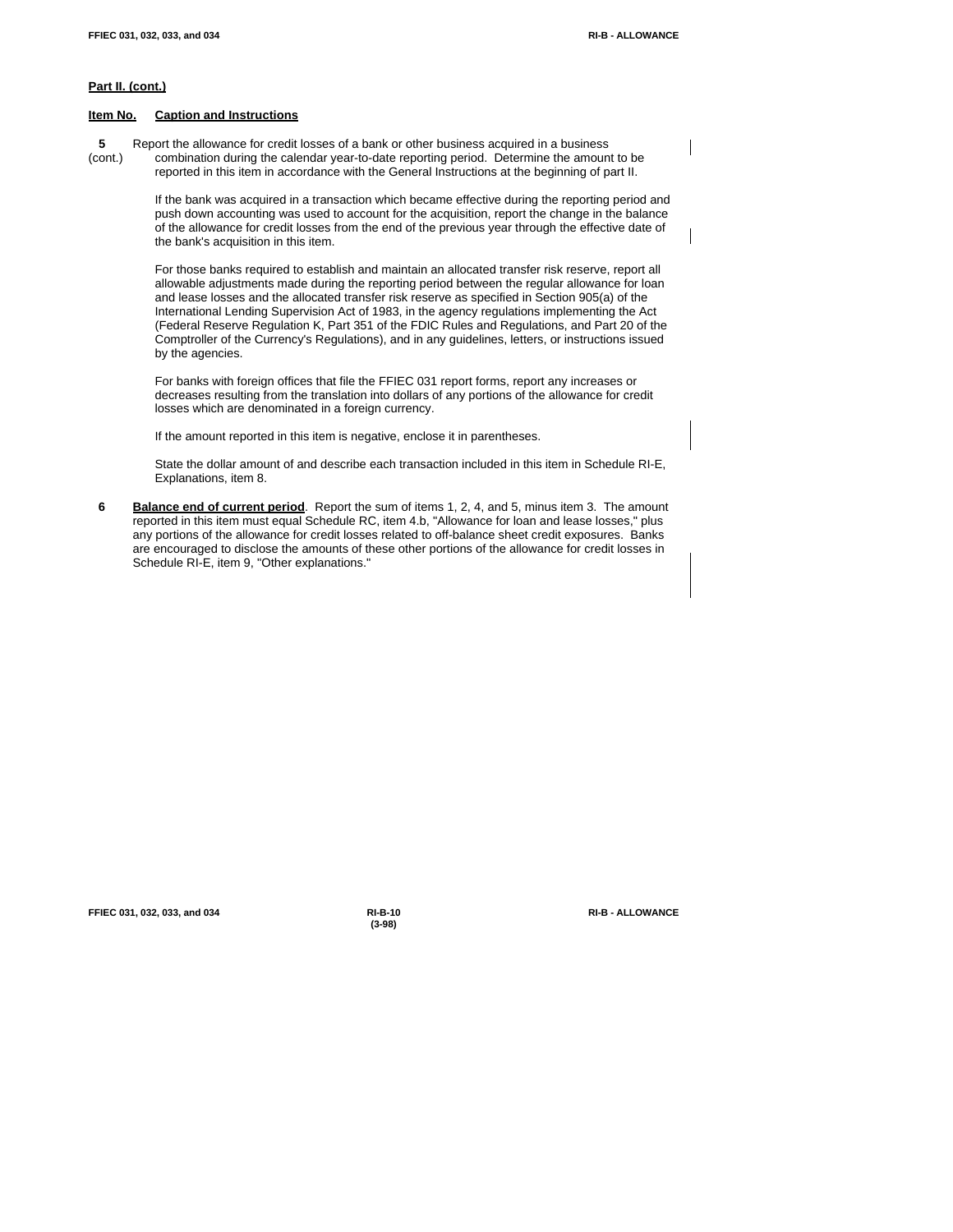**Part II. (cont.)**

**Item No.** **Caption and Instructions**

**5** (cont.) Report the allowance for credit losses of a bank or other business acquired in a business combination during the calendar year-to-date reporting period. Determine the amount to be reported in this item in accordance with the General Instructions at the beginning of part II.

If the bank was acquired in a transaction which became effective during the reporting period and push down accounting was used to account for the acquisition, report the change in the balance of the allowance for credit losses from the end of the previous year through the effective date of the bank's acquisition in this item.

For those banks required to establish and maintain an allocated transfer risk reserve, report all allowable adjustments made during the reporting period between the regular allowance for loan and lease losses and the allocated transfer risk reserve as specified in Section 905(a) of the International Lending Supervision Act of 1983, in the agency regulations implementing the Act (Federal Reserve Regulation K, Part 351 of the FDIC Rules and Regulations, and Part 20 of the Comptroller of the Currency's Regulations), and in any guidelines, letters, or instructions issued by the agencies.

For banks with foreign offices that file the FFIEC 031 report forms, report any increases or decreases resulting from the translation into dollars of any portions of the allowance for credit losses which are denominated in a foreign currency.

If the amount reported in this item is negative, enclose it in parentheses.

State the dollar amount of and describe each transaction included in this item in Schedule RI-E, Explanations, item 8.

**6** **Balance end of current period**. Report the sum of items 1, 2, 4, and 5, minus item 3. The amount reported in this item must equal Schedule RC, item 4.b, "Allowance for loan and lease losses," plus any portions of the allowance for credit losses related to off-balance sheet credit exposures. Banks are encouraged to disclose the amounts of these other portions of the allowance for credit losses in Schedule RI-E, item 9, "Other explanations."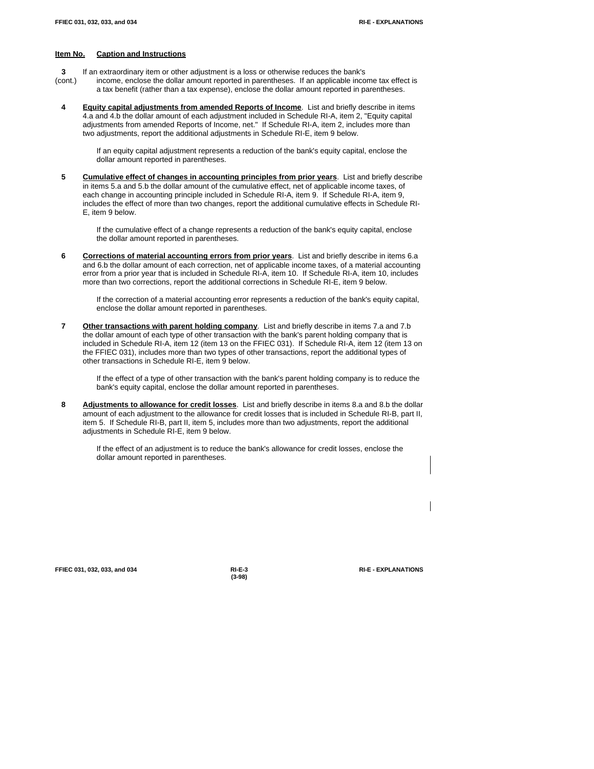**Item No.** **Caption and Instructions**

**3** (cont.) If an extraordinary item or other adjustment is a loss or otherwise reduces the bank's income, enclose the dollar amount reported in parentheses. If an applicable income tax effect is a tax benefit (rather than a tax expense), enclose the dollar amount reported in parentheses.

**4** **Equity capital adjustments from amended Reports of Income**. List and briefly describe in items 4.a and 4.b the dollar amount of each adjustment included in Schedule RI-A, item 2, "Equity capital adjustments from amended Reports of Income, net." If Schedule RI-A, item 2, includes more than two adjustments, report the additional adjustments in Schedule RI-E, item 9 below.

If an equity capital adjustment represents a reduction of the bank's equity capital, enclose the dollar amount reported in parentheses.

**5** **Cumulative effect of changes in accounting principles from prior years**. List and briefly describe in items 5.a and 5.b the dollar amount of the cumulative effect, net of applicable income taxes, of each change in accounting principle included in Schedule RI-A, item 9. If Schedule RI-A, item 9, includes the effect of more than two changes, report the additional cumulative effects in Schedule RI-E, item 9 below.

If the cumulative effect of a change represents a reduction of the bank's equity capital, enclose the dollar amount reported in parentheses.

**6** **Corrections of material accounting errors from prior years**. List and briefly describe in items 6.a and 6.b the dollar amount of each correction, net of applicable income taxes, of a material accounting error from a prior year that is included in Schedule RI-A, item 10. If Schedule RI-A, item 10, includes more than two corrections, report the additional corrections in Schedule RI-E, item 9 below.

If the correction of a material accounting error represents a reduction of the bank's equity capital, enclose the dollar amount reported in parentheses.

**7** **Other transactions with parent holding company**. List and briefly describe in items 7.a and 7.b the dollar amount of each type of other transaction with the bank's parent holding company that is included in Schedule RI-A, item 12 (item 13 on the FFIEC 031). If Schedule RI-A, item 12 (item 13 on the FFIEC 031), includes more than two types of other transactions, report the additional types of other transactions in Schedule RI-E, item 9 below.

If the effect of a type of other transaction with the bank's parent holding company is to reduce the bank's equity capital, enclose the dollar amount reported in parentheses.

**8** **Adjustments to allowance for credit losses**. List and briefly describe in items 8.a and 8.b the dollar amount of each adjustment to the allowance for credit losses that is included in Schedule RI-B, part II, item 5. If Schedule RI-B, part II, item 5, includes more than two adjustments, report the additional adjustments in Schedule RI-E, item 9 below.

If the effect of an adjustment is to reduce the bank's allowance for credit losses, enclose the dollar amount reported in parentheses.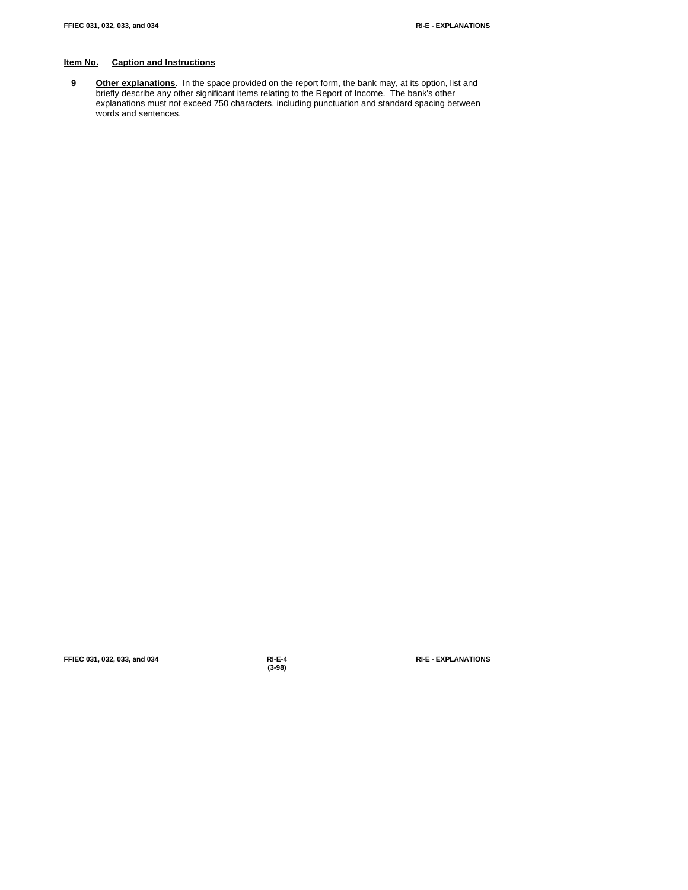**Item No.** **Caption and Instructions**

**9** **Other explanations**. In the space provided on the report form, the bank may, at its option, list and briefly describe any other significant items relating to the Report of Income. The bank's other explanations must not exceed 750 characters, including punctuation and standard spacing between words and sentences.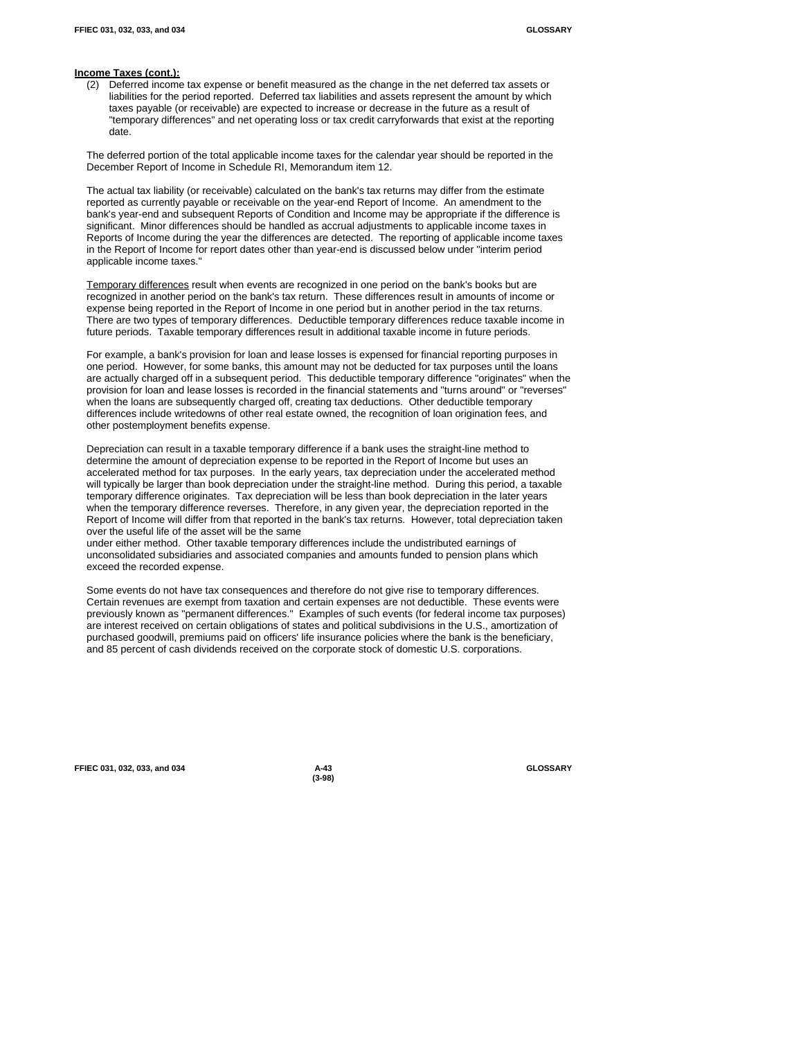**Income Taxes (cont.):**

(2) Deferred income tax expense or benefit measured as the change in the net deferred tax assets or liabilities for the period reported. Deferred tax liabilities and assets represent the amount by which taxes payable (or receivable) are expected to increase or decrease in the future as a result of "temporary differences" and net operating loss or tax credit carryforwards that exist at the reporting date.

The deferred portion of the total applicable income taxes for the calendar year should be reported in the December Report of Income in Schedule RI, Memorandum item 12.

The actual tax liability (or receivable) calculated on the bank's tax returns may differ from the estimate reported as currently payable or receivable on the year-end Report of Income. An amendment to the bank's year-end and subsequent Reports of Condition and Income may be appropriate if the difference is significant. Minor differences should be handled as accrual adjustments to applicable income taxes in Reports of Income during the year the differences are detected. The reporting of applicable income taxes in the Report of Income for report dates other than year-end is discussed below under "interim period applicable income taxes."

Temporary differences result when events are recognized in one period on the bank's books but are recognized in another period on the bank's tax return. These differences result in amounts of income or expense being reported in the Report of Income in one period but in another period in the tax returns. There are two types of temporary differences. Deductible temporary differences reduce taxable income in future periods. Taxable temporary differences result in additional taxable income in future periods.

For example, a bank's provision for loan and lease losses is expensed for financial reporting purposes in one period. However, for some banks, this amount may not be deducted for tax purposes until the loans are actually charged off in a subsequent period. This deductible temporary difference "originates" when the provision for loan and lease losses is recorded in the financial statements and "turns around" or "reverses" when the loans are subsequently charged off, creating tax deductions. Other deductible temporary differences include writedowns of other real estate owned, the recognition of loan origination fees, and other postemployment benefits expense.

Depreciation can result in a taxable temporary difference if a bank uses the straight-line method to determine the amount of depreciation expense to be reported in the Report of Income but uses an accelerated method for tax purposes. In the early years, tax depreciation under the accelerated method will typically be larger than book depreciation under the straight-line method. During this period, a taxable temporary difference originates. Tax depreciation will be less than book depreciation in the later years when the temporary difference reverses. Therefore, in any given year, the depreciation reported in the Report of Income will differ from that reported in the bank's tax returns. However, total depreciation taken over the useful life of the asset will be the same under either method. Other taxable temporary differences include the undistributed earnings of unconsolidated subsidiaries and associated companies and amounts funded to pension plans which exceed the recorded expense.

Some events do not have tax consequences and therefore do not give rise to temporary differences. Certain revenues are exempt from taxation and certain expenses are not deductible. These events were previously known as "permanent differences." Examples of such events (for federal income tax purposes) are interest received on certain obligations of states and political subdivisions in the U.S., amortization of purchased goodwill, premiums paid on officers' life insurance policies where the bank is the beneficiary, and 85 percent of cash dividends received on the corporate stock of domestic U.S. corporations.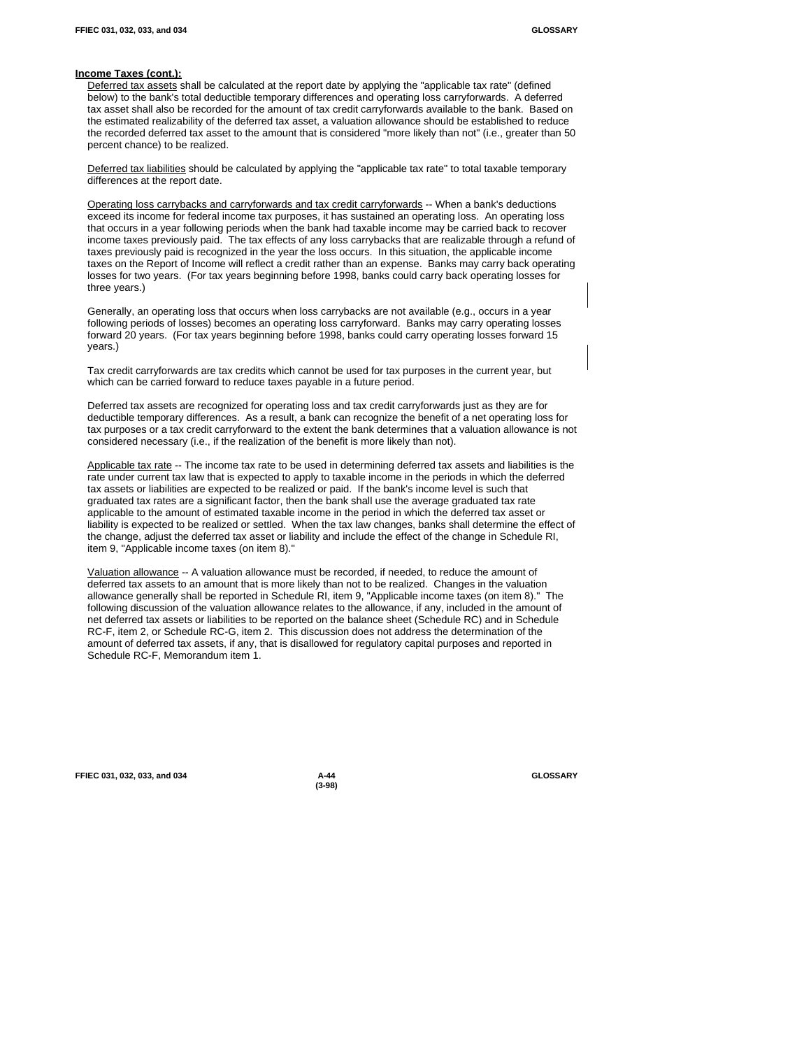**Income Taxes (cont.):**

Deferred tax assets shall be calculated at the report date by applying the "applicable tax rate" (defined below) to the bank's total deductible temporary differences and operating loss carryforwards. A deferred tax asset shall also be recorded for the amount of tax credit carryforwards available to the bank. Based on the estimated realizability of the deferred tax asset, a valuation allowance should be established to reduce the recorded deferred tax asset to the amount that is considered "more likely than not" (i.e., greater than 50 percent chance) to be realized.

Deferred tax liabilities should be calculated by applying the "applicable tax rate" to total taxable temporary differences at the report date.

Operating loss carrybacks and carryforwards and tax credit carryforwards -- When a bank's deductions exceed its income for federal income tax purposes, it has sustained an operating loss. An operating loss that occurs in a year following periods when the bank had taxable income may be carried back to recover income taxes previously paid. The tax effects of any loss carrybacks that are realizable through a refund of taxes previously paid is recognized in the year the loss occurs. In this situation, the applicable income taxes on the Report of Income will reflect a credit rather than an expense. Banks may carry back operating losses for two years. (For tax years beginning before 1998, banks could carry back operating losses for three years.)

Generally, an operating loss that occurs when loss carrybacks are not available (e.g., occurs in a year following periods of losses) becomes an operating loss carryforward. Banks may carry operating losses forward 20 years. (For tax years beginning before 1998, banks could carry operating losses forward 15 years.)

Tax credit carryforwards are tax credits which cannot be used for tax purposes in the current year, but which can be carried forward to reduce taxes payable in a future period.

Deferred tax assets are recognized for operating loss and tax credit carryforwards just as they are for deductible temporary differences. As a result, a bank can recognize the benefit of a net operating loss for tax purposes or a tax credit carryforward to the extent the bank determines that a valuation allowance is not considered necessary (i.e., if the realization of the benefit is more likely than not).

Applicable tax rate -- The income tax rate to be used in determining deferred tax assets and liabilities is the rate under current tax law that is expected to apply to taxable income in the periods in which the deferred tax assets or liabilities are expected to be realized or paid. If the bank's income level is such that graduated tax rates are a significant factor, then the bank shall use the average graduated tax rate applicable to the amount of estimated taxable income in the period in which the deferred tax asset or liability is expected to be realized or settled. When the tax law changes, banks shall determine the effect of the change, adjust the deferred tax asset or liability and include the effect of the change in Schedule RI, item 9, "Applicable income taxes (on item 8)."

Valuation allowance -- A valuation allowance must be recorded, if needed, to reduce the amount of deferred tax assets to an amount that is more likely than not to be realized. Changes in the valuation allowance generally shall be reported in Schedule RI, item 9, "Applicable income taxes (on item 8)." The following discussion of the valuation allowance relates to the allowance, if any, included in the amount of net deferred tax assets or liabilities to be reported on the balance sheet (Schedule RC) and in Schedule RC-F, item 2, or Schedule RC-G, item 2. This discussion does not address the determination of the amount of deferred tax assets, if any, that is disallowed for regulatory capital purposes and reported in Schedule RC-F, Memorandum item 1.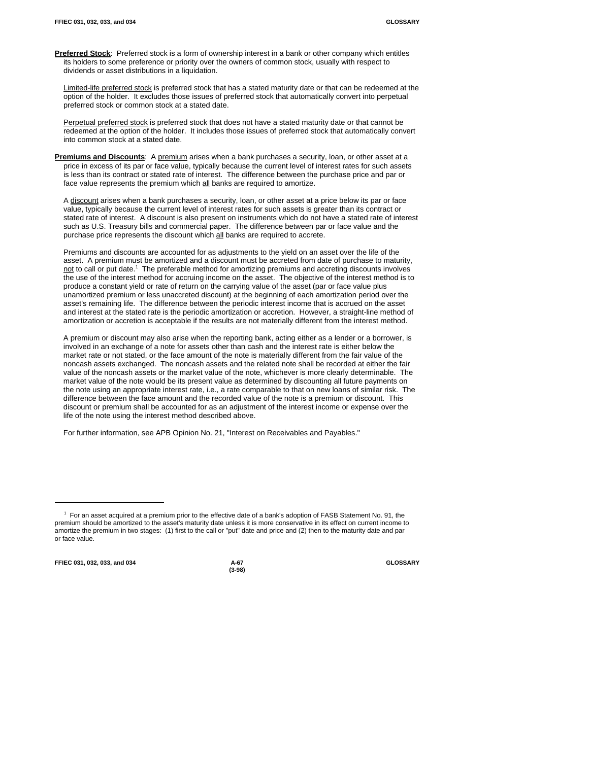**Preferred Stock**: Preferred stock is a form of ownership interest in a bank or other company which entitles its holders to some preference or priority over the owners of common stock, usually with respect to dividends or asset distributions in a liquidation.

Limited-life preferred stock is preferred stock that has a stated maturity date or that can be redeemed at the option of the holder. It excludes those issues of preferred stock that automatically convert into perpetual preferred stock or common stock at a stated date.

Perpetual preferred stock is preferred stock that does not have a stated maturity date or that cannot be redeemed at the option of the holder. It includes those issues of preferred stock that automatically convert into common stock at a stated date.

**Premiums and Discounts**: A premium arises when a bank purchases a security, loan, or other asset at a price in excess of its par or face value, typically because the current level of interest rates for such assets is less than its contract or stated rate of interest. The difference between the purchase price and par or face value represents the premium which all banks are required to amortize.

A discount arises when a bank purchases a security, loan, or other asset at a price below its par or face value, typically because the current level of interest rates for such assets is greater than its contract or stated rate of interest. A discount is also present on instruments which do not have a stated rate of interest such as U.S. Treasury bills and commercial paper. The difference between par or face value and the purchase price represents the discount which all banks are required to accrete.

Premiums and discounts are accounted for as adjustments to the yield on an asset over the life of the asset. A premium must be amortized and a discount must be accreted from date of purchase to maturity, not to call or put date.[1] The preferable method for amortizing premiums and accreting discounts involves the use of the interest method for accruing income on the asset. The objective of the interest method is to produce a constant yield or rate of return on the carrying value of the asset (par or face value plus unamortized premium or less unaccreted discount) at the beginning of each amortization period over the asset's remaining life. The difference between the periodic interest income that is accrued on the asset and interest at the stated rate is the periodic amortization or accretion. However, a straight-line method of amortization or accretion is acceptable if the results are not materially different from the interest method.

A premium or discount may also arise when the reporting bank, acting either as a lender or a borrower, is involved in an exchange of a note for assets other than cash and the interest rate is either below the market rate or not stated, or the face amount of the note is materially different from the fair value of the noncash assets exchanged. The noncash assets and the related note shall be recorded at either the fair value of the noncash assets or the market value of the note, whichever is more clearly determinable. The market value of the note would be its present value as determined by discounting all future payments on the note using an appropriate interest rate, i.e., a rate comparable to that on new loans of similar risk. The difference between the face amount and the recorded value of the note is a premium or discount. This discount or premium shall be accounted for as an adjustment of the interest income or expense over the life of the note using the interest method described above.

For further information, see APB Opinion No. 21, "Interest on Receivables and Payables."

---

[1] For an asset acquired at a premium prior to the effective date of a bank's adoption of FASB Statement No. 91, the premium should be amortized to the asset's maturity date unless it is more conservative in its effect on current income to amortize the premium in two stages: (1) first to the call or "put" date and price and (2) then to the maturity date and par or face value.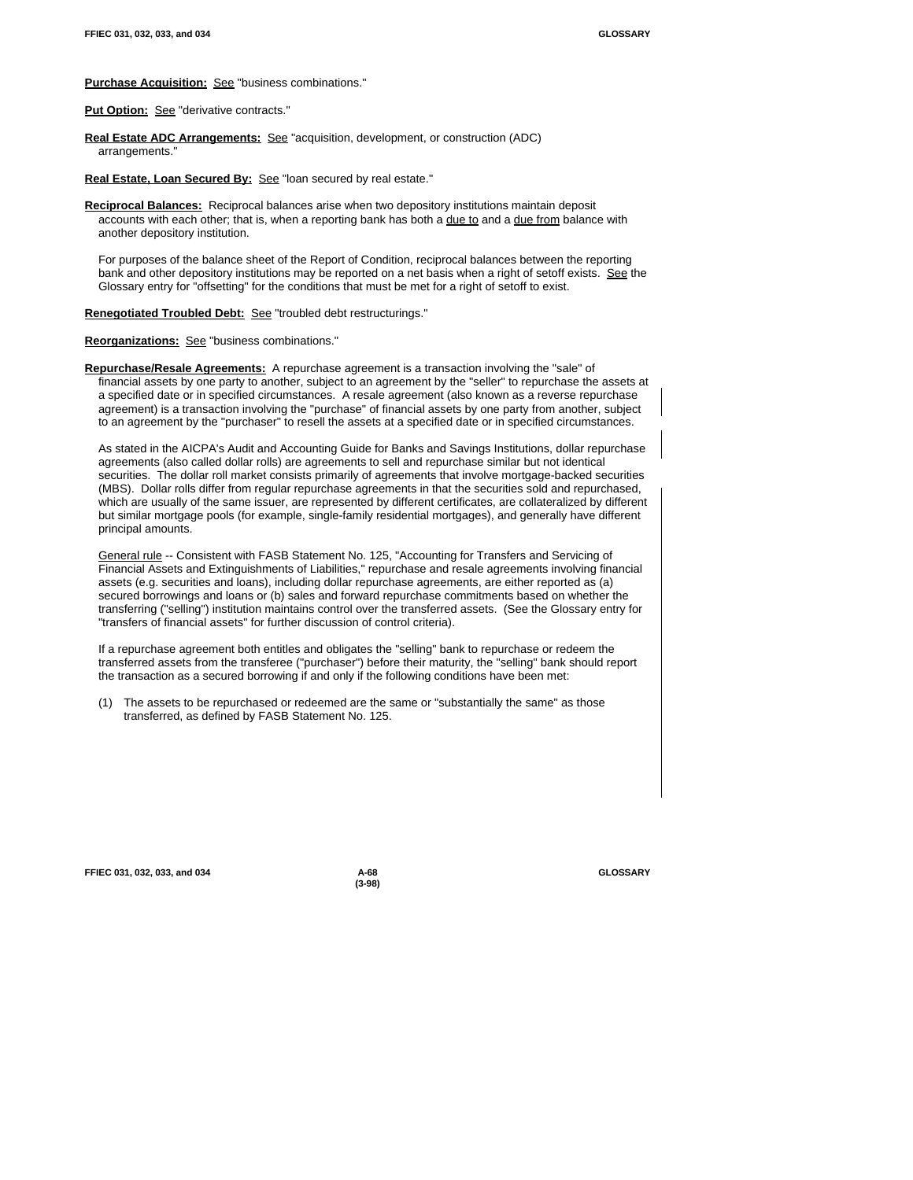**Purchase Acquisition:** See "business combinations."

**Put Option:** See "derivative contracts."

**Real Estate ADC Arrangements:** See "acquisition, development, or construction (ADC) arrangements."

**Real Estate, Loan Secured By:** See "loan secured by real estate."

**Reciprocal Balances:** Reciprocal balances arise when two depository institutions maintain deposit accounts with each other; that is, when a reporting bank has both a due to and a due from balance with another depository institution.

For purposes of the balance sheet of the Report of Condition, reciprocal balances between the reporting bank and other depository institutions may be reported on a net basis when a right of setoff exists. See the Glossary entry for "offsetting" for the conditions that must be met for a right of setoff to exist.

**Renegotiated Troubled Debt:** See "troubled debt restructurings."

**Reorganizations:** See "business combinations."

**Repurchase/Resale Agreements:** A repurchase agreement is a transaction involving the "sale" of financial assets by one party to another, subject to an agreement by the "seller" to repurchase the assets at a specified date or in specified circumstances. A resale agreement (also known as a reverse repurchase agreement) is a transaction involving the "purchase" of financial assets by one party from another, subject to an agreement by the "purchaser" to resell the assets at a specified date or in specified circumstances.

As stated in the AICPA's Audit and Accounting Guide for Banks and Savings Institutions, dollar repurchase agreements (also called dollar rolls) are agreements to sell and repurchase similar but not identical securities. The dollar roll market consists primarily of agreements that involve mortgage-backed securities (MBS). Dollar rolls differ from regular repurchase agreements in that the securities sold and repurchased, which are usually of the same issuer, are represented by different certificates, are collateralized by different but similar mortgage pools (for example, single-family residential mortgages), and generally have different principal amounts.

General rule -- Consistent with FASB Statement No. 125, "Accounting for Transfers and Servicing of Financial Assets and Extinguishments of Liabilities," repurchase and resale agreements involving financial assets (e.g. securities and loans), including dollar repurchase agreements, are either reported as (a) secured borrowings and loans or (b) sales and forward repurchase commitments based on whether the transferring ("selling") institution maintains control over the transferred assets. (See the Glossary entry for "transfers of financial assets" for further discussion of control criteria).

If a repurchase agreement both entitles and obligates the "selling" bank to repurchase or redeem the transferred assets from the transferee ("purchaser") before their maturity, the "selling" bank should report the transaction as a secured borrowing if and only if the following conditions have been met:

(1) The assets to be repurchased or redeemed are the same or "substantially the same" as those transferred, as defined by FASB Statement No. 125.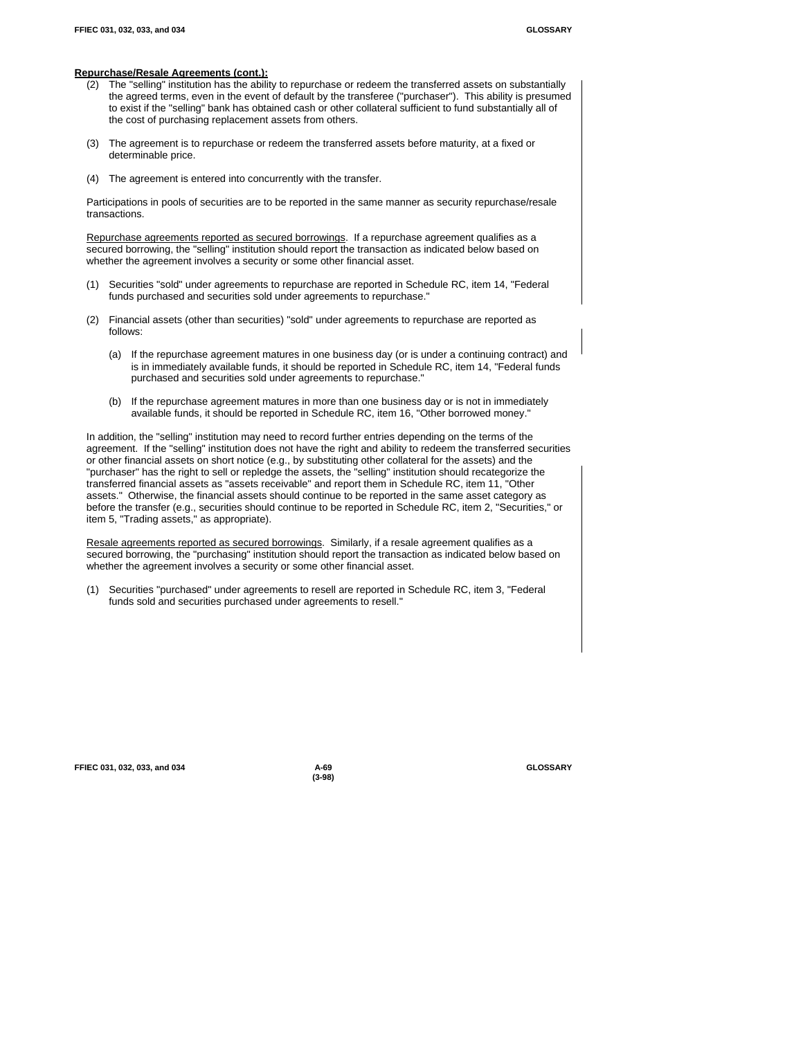**Repurchase/Resale Agreements (cont.):**

(2) The "selling" institution has the ability to repurchase or redeem the transferred assets on substantially the agreed terms, even in the event of default by the transferee ("purchaser"). This ability is presumed to exist if the "selling" bank has obtained cash or other collateral sufficient to fund substantially all of the cost of purchasing replacement assets from others.

(3) The agreement is to repurchase or redeem the transferred assets before maturity, at a fixed or determinable price.

(4) The agreement is entered into concurrently with the transfer.

Participations in pools of securities are to be reported in the same manner as security repurchase/resale transactions.

<u>Repurchase agreements reported as secured borrowings</u>. If a repurchase agreement qualifies as a secured borrowing, the "selling" institution should report the transaction as indicated below based on whether the agreement involves a security or some other financial asset.

(1) Securities "sold" under agreements to repurchase are reported in Schedule RC, item 14, "Federal funds purchased and securities sold under agreements to repurchase."

(2) Financial assets (other than securities) "sold" under agreements to repurchase are reported as follows:

   (a) If the repurchase agreement matures in one business day (or is under a continuing contract) and is in immediately available funds, it should be reported in Schedule RC, item 14, "Federal funds purchased and securities sold under agreements to repurchase."

   (b) If the repurchase agreement matures in more than one business day or is not in immediately available funds, it should be reported in Schedule RC, item 16, "Other borrowed money."

In addition, the "selling" institution may need to record further entries depending on the terms of the agreement. If the "selling" institution does not have the right and ability to redeem the transferred securities or other financial assets on short notice (e.g., by substituting other collateral for the assets) and the "purchaser" has the right to sell or repledge the assets, the "selling" institution should recategorize the transferred financial assets as "assets receivable" and report them in Schedule RC, item 11, "Other assets." Otherwise, the financial assets should continue to be reported in the same asset category as before the transfer (e.g., securities should continue to be reported in Schedule RC, item 2, "Securities," or item 5, "Trading assets," as appropriate).

<u>Resale agreements reported as secured borrowings</u>. Similarly, if a resale agreement qualifies as a secured borrowing, the "purchasing" institution should report the transaction as indicated below based on whether the agreement involves a security or some other financial asset.

(1) Securities "purchased" under agreements to resell are reported in Schedule RC, item 3, "Federal funds sold and securities purchased under agreements to resell."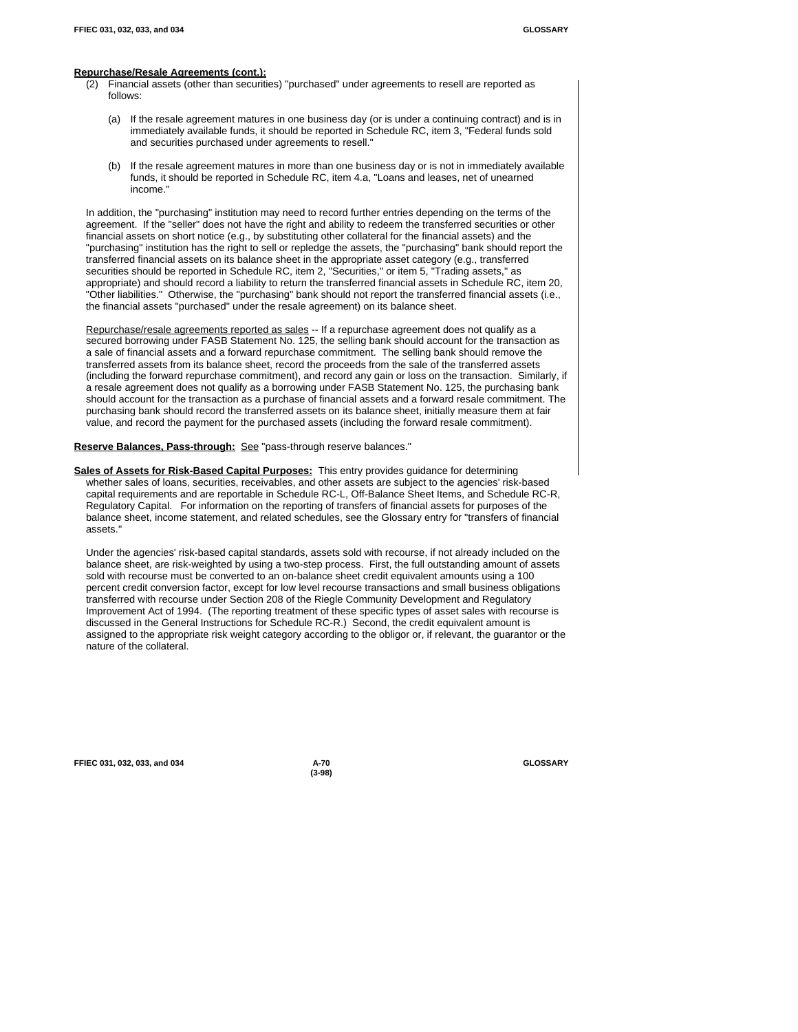**Repurchase/Resale Agreements (cont.):**

(2) Financial assets (other than securities) "purchased" under agreements to resell are reported as follows:

(a) If the resale agreement matures in one business day (or is under a continuing contract) and is in immediately available funds, it should be reported in Schedule RC, item 3, "Federal funds sold and securities purchased under agreements to resell."

(b) If the resale agreement matures in more than one business day or is not in immediately available funds, it should be reported in Schedule RC, item 4.a, "Loans and leases, net of unearned income."

In addition, the "purchasing" institution may need to record further entries depending on the terms of the agreement. If the "seller" does not have the right and ability to redeem the transferred securities or other financial assets on short notice (e.g., by substituting other collateral for the financial assets) and the "purchasing" institution has the right to sell or repledge the assets, the "purchasing" bank should report the transferred financial assets on its balance sheet in the appropriate asset category (e.g., transferred securities should be reported in Schedule RC, item 2, "Securities," or item 5, "Trading assets," as appropriate) and should record a liability to return the transferred financial assets in Schedule RC, item 20, "Other liabilities." Otherwise, the "purchasing" bank should not report the transferred financial assets (i.e., the financial assets "purchased" under the resale agreement) on its balance sheet.

Repurchase/resale agreements reported as sales -- If a repurchase agreement does not qualify as a secured borrowing under FASB Statement No. 125, the selling bank should account for the transaction as a sale of financial assets and a forward repurchase commitment. The selling bank should remove the transferred assets from its balance sheet, record the proceeds from the sale of the transferred assets (including the forward repurchase commitment), and record any gain or loss on the transaction. Similarly, if a resale agreement does not qualify as a borrowing under FASB Statement No. 125, the purchasing bank should account for the transaction as a purchase of financial assets and a forward resale commitment. The purchasing bank should record the transferred assets on its balance sheet, initially measure them at fair value, and record the payment for the purchased assets (including the forward resale commitment).

**Reserve Balances, Pass-through:** See "pass-through reserve balances."

**Sales of Assets for Risk-Based Capital Purposes:** This entry provides guidance for determining whether sales of loans, securities, receivables, and other assets are subject to the agencies' risk-based capital requirements and are reportable in Schedule RC-L, Off-Balance Sheet Items, and Schedule RC-R, Regulatory Capital. For information on the reporting of transfers of financial assets for purposes of the balance sheet, income statement, and related schedules, see the Glossary entry for "transfers of financial assets."

Under the agencies' risk-based capital standards, assets sold with recourse, if not already included on the balance sheet, are risk-weighted by using a two-step process. First, the full outstanding amount of assets sold with recourse must be converted to an on-balance sheet credit equivalent amounts using a 100 percent credit conversion factor, except for low level recourse transactions and small business obligations transferred with recourse under Section 208 of the Riegle Community Development and Regulatory Improvement Act of 1994. (The reporting treatment of these specific types of asset sales with recourse is discussed in the General Instructions for Schedule RC-R.) Second, the credit equivalent amount is assigned to the appropriate risk weight category according to the obligor or, if relevant, the guarantor or the nature of the collateral.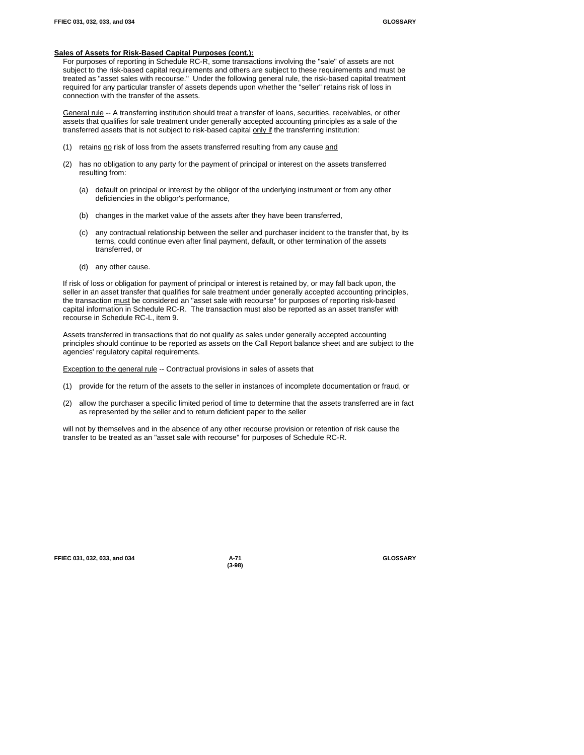**Sales of Assets for Risk-Based Capital Purposes (cont.):**

For purposes of reporting in Schedule RC-R, some transactions involving the "sale" of assets are not subject to the risk-based capital requirements and others are subject to these requirements and must be treated as "asset sales with recourse." Under the following general rule, the risk-based capital treatment required for any particular transfer of assets depends upon whether the "seller" retains risk of loss in connection with the transfer of the assets.

General rule -- A transferring institution should treat a transfer of loans, securities, receivables, or other assets that qualifies for sale treatment under generally accepted accounting principles as a sale of the transferred assets that is not subject to risk-based capital only if the transferring institution:

(1) retains no risk of loss from the assets transferred resulting from any cause and

(2) has no obligation to any party for the payment of principal or interest on the assets transferred resulting from:

   (a) default on principal or interest by the obligor of the underlying instrument or from any other deficiencies in the obligor's performance,

   (b) changes in the market value of the assets after they have been transferred,

   (c) any contractual relationship between the seller and purchaser incident to the transfer that, by its terms, could continue even after final payment, default, or other termination of the assets transferred, or

   (d) any other cause.

If risk of loss or obligation for payment of principal or interest is retained by, or may fall back upon, the seller in an asset transfer that qualifies for sale treatment under generally accepted accounting principles, the transaction must be considered an "asset sale with recourse" for purposes of reporting risk-based capital information in Schedule RC-R. The transaction must also be reported as an asset transfer with recourse in Schedule RC-L, item 9.

Assets transferred in transactions that do not qualify as sales under generally accepted accounting principles should continue to be reported as assets on the Call Report balance sheet and are subject to the agencies' regulatory capital requirements.

Exception to the general rule -- Contractual provisions in sales of assets that

(1) provide for the return of the assets to the seller in instances of incomplete documentation or fraud, or

(2) allow the purchaser a specific limited period of time to determine that the assets transferred are in fact as represented by the seller and to return deficient paper to the seller

will not by themselves and in the absence of any other recourse provision or retention of risk cause the transfer to be treated as an "asset sale with recourse" for purposes of Schedule RC-R.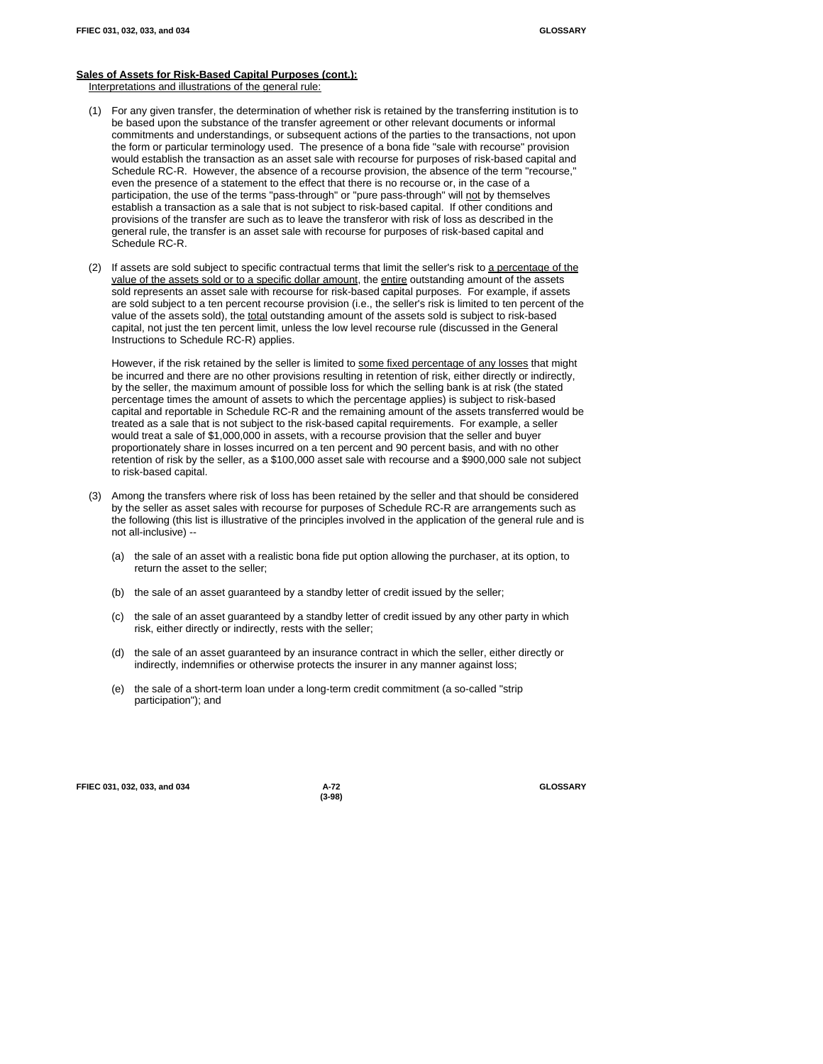**Sales of Assets for Risk-Based Capital Purposes (cont.):**
Interpretations and illustrations of the general rule:

(1) For any given transfer, the determination of whether risk is retained by the transferring institution is to be based upon the substance of the transfer agreement or other relevant documents or informal commitments and understandings, or subsequent actions of the parties to the transactions, not upon the form or particular terminology used. The presence of a bona fide "sale with recourse" provision would establish the transaction as an asset sale with recourse for purposes of risk-based capital and Schedule RC-R. However, the absence of a recourse provision, the absence of the term "recourse," even the presence of a statement to the effect that there is no recourse or, in the case of a participation, the use of the terms "pass-through" or "pure pass-through" will not by themselves establish a transaction as a sale that is not subject to risk-based capital. If other conditions and provisions of the transfer are such as to leave the transferor with risk of loss as described in the general rule, the transfer is an asset sale with recourse for purposes of risk-based capital and Schedule RC-R.

(2) If assets are sold subject to specific contractual terms that limit the seller's risk to a percentage of the value of the assets sold or to a specific dollar amount, the entire outstanding amount of the assets sold represents an asset sale with recourse for risk-based capital purposes. For example, if assets are sold subject to a ten percent recourse provision (i.e., the seller's risk is limited to ten percent of the value of the assets sold), the total outstanding amount of the assets sold is subject to risk-based capital, not just the ten percent limit, unless the low level recourse rule (discussed in the General Instructions to Schedule RC-R) applies.

However, if the risk retained by the seller is limited to some fixed percentage of any losses that might be incurred and there are no other provisions resulting in retention of risk, either directly or indirectly, by the seller, the maximum amount of possible loss for which the selling bank is at risk (the stated percentage times the amount of assets to which the percentage applies) is subject to risk-based capital and reportable in Schedule RC-R and the remaining amount of the assets transferred would be treated as a sale that is not subject to the risk-based capital requirements. For example, a seller would treat a sale of $1,000,000 in assets, with a recourse provision that the seller and buyer proportionately share in losses incurred on a ten percent and 90 percent basis, and with no other retention of risk by the seller, as a $100,000 asset sale with recourse and a $900,000 sale not subject to risk-based capital.

(3) Among the transfers where risk of loss has been retained by the seller and that should be considered by the seller as asset sales with recourse for purposes of Schedule RC-R are arrangements such as the following (this list is illustrative of the principles involved in the application of the general rule and is not all-inclusive) --

(a) the sale of an asset with a realistic bona fide put option allowing the purchaser, at its option, to return the asset to the seller;

(b) the sale of an asset guaranteed by a standby letter of credit issued by the seller;

(c) the sale of an asset guaranteed by a standby letter of credit issued by any other party in which risk, either directly or indirectly, rests with the seller;

(d) the sale of an asset guaranteed by an insurance contract in which the seller, either directly or indirectly, indemnifies or otherwise protects the insurer in any manner against loss;

(e) the sale of a short-term loan under a long-term credit commitment (a so-called "strip participation"); and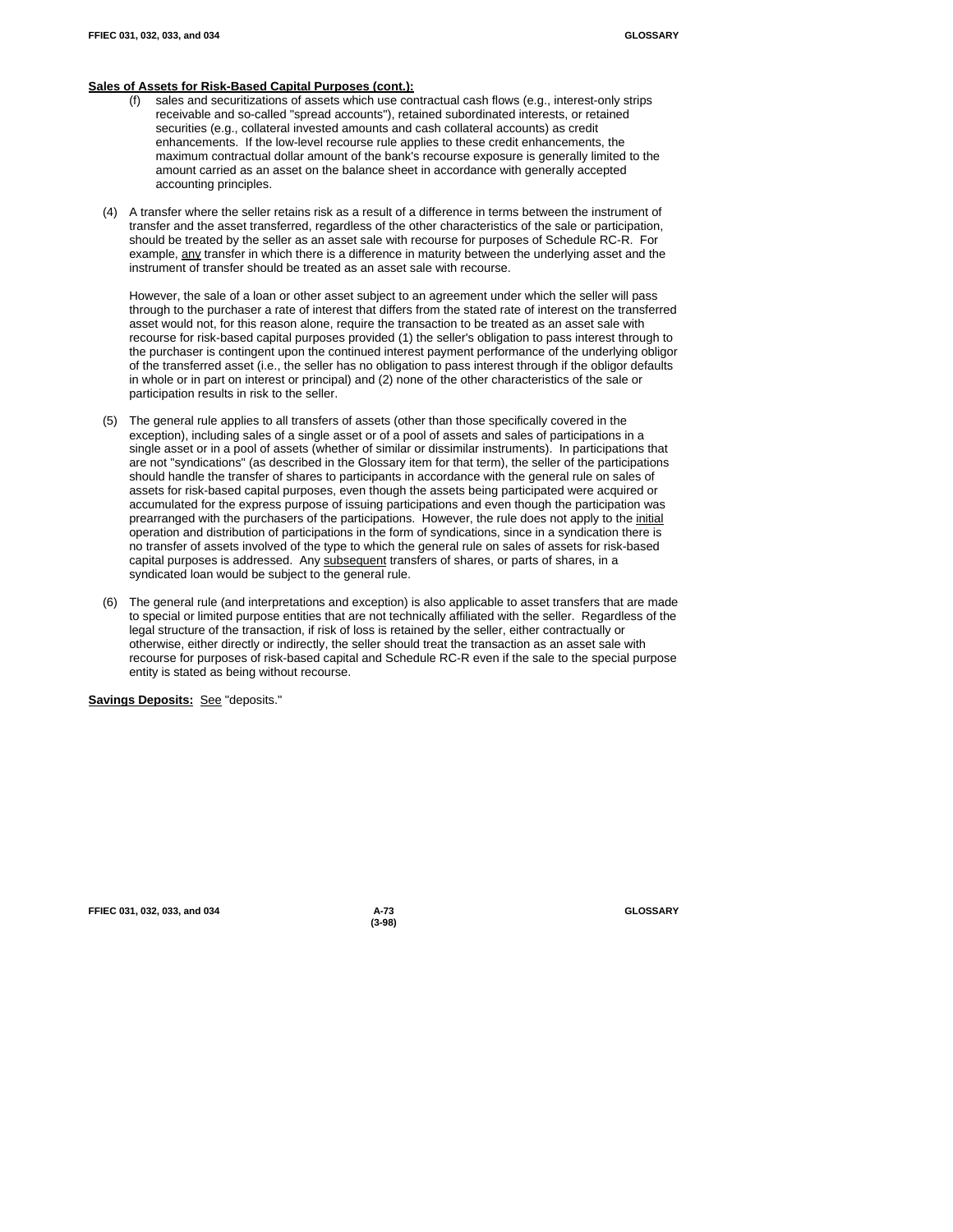**Sales of Assets for Risk-Based Capital Purposes (cont.):**

(f) sales and securitizations of assets which use contractual cash flows (e.g., interest-only strips receivable and so-called "spread accounts"), retained subordinated interests, or retained securities (e.g., collateral invested amounts and cash collateral accounts) as credit enhancements. If the low-level recourse rule applies to these credit enhancements, the maximum contractual dollar amount of the bank's recourse exposure is generally limited to the amount carried as an asset on the balance sheet in accordance with generally accepted accounting principles.

(4) A transfer where the seller retains risk as a result of a difference in terms between the instrument of transfer and the asset transferred, regardless of the other characteristics of the sale or participation, should be treated by the seller as an asset sale with recourse for purposes of Schedule RC-R. For example, any transfer in which there is a difference in maturity between the underlying asset and the instrument of transfer should be treated as an asset sale with recourse.

However, the sale of a loan or other asset subject to an agreement under which the seller will pass through to the purchaser a rate of interest that differs from the stated rate of interest on the transferred asset would not, for this reason alone, require the transaction to be treated as an asset sale with recourse for risk-based capital purposes provided (1) the seller's obligation to pass interest through to the purchaser is contingent upon the continued interest payment performance of the underlying obligor of the transferred asset (i.e., the seller has no obligation to pass interest through if the obligor defaults in whole or in part on interest or principal) and (2) none of the other characteristics of the sale or participation results in risk to the seller.

(5) The general rule applies to all transfers of assets (other than those specifically covered in the exception), including sales of a single asset or of a pool of assets and sales of participations in a single asset or in a pool of assets (whether of similar or dissimilar instruments). In participations that are not "syndications" (as described in the Glossary item for that term), the seller of the participations should handle the transfer of shares to participants in accordance with the general rule on sales of assets for risk-based capital purposes, even though the assets being participated were acquired or accumulated for the express purpose of issuing participations and even though the participation was prearranged with the purchasers of the participations. However, the rule does not apply to the initial operation and distribution of participations in the form of syndications, since in a syndication there is no transfer of assets involved of the type to which the general rule on sales of assets for risk-based capital purposes is addressed. Any subsequent transfers of shares, or parts of shares, in a syndicated loan would be subject to the general rule.

(6) The general rule (and interpretations and exception) is also applicable to asset transfers that are made to special or limited purpose entities that are not technically affiliated with the seller. Regardless of the legal structure of the transaction, if risk of loss is retained by the seller, either contractually or otherwise, either directly or indirectly, the seller should treat the transaction as an asset sale with recourse for purposes of risk-based capital and Schedule RC-R even if the sale to the special purpose entity is stated as being without recourse.

**Savings Deposits:** See "deposits."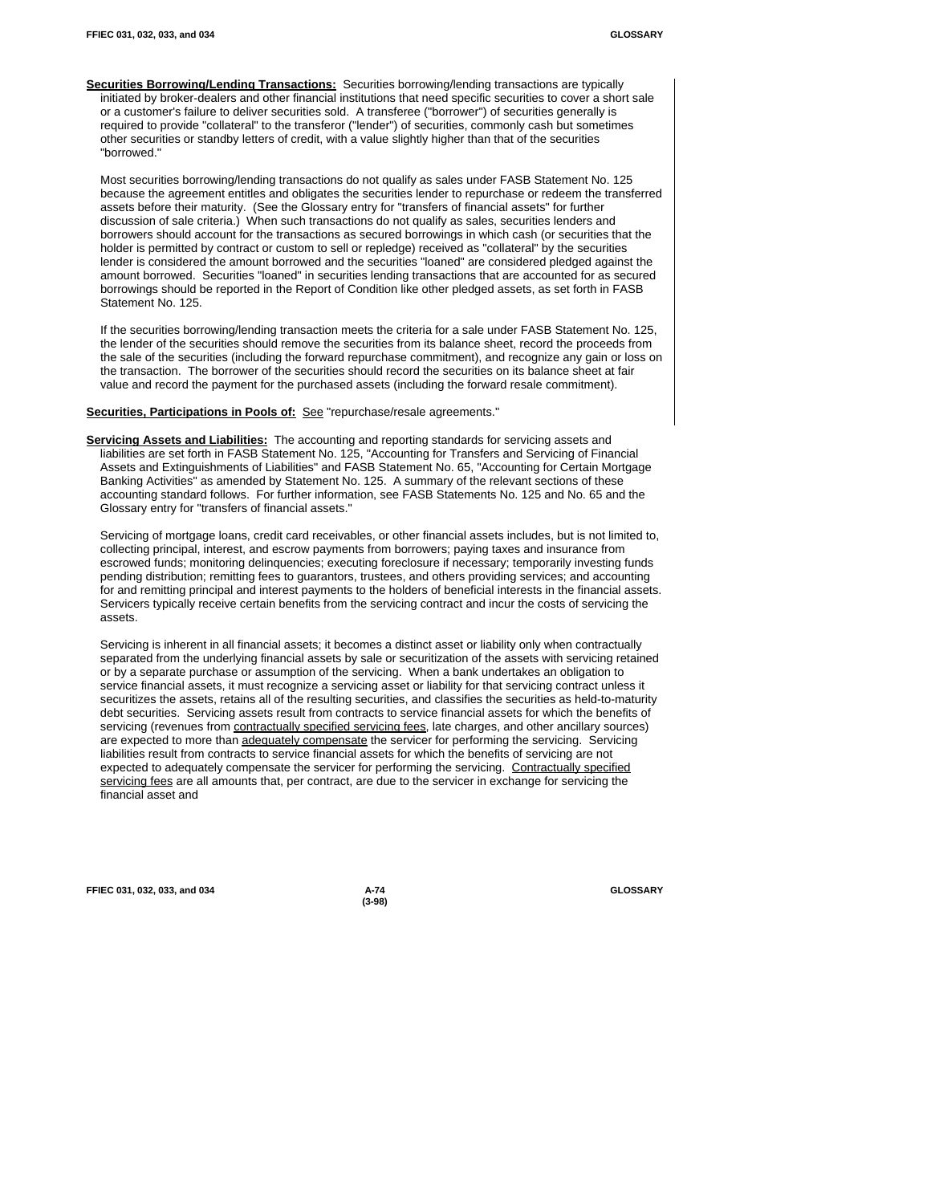**Securities Borrowing/Lending Transactions:** Securities borrowing/lending transactions are typically initiated by broker-dealers and other financial institutions that need specific securities to cover a short sale or a customer's failure to deliver securities sold. A transferee ("borrower") of securities generally is required to provide "collateral" to the transferor ("lender") of securities, commonly cash but sometimes other securities or standby letters of credit, with a value slightly higher than that of the securities "borrowed."

Most securities borrowing/lending transactions do not qualify as sales under FASB Statement No. 125 because the agreement entitles and obligates the securities lender to repurchase or redeem the transferred assets before their maturity. (See the Glossary entry for "transfers of financial assets" for further discussion of sale criteria.) When such transactions do not qualify as sales, securities lenders and borrowers should account for the transactions as secured borrowings in which cash (or securities that the holder is permitted by contract or custom to sell or repledge) received as "collateral" by the securities lender is considered the amount borrowed and the securities "loaned" are considered pledged against the amount borrowed. Securities "loaned" in securities lending transactions that are accounted for as secured borrowings should be reported in the Report of Condition like other pledged assets, as set forth in FASB Statement No. 125.

If the securities borrowing/lending transaction meets the criteria for a sale under FASB Statement No. 125, the lender of the securities should remove the securities from its balance sheet, record the proceeds from the sale of the securities (including the forward repurchase commitment), and recognize any gain or loss on the transaction. The borrower of the securities should record the securities on its balance sheet at fair value and record the payment for the purchased assets (including the forward resale commitment).

**Securities, Participations in Pools of:** See "repurchase/resale agreements."

**Servicing Assets and Liabilities:** The accounting and reporting standards for servicing assets and liabilities are set forth in FASB Statement No. 125, "Accounting for Transfers and Servicing of Financial Assets and Extinguishments of Liabilities" and FASB Statement No. 65, "Accounting for Certain Mortgage Banking Activities" as amended by Statement No. 125. A summary of the relevant sections of these accounting standard follows. For further information, see FASB Statements No. 125 and No. 65 and the Glossary entry for "transfers of financial assets."

Servicing of mortgage loans, credit card receivables, or other financial assets includes, but is not limited to, collecting principal, interest, and escrow payments from borrowers; paying taxes and insurance from escrowed funds; monitoring delinquencies; executing foreclosure if necessary; temporarily investing funds pending distribution; remitting fees to guarantors, trustees, and others providing services; and accounting for and remitting principal and interest payments to the holders of beneficial interests in the financial assets. Servicers typically receive certain benefits from the servicing contract and incur the costs of servicing the assets.

Servicing is inherent in all financial assets; it becomes a distinct asset or liability only when contractually separated from the underlying financial assets by sale or securitization of the assets with servicing retained or by a separate purchase or assumption of the servicing. When a bank undertakes an obligation to service financial assets, it must recognize a servicing asset or liability for that servicing contract unless it securitizes the assets, retains all of the resulting securities, and classifies the securities as held-to-maturity debt securities. Servicing assets result from contracts to service financial assets for which the benefits of servicing (revenues from contractually specified servicing fees, late charges, and other ancillary sources) are expected to more than adequately compensate the servicer for performing the servicing. Servicing liabilities result from contracts to service financial assets for which the benefits of servicing are not expected to adequately compensate the servicer for performing the servicing. Contractually specified servicing fees are all amounts that, per contract, are due to the servicer in exchange for servicing the financial asset and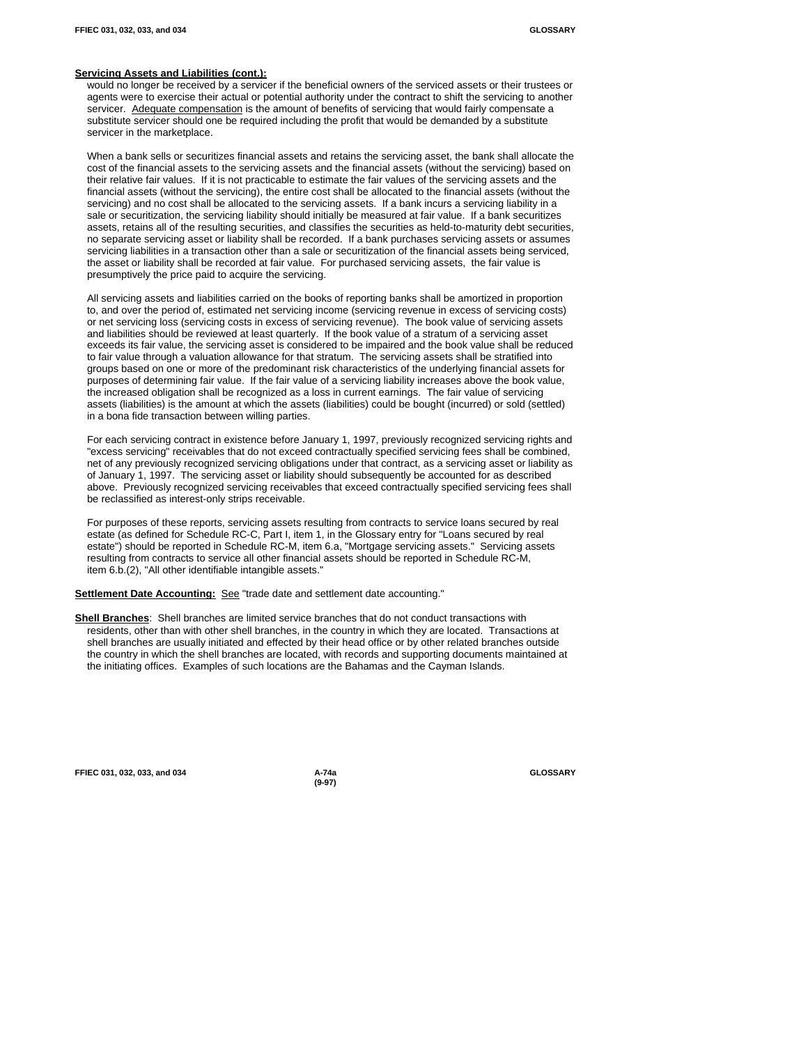**Servicing Assets and Liabilities (cont.):**

would no longer be received by a servicer if the beneficial owners of the serviced assets or their trustees or agents were to exercise their actual or potential authority under the contract to shift the servicing to another servicer. Adequate compensation is the amount of benefits of servicing that would fairly compensate a substitute servicer should one be required including the profit that would be demanded by a substitute servicer in the marketplace.

When a bank sells or securitizes financial assets and retains the servicing asset, the bank shall allocate the cost of the financial assets to the servicing assets and the financial assets (without the servicing) based on their relative fair values. If it is not practicable to estimate the fair values of the servicing assets and the financial assets (without the servicing), the entire cost shall be allocated to the financial assets (without the servicing) and no cost shall be allocated to the servicing assets. If a bank incurs a servicing liability in a sale or securitization, the servicing liability should initially be measured at fair value. If a bank securitizes assets, retains all of the resulting securities, and classifies the securities as held-to-maturity debt securities, no separate servicing asset or liability shall be recorded. If a bank purchases servicing assets or assumes servicing liabilities in a transaction other than a sale or securitization of the financial assets being serviced, the asset or liability shall be recorded at fair value. For purchased servicing assets, the fair value is presumptively the price paid to acquire the servicing.

All servicing assets and liabilities carried on the books of reporting banks shall be amortized in proportion to, and over the period of, estimated net servicing income (servicing revenue in excess of servicing costs) or net servicing loss (servicing costs in excess of servicing revenue). The book value of servicing assets and liabilities should be reviewed at least quarterly. If the book value of a stratum of a servicing asset exceeds its fair value, the servicing asset is considered to be impaired and the book value shall be reduced to fair value through a valuation allowance for that stratum. The servicing assets shall be stratified into groups based on one or more of the predominant risk characteristics of the underlying financial assets for purposes of determining fair value. If the fair value of a servicing liability increases above the book value, the increased obligation shall be recognized as a loss in current earnings. The fair value of servicing assets (liabilities) is the amount at which the assets (liabilities) could be bought (incurred) or sold (settled) in a bona fide transaction between willing parties.

For each servicing contract in existence before January 1, 1997, previously recognized servicing rights and "excess servicing" receivables that do not exceed contractually specified servicing fees shall be combined, net of any previously recognized servicing obligations under that contract, as a servicing asset or liability as of January 1, 1997. The servicing asset or liability should subsequently be accounted for as described above. Previously recognized servicing receivables that exceed contractually specified servicing fees shall be reclassified as interest-only strips receivable.

For purposes of these reports, servicing assets resulting from contracts to service loans secured by real estate (as defined for Schedule RC-C, Part I, item 1, in the Glossary entry for "Loans secured by real estate") should be reported in Schedule RC-M, item 6.a, "Mortgage servicing assets." Servicing assets resulting from contracts to service all other financial assets should be reported in Schedule RC-M, item 6.b.(2), "All other identifiable intangible assets."

**Settlement Date Accounting:** See "trade date and settlement date accounting."

**Shell Branches**: Shell branches are limited service branches that do not conduct transactions with residents, other than with other shell branches, in the country in which they are located. Transactions at shell branches are usually initiated and effected by their head office or by other related branches outside the country in which the shell branches are located, with records and supporting documents maintained at the initiating offices. Examples of such locations are the Bahamas and the Cayman Islands.